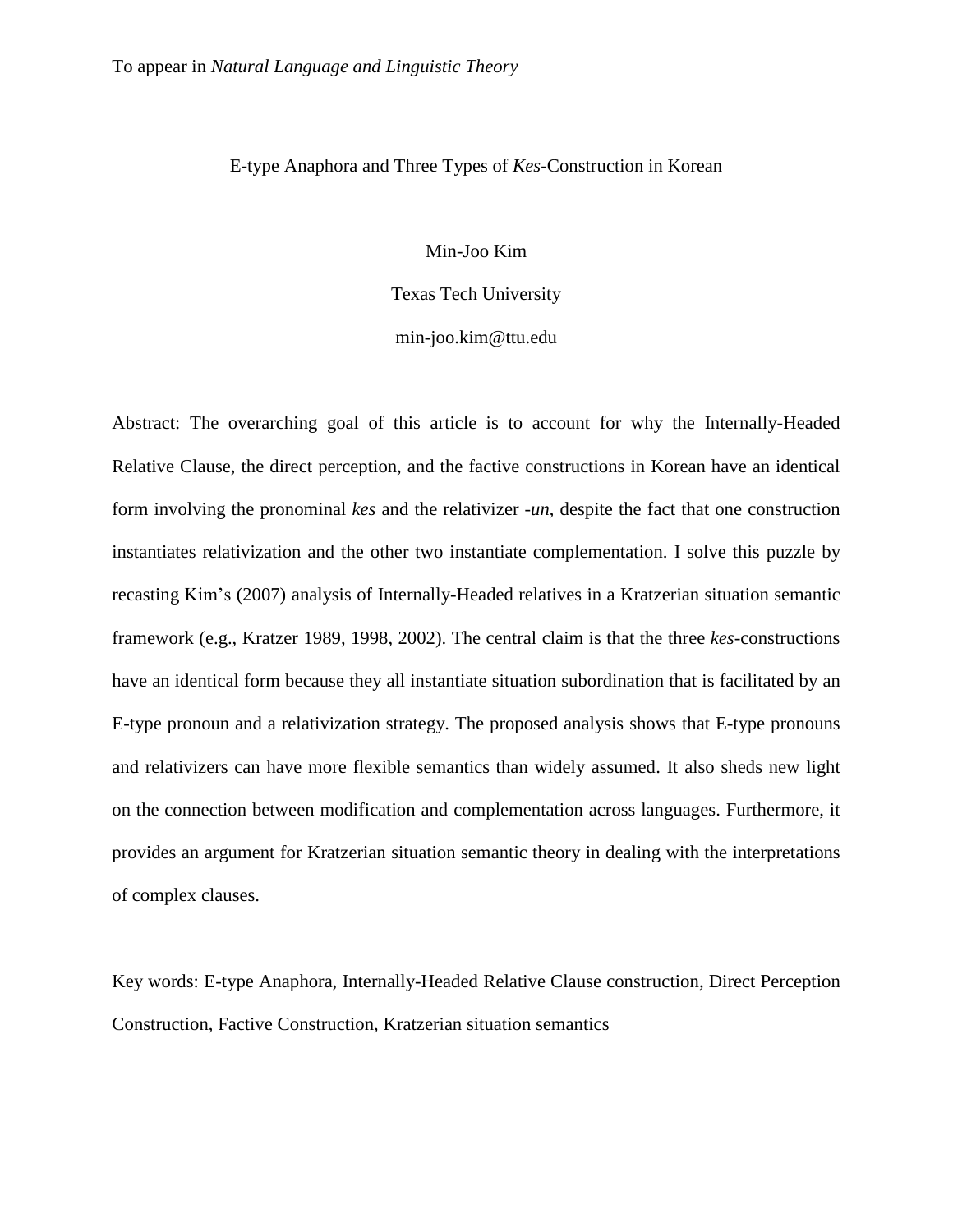To appear in *Natural Language and Linguistic Theory*

# E-type Anaphora and Three Types of *Kes*-Construction in Korean

Min-Joo Kim

Texas Tech University

min-joo.kim@ttu.edu

Abstract: The overarching goal of this article is to account for why the Internally-Headed Relative Clause, the direct perception, and the factive constructions in Korean have an identical form involving the pronominal *kes* and the relativizer *-un*, despite the fact that one construction instantiates relativization and the other two instantiate complementation. I solve this puzzle by recasting Kim's (2007) analysis of Internally-Headed relatives in a Kratzerian situation semantic framework (e.g., Kratzer 1989, 1998, 2002). The central claim is that the three *kes*-constructions have an identical form because they all instantiate situation subordination that is facilitated by an E-type pronoun and a relativization strategy. The proposed analysis shows that E-type pronouns and relativizers can have more flexible semantics than widely assumed. It also sheds new light on the connection between modification and complementation across languages. Furthermore, it provides an argument for Kratzerian situation semantic theory in dealing with the interpretations of complex clauses.

Key words: E-type Anaphora, Internally-Headed Relative Clause construction, Direct Perception Construction, Factive Construction, Kratzerian situation semantics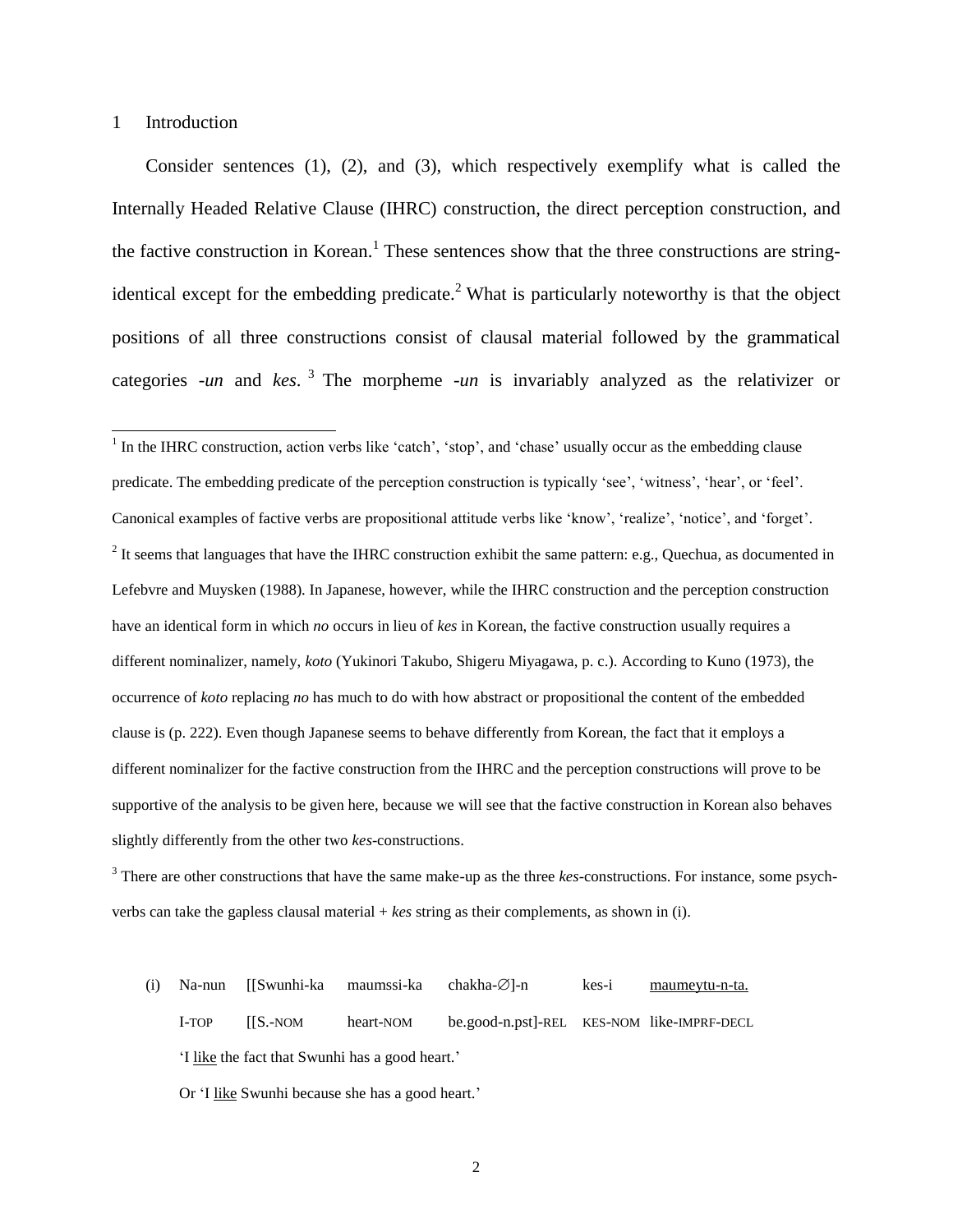# 1 Introduction

Consider sentences (1), (2), and (3), which respectively exemplify what is called the Internally Headed Relative Clause (IHRC) construction, the direct perception construction, and the factive construction in Korean.[1] These sentences show that the three constructions are string-identical except for the embedding predicate.[2] What is particularly noteworthy is that the object positions of all three constructions consist of clausal material followed by the grammatical categories *-un* and *kes*.[3] The morpheme *-un* is invariably analyzed as the relativizer or

---

[1] In the IHRC construction, action verbs like 'catch', 'stop', and 'chase' usually occur as the embedding clause predicate. The embedding predicate of the perception construction is typically 'see', 'witness', 'hear', or 'feel'. Canonical examples of factive verbs are propositional attitude verbs like 'know', 'realize', 'notice', and 'forget'.

[2] It seems that languages that have the IHRC construction exhibit the same pattern: e.g., Quechua, as documented in Lefebvre and Muysken (1988). In Japanese, however, while the IHRC construction and the perception construction have an identical form in which *no* occurs in lieu of *kes* in Korean, the factive construction usually requires a different nominalizer, namely, *koto* (Yukinori Takubo, Shigeru Miyagawa, p. c.). According to Kuno (1973), the occurrence of *koto* replacing *no* has much to do with how abstract or propositional the content of the embedded clause is (p. 222). Even though Japanese seems to behave differently from Korean, the fact that it employs a different nominalizer for the factive construction from the IHRC and the perception constructions will prove to be supportive of the analysis to be given here, because we will see that the factive construction in Korean also behaves slightly differently from the other two *kes*-constructions.

[3] There are other constructions that have the same make-up as the three *kes*-constructions. For instance, some psych-verbs can take the gapless clausal material + *kes* string as their complements, as shown in (i).

(i) Na-nun [[Swunhi-ka maumssi-ka chakha-∅]-n kes-i <u>maumeytu-n-ta.</u>

I-TOP [[S.-NOM heart-NOM be.good-n.pst]-REL KES-NOM like-IMPRF-DECL

'I <u>like</u> the fact that Swunhi has a good heart.'

Or 'I <u>like</u> Swunhi because she has a good heart.'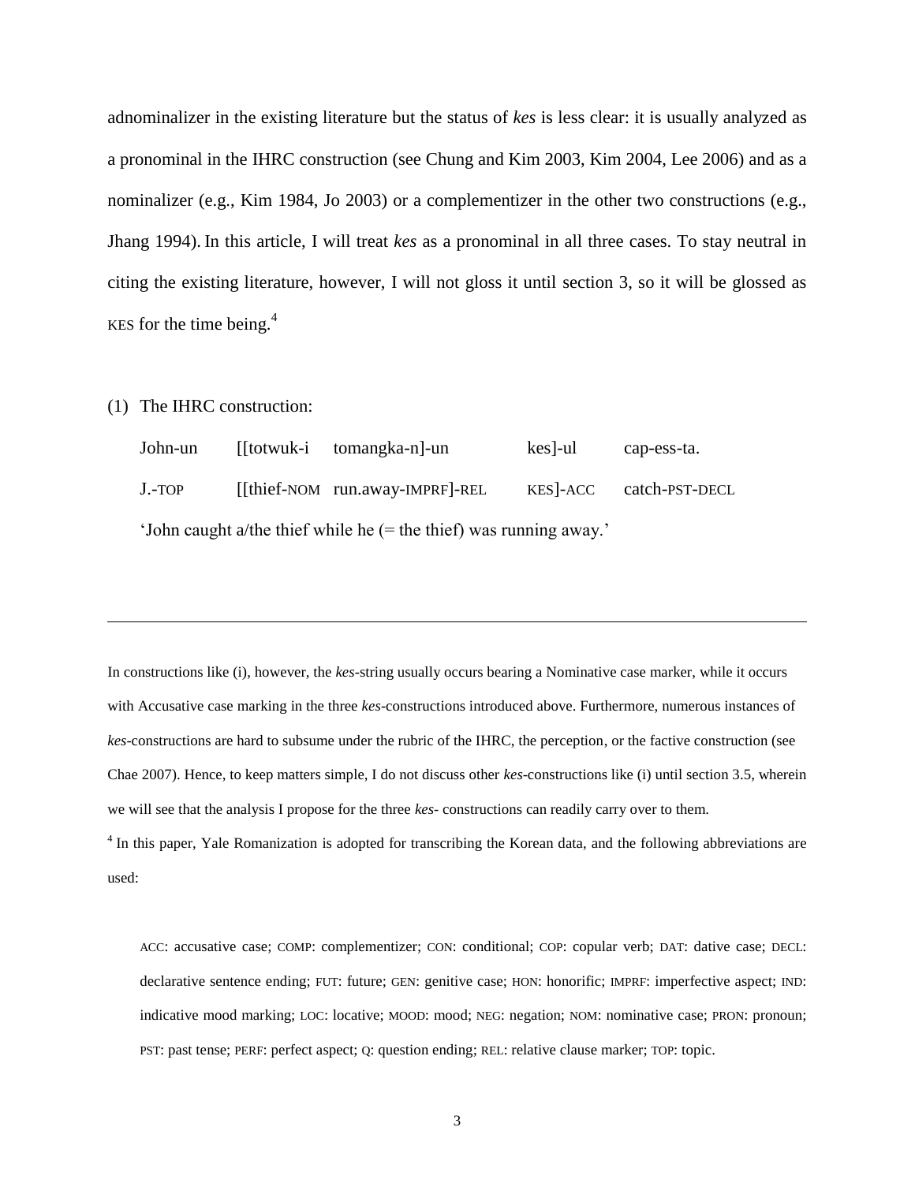adnominalizer in the existing literature but the status of *kes* is less clear: it is usually analyzed as a pronominal in the IHRC construction (see Chung and Kim 2003, Kim 2004, Lee 2006) and as a nominalizer (e.g., Kim 1984, Jo 2003) or a complementizer in the other two constructions (e.g., Jhang 1994). In this article, I will treat *kes* as a pronominal in all three cases. To stay neutral in citing the existing literature, however, I will not gloss it until section 3, so it will be glossed as KES for the time being.[4]

(1) The IHRC construction:

| John-un | [[totwuk-i | tomangka-n]-un | kes]-ul | cap-ess-ta. |
|---|---|---|---|---|
| J.-TOP | [[thief-NOM | run.away-IMPRF]-REL | KES]-ACC | catch-PST-DECL |

'John caught a/the thief while he (= the thief) was running away.'

---

In constructions like (i), however, the *kes*-string usually occurs bearing a Nominative case marker, while it occurs with Accusative case marking in the three *kes*-constructions introduced above. Furthermore, numerous instances of *kes*-constructions are hard to subsume under the rubric of the IHRC, the perception, or the factive construction (see Chae 2007). Hence, to keep matters simple, I do not discuss other *kes*-constructions like (i) until section 3.5, wherein we will see that the analysis I propose for the three *kes*- constructions can readily carry over to them.

[4] In this paper, Yale Romanization is adopted for transcribing the Korean data, and the following abbreviations are used:

ACC: accusative case; COMP: complementizer; CON: conditional; COP: copular verb; DAT: dative case; DECL: declarative sentence ending; FUT: future; GEN: genitive case; HON: honorific; IMPRF: imperfective aspect; IND: indicative mood marking; LOC: locative; MOOD: mood; NEG: negation; NOM: nominative case; PRON: pronoun; PST: past tense; PERF: perfect aspect; Q: question ending; REL: relative clause marker; TOP: topic.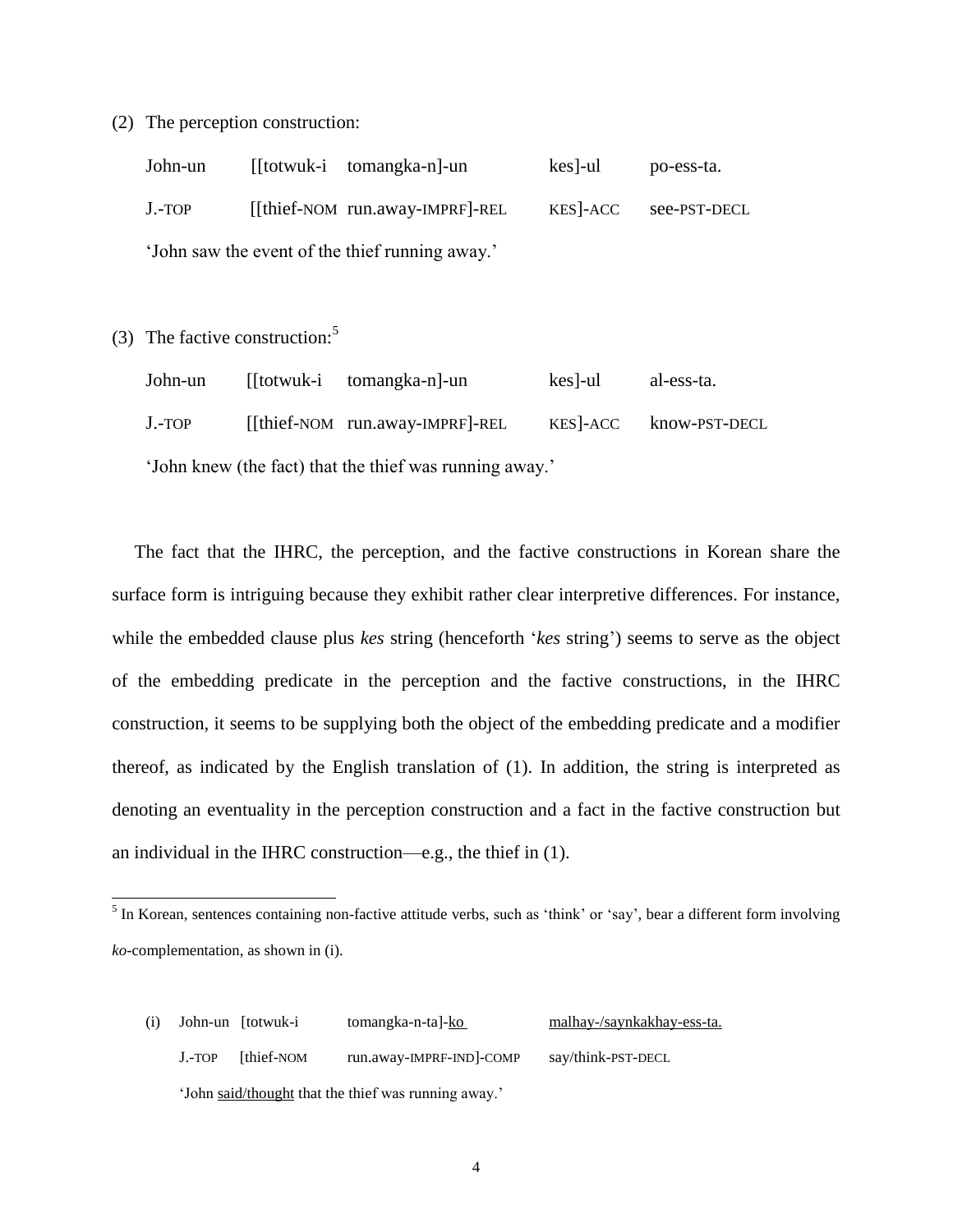(2) The perception construction:

| John-un | [[totwuk-i | tomangka-n]-un | kes]-ul | po-ess-ta. |
|---|---|---|---|---|
| J.-TOP | [[thief-NOM | run.away-IMPRF]-REL | KES]-ACC | see-PST-DECL |

'John saw the event of the thief running away.'

(3) The factive construction:[5]

| John-un | [[totwuk-i | tomangka-n]-un | kes]-ul | al-ess-ta. |
|---|---|---|---|---|
| J.-TOP | [[thief-NOM | run.away-IMPRF]-REL | KES]-ACC | know-PST-DECL |

'John knew (the fact) that the thief was running away.'

The fact that the IHRC, the perception, and the factive constructions in Korean share the surface form is intriguing because they exhibit rather clear interpretive differences. For instance, while the embedded clause plus *kes* string (henceforth '*kes* string') seems to serve as the object of the embedding predicate in the perception and the factive constructions, in the IHRC construction, it seems to be supplying both the object of the embedding predicate and a modifier thereof, as indicated by the English translation of (1). In addition, the string is interpreted as denoting an eventuality in the perception construction and a fact in the factive construction but an individual in the IHRC construction—e.g., the thief in (1).

---

[5] In Korean, sentences containing non-factive attitude verbs, such as 'think' or 'say', bear a different form involving *ko*-complementation, as shown in (i).

(i)

| John-un | [totwuk-i | tomangka-n-ta]-<u>ko</u> | <u>malhay-/saynkakhay-ess-ta.</u> |
|---|---|---|---|
| J.-TOP | [thief-NOM | run.away-IMPRF-IND]-COMP | say/think-PST-DECL |

'John <u>said/thought</u> that the thief was running away.'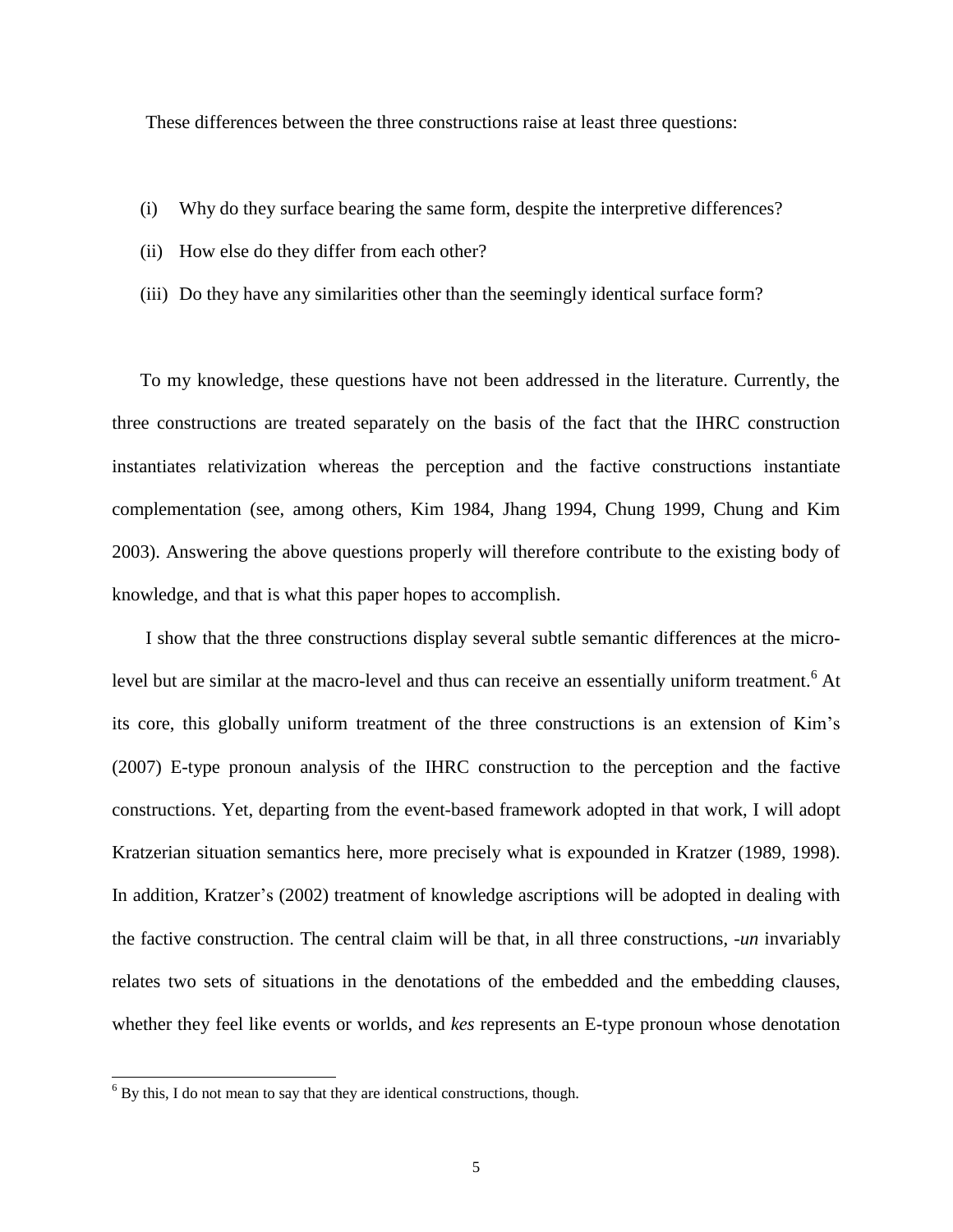These differences between the three constructions raise at least three questions:

(i) Why do they surface bearing the same form, despite the interpretive differences?

(ii) How else do they differ from each other?

(iii) Do they have any similarities other than the seemingly identical surface form?

To my knowledge, these questions have not been addressed in the literature. Currently, the three constructions are treated separately on the basis of the fact that the IHRC construction instantiates relativization whereas the perception and the factive constructions instantiate complementation (see, among others, Kim 1984, Jhang 1994, Chung 1999, Chung and Kim 2003). Answering the above questions properly will therefore contribute to the existing body of knowledge, and that is what this paper hopes to accomplish.

I show that the three constructions display several subtle semantic differences at the micro-level but are similar at the macro-level and thus can receive an essentially uniform treatment.[6] At its core, this globally uniform treatment of the three constructions is an extension of Kim's (2007) E-type pronoun analysis of the IHRC construction to the perception and the factive constructions. Yet, departing from the event-based framework adopted in that work, I will adopt Kratzerian situation semantics here, more precisely what is expounded in Kratzer (1989, 1998). In addition, Kratzer's (2002) treatment of knowledge ascriptions will be adopted in dealing with the factive construction. The central claim will be that, in all three constructions, *-un* invariably relates two sets of situations in the denotations of the embedded and the embedding clauses, whether they feel like events or worlds, and *kes* represents an E-type pronoun whose denotation

[6] By this, I do not mean to say that they are identical constructions, though.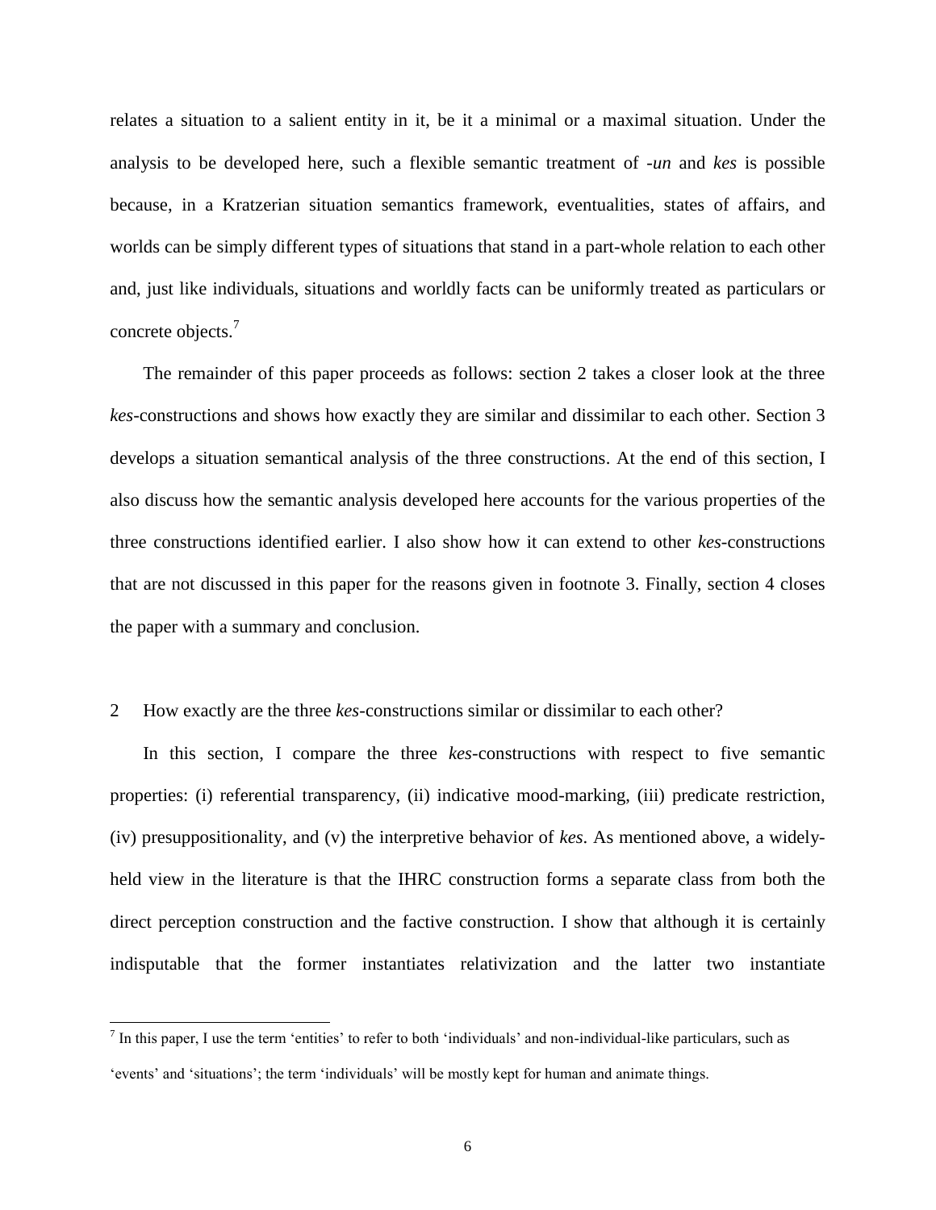relates a situation to a salient entity in it, be it a minimal or a maximal situation. Under the analysis to be developed here, such a flexible semantic treatment of *-un* and *kes* is possible because, in a Kratzerian situation semantics framework, eventualities, states of affairs, and worlds can be simply different types of situations that stand in a part-whole relation to each other and, just like individuals, situations and worldly facts can be uniformly treated as particulars or concrete objects.[7]

The remainder of this paper proceeds as follows: section 2 takes a closer look at the three *kes*-constructions and shows how exactly they are similar and dissimilar to each other. Section 3 develops a situation semantical analysis of the three constructions. At the end of this section, I also discuss how the semantic analysis developed here accounts for the various properties of the three constructions identified earlier. I also show how it can extend to other *kes*-constructions that are not discussed in this paper for the reasons given in footnote 3. Finally, section 4 closes the paper with a summary and conclusion.

## 2 How exactly are the three *kes*-constructions similar or dissimilar to each other?

In this section, I compare the three *kes*-constructions with respect to five semantic properties: (i) referential transparency, (ii) indicative mood-marking, (iii) predicate restriction, (iv) presuppositionality, and (v) the interpretive behavior of *kes*. As mentioned above, a widely-held view in the literature is that the IHRC construction forms a separate class from both the direct perception construction and the factive construction. I show that although it is certainly indisputable that the former instantiates relativization and the latter two instantiate

[7] In this paper, I use the term 'entities' to refer to both 'individuals' and non-individual-like particulars, such as 'events' and 'situations'; the term 'individuals' will be mostly kept for human and animate things.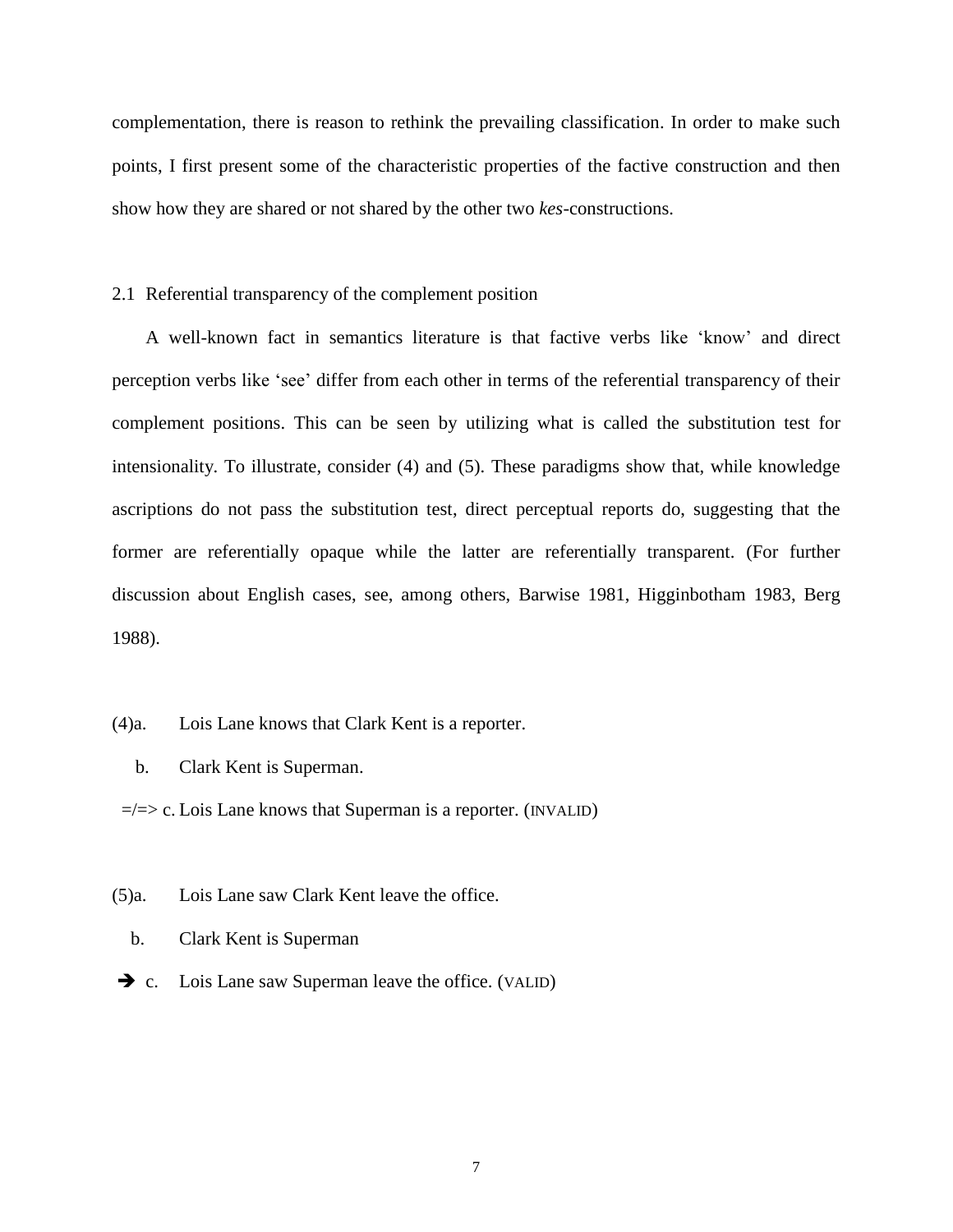complementation, there is reason to rethink the prevailing classification. In order to make such points, I first present some of the characteristic properties of the factive construction and then show how they are shared or not shared by the other two *kes*-constructions.

## 2.1 Referential transparency of the complement position

A well-known fact in semantics literature is that factive verbs like 'know' and direct perception verbs like 'see' differ from each other in terms of the referential transparency of their complement positions. This can be seen by utilizing what is called the substitution test for intensionality. To illustrate, consider (4) and (5). These paradigms show that, while knowledge ascriptions do not pass the substitution test, direct perceptual reports do, suggesting that the former are referentially opaque while the latter are referentially transparent. (For further discussion about English cases, see, among others, Barwise 1981, Higginbotham 1983, Berg 1988).

(4)a. Lois Lane knows that Clark Kent is a reporter.

b. Clark Kent is Superman.

=/=> c. Lois Lane knows that Superman is a reporter. (INVALID)

(5)a. Lois Lane saw Clark Kent leave the office.

b. Clark Kent is Superman

➔ c. Lois Lane saw Superman leave the office. (VALID)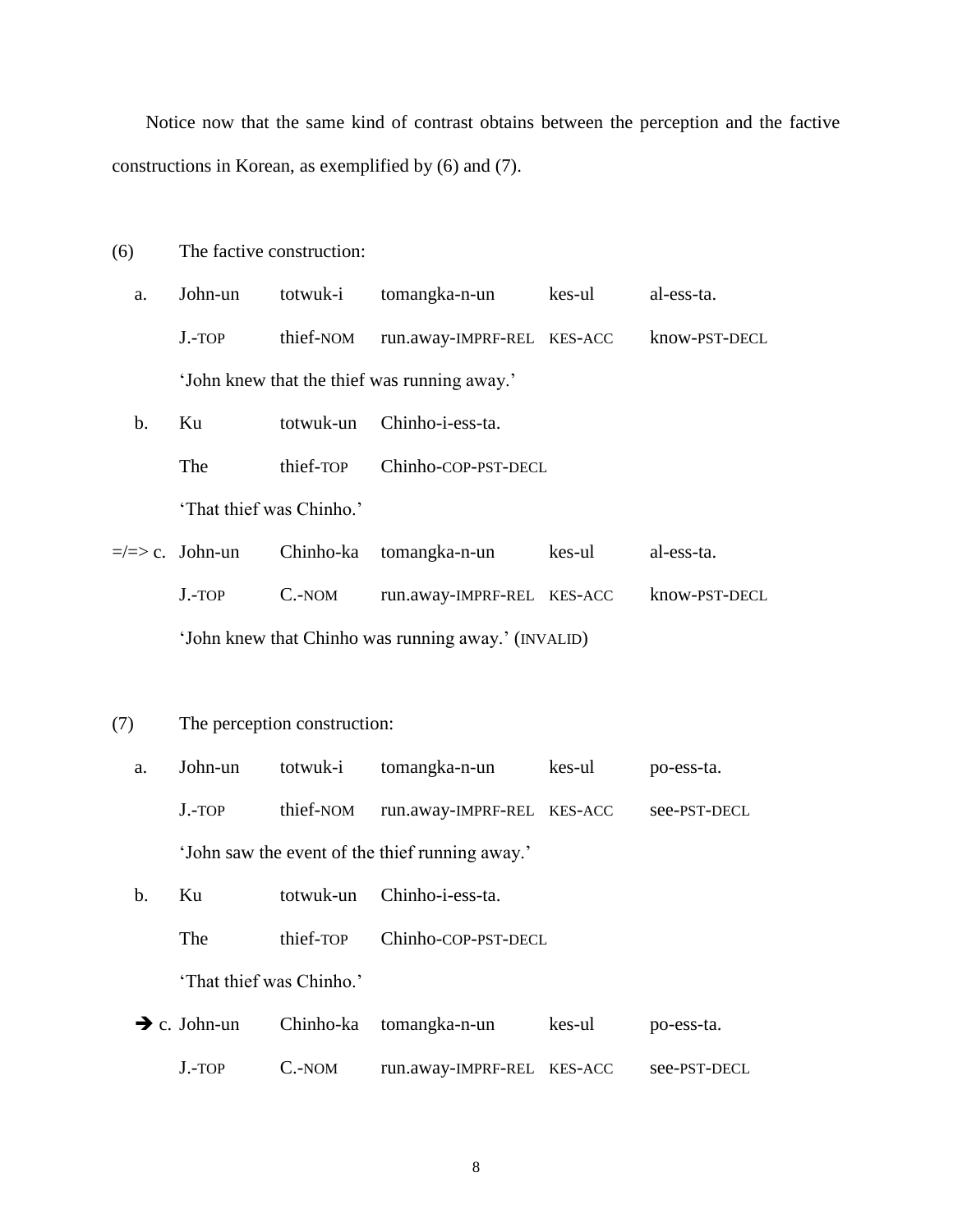Notice now that the same kind of contrast obtains between the perception and the factive constructions in Korean, as exemplified by (6) and (7).

(6) The factive construction:

| | | | | | |
|---|---|---|---|---|---|
| a. | John-un | totwuk-i | tomangka-n-un | kes-ul | al-ess-ta. |
| | J.-TOP | thief-NOM | run.away-IMPRF-REL | KES-ACC | know-PST-DECL |
| | 'John knew that the thief was running away.' | | | | |
| b. | Ku | totwuk-un | Chinho-i-ess-ta. | | |
| | The | thief-TOP | Chinho-COP-PST-DECL | | |
| | 'That thief was Chinho.' | | | | |
| =/=> c. | John-un | Chinho-ka | tomangka-n-un | kes-ul | al-ess-ta. |
| | J.-TOP | C.-NOM | run.away-IMPRF-REL | KES-ACC | know-PST-DECL |
| | 'John knew that Chinho was running away.' (INVALID) | | | | |

(7) The perception construction:

| | | | | | |
|---|---|---|---|---|---|
| a. | John-un | totwuk-i | tomangka-n-un | kes-ul | po-ess-ta. |
| | J.-TOP | thief-NOM | run.away-IMPRF-REL | KES-ACC | see-PST-DECL |
| | 'John saw the event of the thief running away.' | | | | |
| b. | Ku | totwuk-un | Chinho-i-ess-ta. | | |
| | The | thief-TOP | Chinho-COP-PST-DECL | | |
| | 'That thief was Chinho.' | | | | |
| ➔ c. | John-un | Chinho-ka | tomangka-n-un | kes-ul | po-ess-ta. |
| | J.-TOP | C.-NOM | run.away-IMPRF-REL | KES-ACC | see-PST-DECL |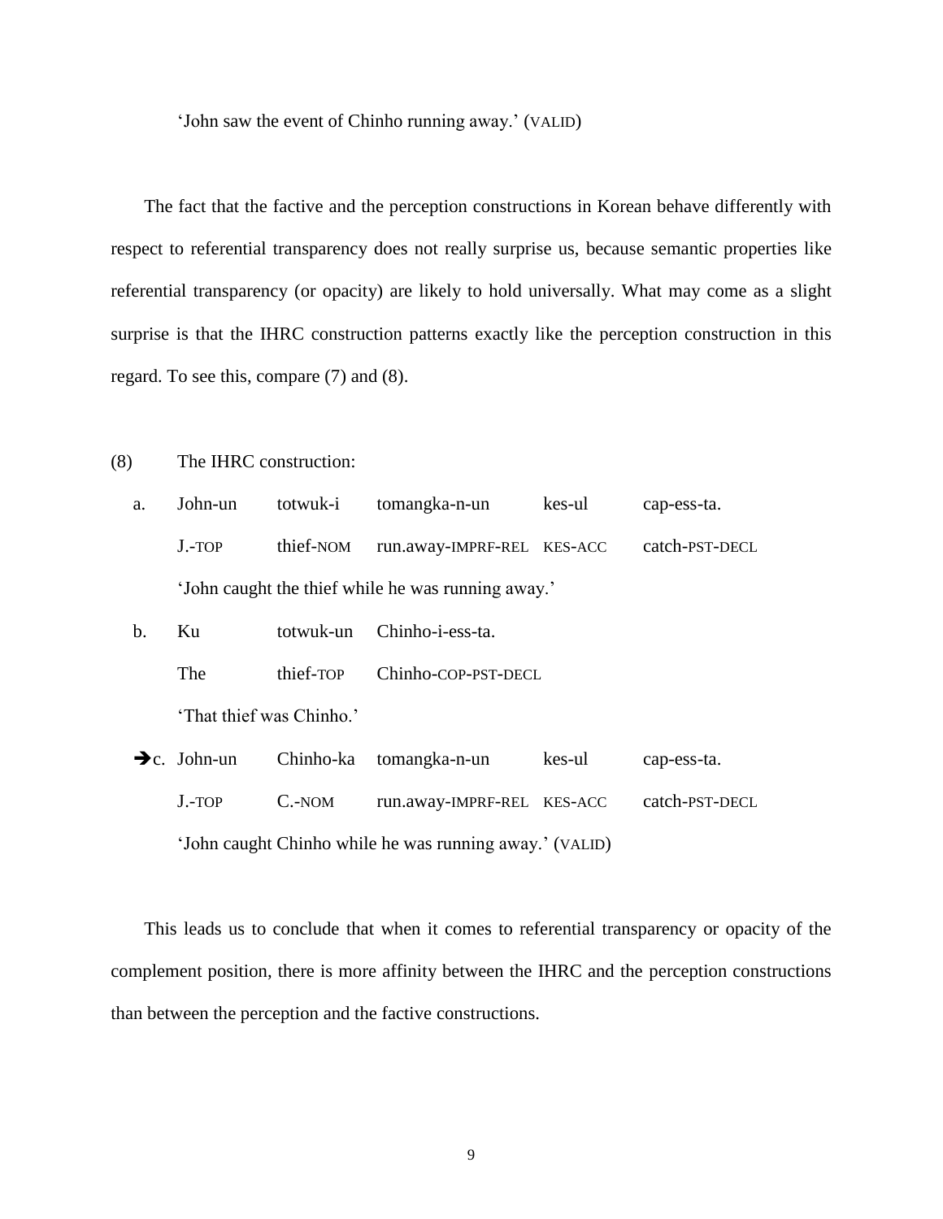'John saw the event of Chinho running away.' (VALID)

The fact that the factive and the perception constructions in Korean behave differently with respect to referential transparency does not really surprise us, because semantic properties like referential transparency (or opacity) are likely to hold universally. What may come as a slight surprise is that the IHRC construction patterns exactly like the perception construction in this regard. To see this, compare (7) and (8).

(8) The IHRC construction:

a. John-un totwuk-i tomangka-n-un kes-ul cap-ess-ta.
   J.-TOP thief-NOM run.away-IMPRF-REL KES-ACC catch-PST-DECL
   'John caught the thief while he was running away.'

b. Ku totwuk-un Chinho-i-ess-ta.
   The thief-TOP Chinho-COP-PST-DECL
   'That thief was Chinho.'

➔c. John-un Chinho-ka tomangka-n-un kes-ul cap-ess-ta.
   J.-TOP C.-NOM run.away-IMPRF-REL KES-ACC catch-PST-DECL
   'John caught Chinho while he was running away.' (VALID)

This leads us to conclude that when it comes to referential transparency or opacity of the complement position, there is more affinity between the IHRC and the perception constructions than between the perception and the factive constructions.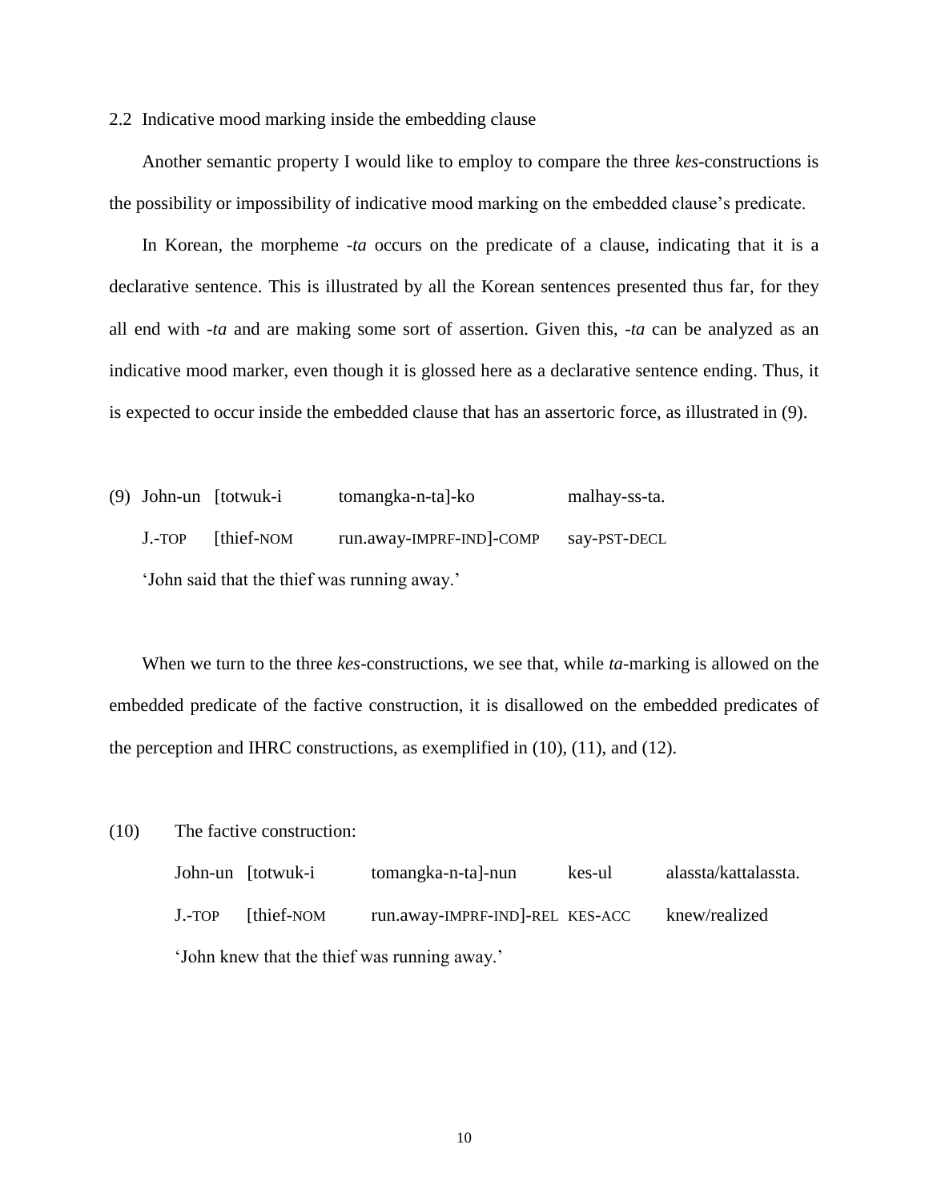## 2.2 Indicative mood marking inside the embedding clause

Another semantic property I would like to employ to compare the three *kes*-constructions is the possibility or impossibility of indicative mood marking on the embedded clause's predicate.

In Korean, the morpheme *-ta* occurs on the predicate of a clause, indicating that it is a declarative sentence. This is illustrated by all the Korean sentences presented thus far, for they all end with *-ta* and are making some sort of assertion. Given this, *-ta* can be analyzed as an indicative mood marker, even though it is glossed here as a declarative sentence ending. Thus, it is expected to occur inside the embedded clause that has an assertoric force, as illustrated in (9).

(9) John-un [totwuk-i tomangka-n-ta]-ko malhay-ss-ta.
  J.-TOP [thief-NOM run.away-IMPRF-IND]-COMP say-PST-DECL
  'John said that the thief was running away.'

When we turn to the three *kes*-constructions, we see that, while *ta*-marking is allowed on the embedded predicate of the factive construction, it is disallowed on the embedded predicates of the perception and IHRC constructions, as exemplified in (10), (11), and (12).

(10) The factive construction:
  John-un [totwuk-i tomangka-n-ta]-nun kes-ul alassta/kattalassta.
  J.-TOP [thief-NOM run.away-IMPRF-IND]-REL KES-ACC knew/realized
  'John knew that the thief was running away.'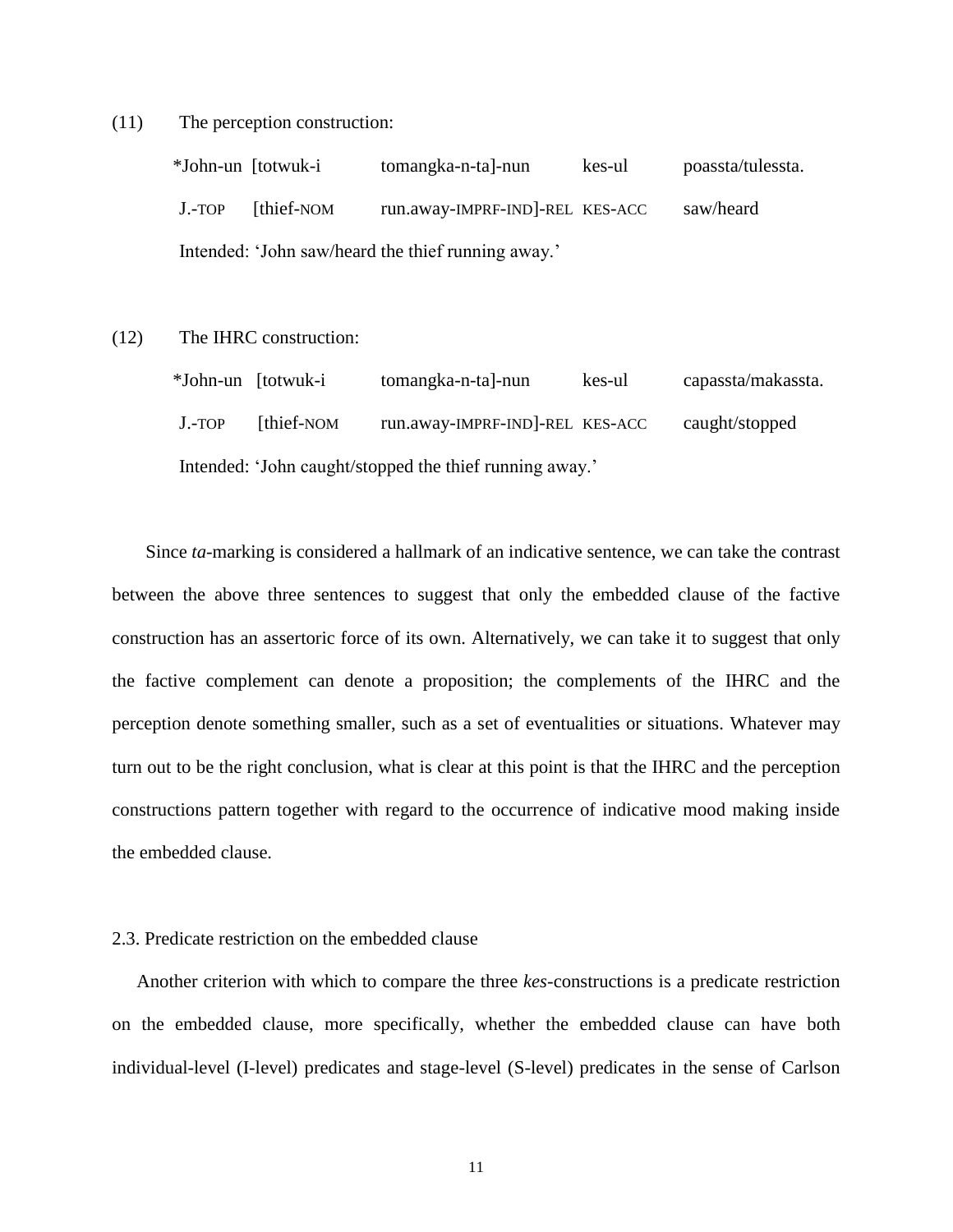(11) The perception construction:

| | | | | |
|---|---|---|---|---|
| *John-un | [totwuk-i | tomangka-n-ta]-nun | kes-ul | poassta/tulessta. |
| J.-TOP | [thief-NOM | run.away-IMPRF-IND]-REL | KES-ACC | saw/heard |

Intended: ‘John saw/heard the thief running away.’

(12) The IHRC construction:

| | | | | |
|---|---|---|---|---|
| *John-un | [totwuk-i | tomangka-n-ta]-nun | kes-ul | capassta/makassta. |
| J.-TOP | [thief-NOM | run.away-IMPRF-IND]-REL | KES-ACC | caught/stopped |

Intended: ‘John caught/stopped the thief running away.’

Since *ta*-marking is considered a hallmark of an indicative sentence, we can take the contrast between the above three sentences to suggest that only the embedded clause of the factive construction has an assertoric force of its own. Alternatively, we can take it to suggest that only the factive complement can denote a proposition; the complements of the IHRC and the perception denote something smaller, such as a set of eventualities or situations. Whatever may turn out to be the right conclusion, what is clear at this point is that the IHRC and the perception constructions pattern together with regard to the occurrence of indicative mood making inside the embedded clause.

## 2.3. Predicate restriction on the embedded clause

Another criterion with which to compare the three *kes*-constructions is a predicate restriction on the embedded clause, more specifically, whether the embedded clause can have both individual-level (I-level) predicates and stage-level (S-level) predicates in the sense of Carlson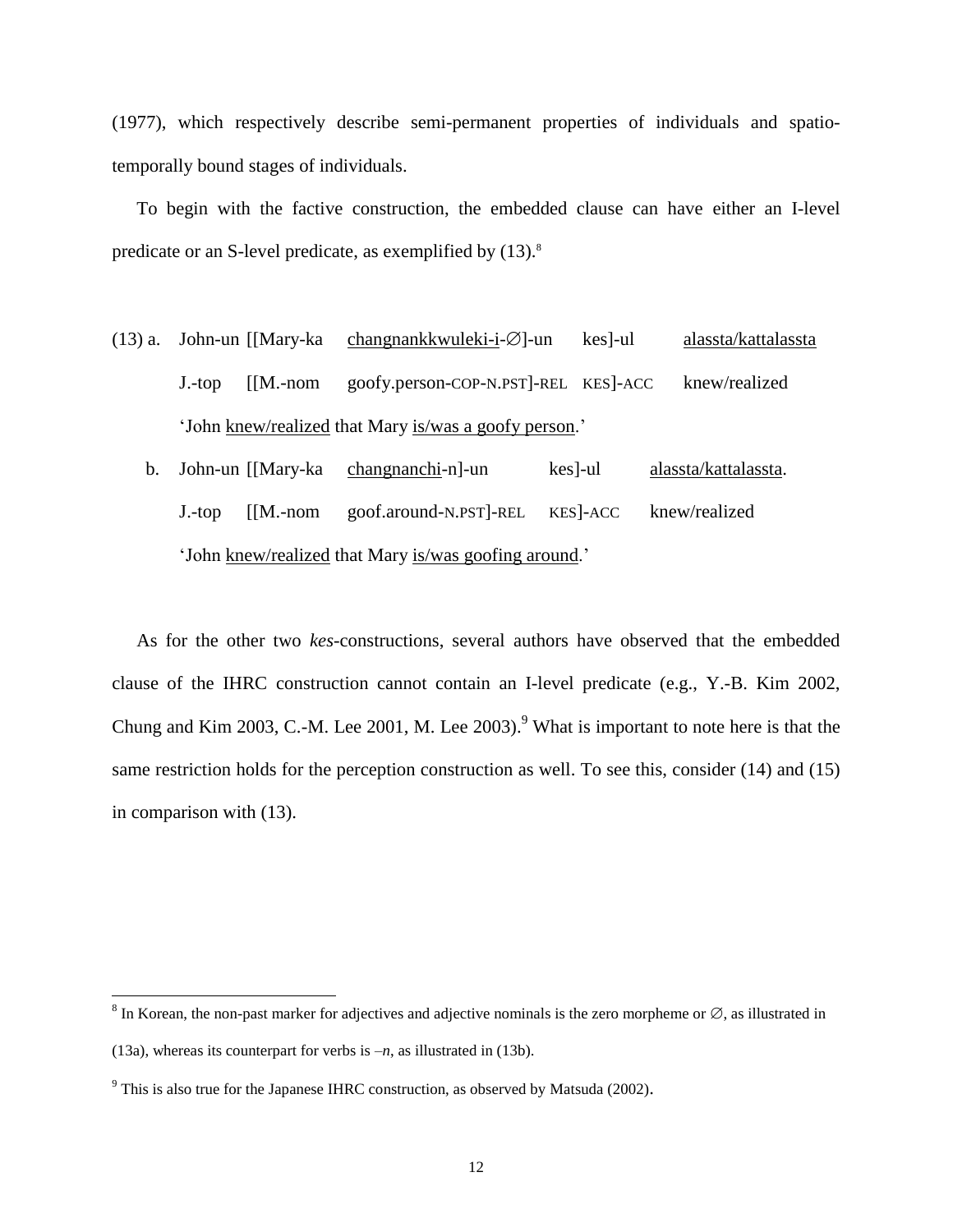(1977), which respectively describe semi-permanent properties of individuals and spatio-temporally bound stages of individuals.

To begin with the factive construction, the embedded clause can have either an I-level predicate or an S-level predicate, as exemplified by (13).[8]

(13) a. John-un [[Mary-ka changnankkwuleki-i-∅]-un kes]-ul alassta/kattalassta
J.-top [[M.-nom goofy.person-COP-N.PST]-REL KES]-ACC knew/realized
'John knew/realized that Mary is/was a goofy person.'

b. John-un [[Mary-ka changnanchi-n]-un kes]-ul alassta/kattalassta.
J.-top [[M.-nom goof.around-N.PST]-REL KES]-ACC knew/realized
'John knew/realized that Mary is/was goofing around.'

As for the other two *kes*-constructions, several authors have observed that the embedded clause of the IHRC construction cannot contain an I-level predicate (e.g., Y.-B. Kim 2002, Chung and Kim 2003, C.-M. Lee 2001, M. Lee 2003).[9] What is important to note here is that the same restriction holds for the perception construction as well. To see this, consider (14) and (15) in comparison with (13).

---

[8] In Korean, the non-past marker for adjectives and adjective nominals is the zero morpheme or ∅, as illustrated in (13a), whereas its counterpart for verbs is *–n*, as illustrated in (13b).

[9] This is also true for the Japanese IHRC construction, as observed by Matsuda (2002).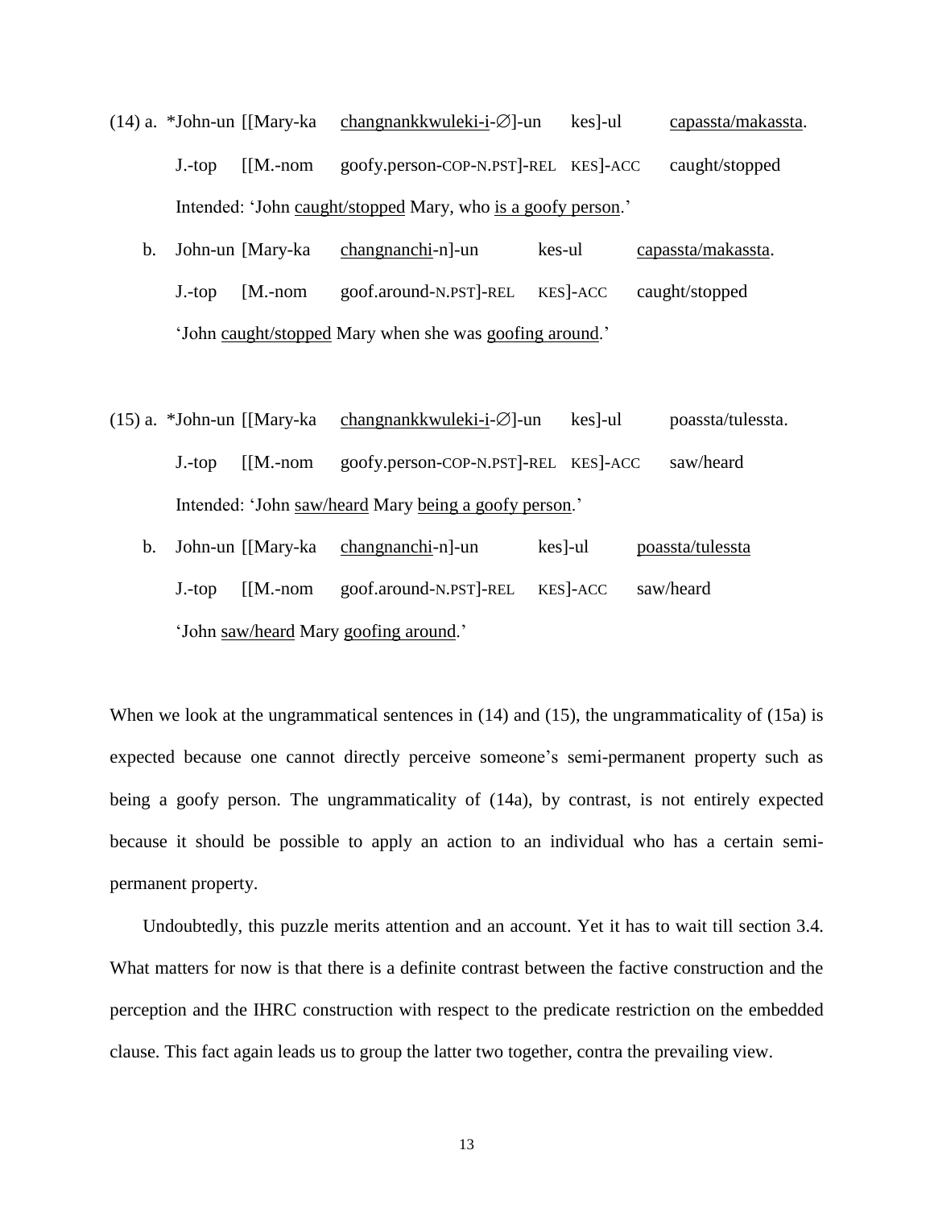(14) a. \*John-un [[Mary-ka changnankkwuleki-i-∅]-un kes]-ul capassta/makassta.

J.-top [[M.-nom goofy.person-COP-N.PST]-REL KES]-ACC caught/stopped

Intended: 'John caught/stopped Mary, who is a goofy person.'

b. John-un [Mary-ka changnanchi-n]-un kes-ul capassta/makassta.

J.-top [M.-nom goof.around-N.PST]-REL KES]-ACC caught/stopped

'John caught/stopped Mary when she was goofing around.'

(15) a. \*John-un [[Mary-ka changnankkwuleki-i-∅]-un kes]-ul poassta/tulessta.

J.-top [[M.-nom goofy.person-COP-N.PST]-REL KES]-ACC saw/heard

Intended: 'John saw/heard Mary being a goofy person.'

b. John-un [[Mary-ka changnanchi-n]-un kes]-ul poassta/tulessta

J.-top [[M.-nom goof.around-N.PST]-REL KES]-ACC saw/heard

'John saw/heard Mary goofing around.'

When we look at the ungrammatical sentences in (14) and (15), the ungrammaticality of (15a) is expected because one cannot directly perceive someone's semi-permanent property such as being a goofy person. The ungrammaticality of (14a), by contrast, is not entirely expected because it should be possible to apply an action to an individual who has a certain semi-permanent property.

Undoubtedly, this puzzle merits attention and an account. Yet it has to wait till section 3.4. What matters for now is that there is a definite contrast between the factive construction and the perception and the IHRC construction with respect to the predicate restriction on the embedded clause. This fact again leads us to group the latter two together, contra the prevailing view.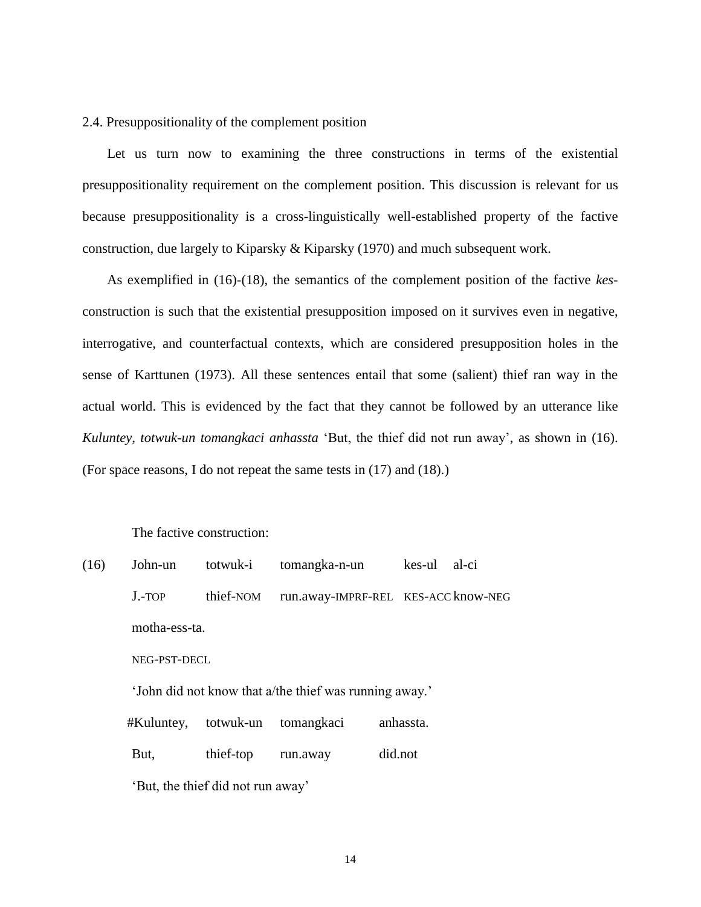2.4. Presuppositionality of the complement position

Let us turn now to examining the three constructions in terms of the existential presuppositionality requirement on the complement position. This discussion is relevant for us because presuppositionality is a cross-linguistically well-established property of the factive construction, due largely to Kiparsky & Kiparsky (1970) and much subsequent work.

As exemplified in (16)-(18), the semantics of the complement position of the factive *kes*-construction is such that the existential presupposition imposed on it survives even in negative, interrogative, and counterfactual contexts, which are considered presupposition holes in the sense of Karttunen (1973). All these sentences entail that some (salient) thief ran way in the actual world. This is evidenced by the fact that they cannot be followed by an utterance like *Kuluntey, totwuk-un tomangkaci anhassta* 'But, the thief did not run away', as shown in (16). (For space reasons, I do not repeat the same tests in (17) and (18).)

The factive construction:

(16) John-un totwuk-i tomangka-n-un kes-ul al-ci
J.-TOP thief-NOM run.away-IMPRF-REL KES-ACC know-NEG
motha-ess-ta.
NEG-PST-DECL
'John did not know that a/the thief was running away.'
#Kuluntey, totwuk-un tomangkaci anhassta.
But, thief-top run.away did.not
'But, the thief did not run away'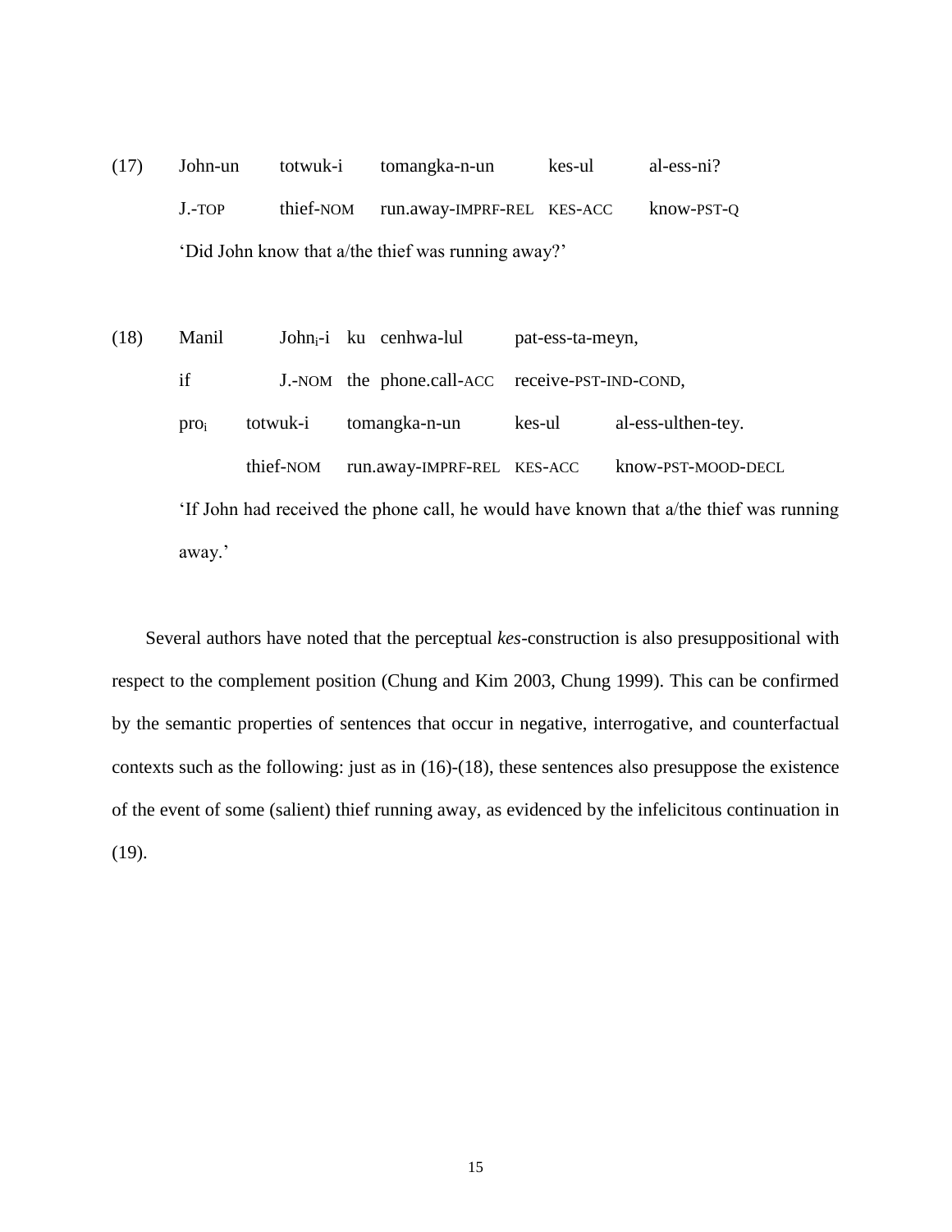(17) John-un totwuk-i tomangka-n-un kes-ul al-ess-ni?

J.-TOP thief-NOM run.away-IMPRF-REL KES-ACC know-PST-Q

'Did John know that a/the thief was running away?'

(18) Manil $\text{John}_i$-i ku cenhwa-lul pat-ess-ta-meyn,

if J.-NOM the phone.call-ACC receive-PST-IND-COND,

$\text{pro}_i$ totwuk-i tomangka-n-un kes-ul al-ess-ulthen-tey.

thief-NOM run.away-IMPRF-REL KES-ACC know-PST-MOOD-DECL

'If John had received the phone call, he would have known that a/the thief was running away.'

Several authors have noted that the perceptual *kes*-construction is also presuppositional with respect to the complement position (Chung and Kim 2003, Chung 1999). This can be confirmed by the semantic properties of sentences that occur in negative, interrogative, and counterfactual contexts such as the following: just as in (16)-(18), these sentences also presuppose the existence of the event of some (salient) thief running away, as evidenced by the infelicitous continuation in (19).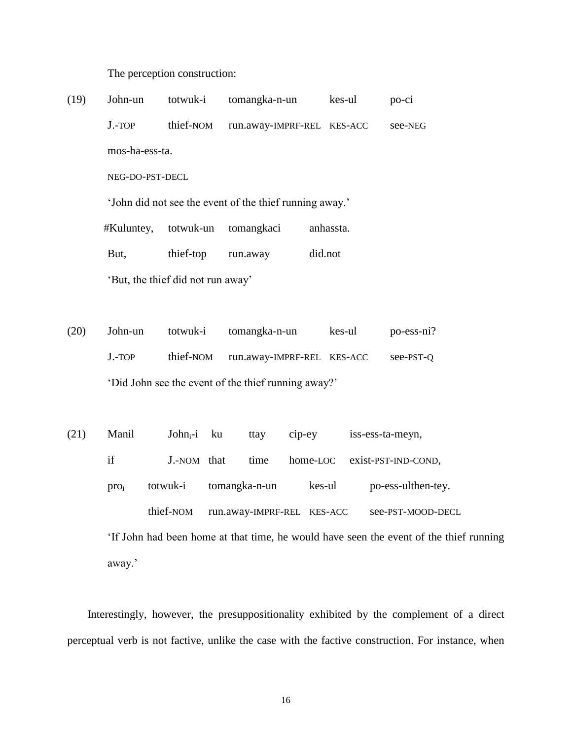The perception construction:

(19) John-un totwuk-i tomangka-n-un kes-ul po-ci
J.-TOP thief-NOM run.away-IMPRF-REL KES-ACC see-NEG
mos-ha-ess-ta.
NEG-DO-PST-DECL
'John did not see the event of the thief running away.'
#Kuluntey, totwuk-un tomangkaci anhassta.
But, thief-top run.away did.not
'But, the thief did not run away'

(20) John-un totwuk-i tomangka-n-un kes-ul po-ess-ni?
J.-TOP thief-NOM run.away-IMPRF-REL KES-ACC see-PST-Q
'Did John see the event of the thief running away?'

(21) Manil $\text{John}_i$-i ku ttay cip-ey iss-ess-ta-meyn,
if J.-NOM that time home-LOC exist-PST-IND-COND,
$\text{pro}_i$ totwuk-i tomangka-n-un kes-ul po-ess-ulthen-tey.
thief-NOM run.away-IMPRF-REL KES-ACC see-PST-MOOD-DECL
'If John had been home at that time, he would have seen the event of the thief running away.'

Interestingly, however, the presuppositionality exhibited by the complement of a direct perceptual verb is not factive, unlike the case with the factive construction. For instance, when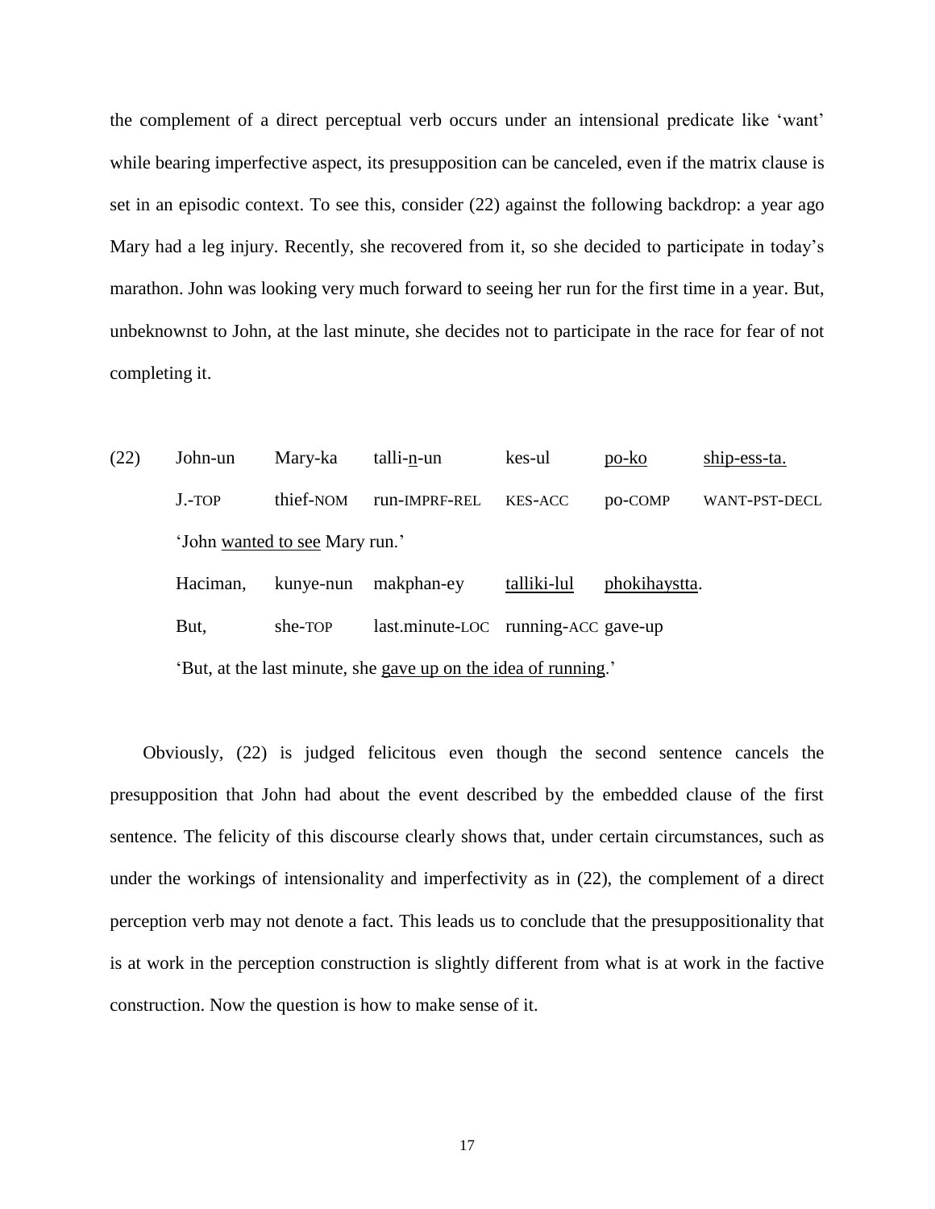the complement of a direct perceptual verb occurs under an intensional predicate like 'want' while bearing imperfective aspect, its presupposition can be canceled, even if the matrix clause is set in an episodic context. To see this, consider (22) against the following backdrop: a year ago Mary had a leg injury. Recently, she recovered from it, so she decided to participate in today's marathon. John was looking very much forward to seeing her run for the first time in a year. But, unbeknownst to John, at the last minute, she decides not to participate in the race for fear of not completing it.

| (22) | John-un | Mary-ka | talli-<u>n</u>-un | kes-ul | <u>po-ko</u> | <u>ship-ess-ta.</u> |
|---|---|---|---|---|---|---|
| | J.-TOP | thief-NOM | run-IMPRF-REL | KES-ACC | po-COMP | WANT-PST-DECL |
| | 'John <u>wanted to see</u> Mary run.' | | | | | |
| | Haciman, | kunye-nun | makphan-ey | <u>talliki-lul</u> | <u>phokihaystta</u>. | |
| | But, | she-TOP | last.minute-LOC | running-ACC | gave-up | |
| | 'But, at the last minute, she <u>gave up on the idea of running</u>.' | | | | | |

Obviously, (22) is judged felicitous even though the second sentence cancels the presupposition that John had about the event described by the embedded clause of the first sentence. The felicity of this discourse clearly shows that, under certain circumstances, such as under the workings of intensionality and imperfectivity as in (22), the complement of a direct perception verb may not denote a fact. This leads us to conclude that the presuppositionality that is at work in the perception construction is slightly different from what is at work in the factive construction. Now the question is how to make sense of it.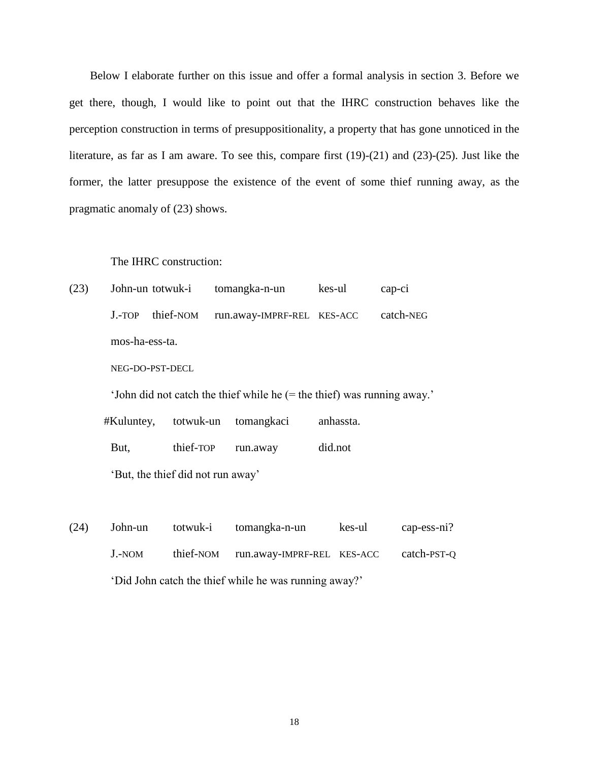Below I elaborate further on this issue and offer a formal analysis in section 3. Before we get there, though, I would like to point out that the IHRC construction behaves like the perception construction in terms of presuppositionality, a property that has gone unnoticed in the literature, as far as I am aware. To see this, compare first (19)-(21) and (23)-(25). Just like the former, the latter presuppose the existence of the event of some thief running away, as the pragmatic anomaly of (23) shows.

The IHRC construction:

(23) John-un totwuk-i tomangka-n-un kes-ul cap-ci
J.-TOP thief-NOM run.away-IMPRF-REL KES-ACC catch-NEG
mos-ha-ess-ta.
NEG-DO-PST-DECL
'John did not catch the thief while he (= the thief) was running away.'
#Kuluntey, totwuk-un tomangkaci anhassta.
But, thief-TOP run.away did.not
'But, the thief did not run away'

(24) John-un totwuk-i tomangka-n-un kes-ul cap-ess-ni?
J.-NOM thief-NOM run.away-IMPRF-REL KES-ACC catch-PST-Q
'Did John catch the thief while he was running away?'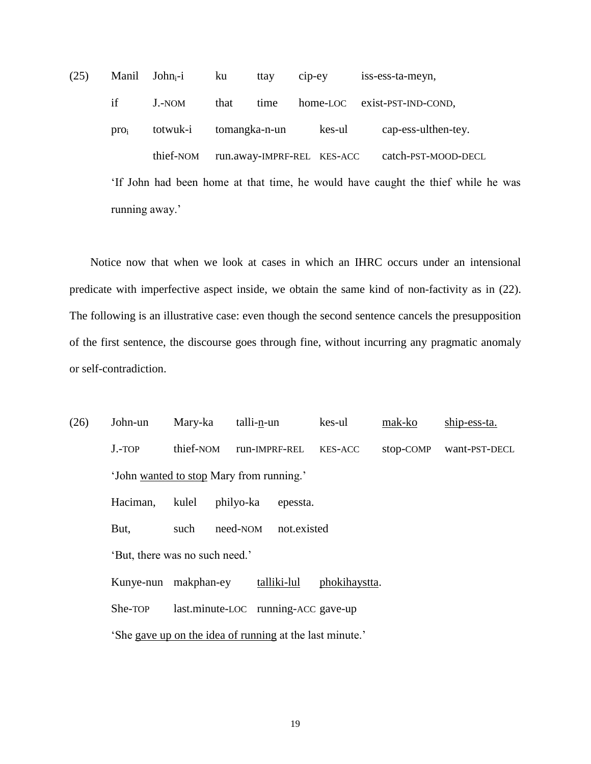(25) Manil John$_i$-i ku ttay cip-ey iss-ess-ta-meyn,
if J.-NOM that time home-LOC exist-PST-IND-COND,
pro$_i$ totwuk-i tomangka-n-un kes-ul cap-ess-ulthen-tey.
thief-NOM run.away-IMPRF-REL KES-ACC catch-PST-MOOD-DECL
'If John had been home at that time, he would have caught the thief while he was running away.'

Notice now that when we look at cases in which an IHRC occurs under an intensional predicate with imperfective aspect inside, we obtain the same kind of non-factivity as in (22). The following is an illustrative case: even though the second sentence cancels the presupposition of the first sentence, the discourse goes through fine, without incurring any pragmatic anomaly or self-contradiction.

(26) John-un Mary-ka talli-<u>n</u>-un kes-ul <u>mak-ko</u> <u>ship-ess-ta.</u>
J.-TOP thief-NOM run-IMPRF-REL KES-ACC stop-COMP want-PST-DECL
'John <u>wanted to stop</u> Mary from running.'
Haciman, kulel philyo-ka epessta.
But, such need-NOM not.existed
'But, there was no such need.'
Kunye-nun makphan-ey <u>talliki-lul</u> <u>phokihaystta</u>.
She-TOP last.minute-LOC running-ACC gave-up
'She <u>gave up on the idea of running</u> at the last minute.'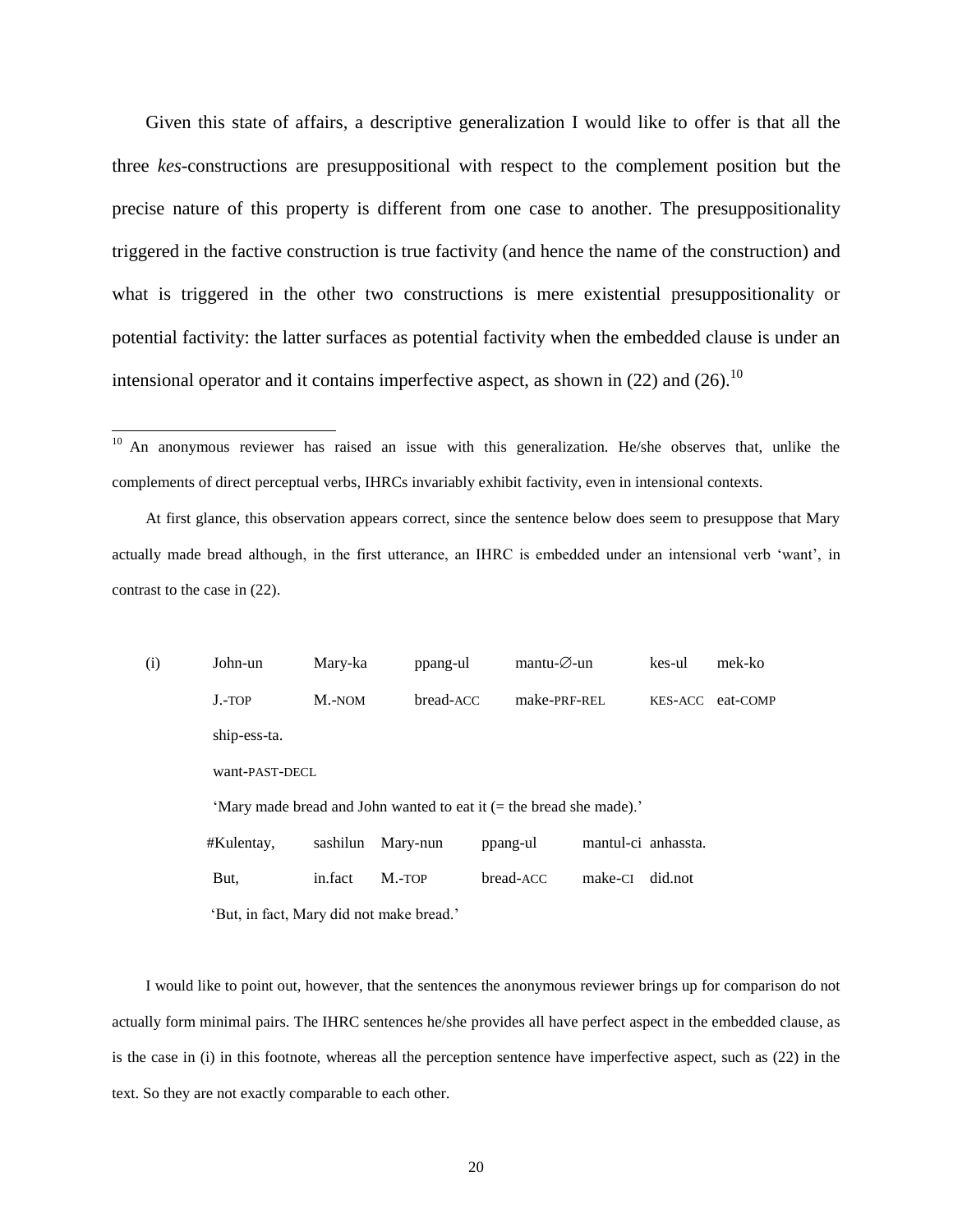Given this state of affairs, a descriptive generalization I would like to offer is that all the three *kes*-constructions are presuppositional with respect to the complement position but the precise nature of this property is different from one case to another. The presuppositionality triggered in the factive construction is true factivity (and hence the name of the construction) and what is triggered in the other two constructions is mere existential presuppositionality or potential factivity: the latter surfaces as potential factivity when the embedded clause is under an intensional operator and it contains imperfective aspect, as shown in (22) and (26).[10]

---

[10] An anonymous reviewer has raised an issue with this generalization. He/she observes that, unlike the complements of direct perceptual verbs, IHRCs invariably exhibit factivity, even in intensional contexts.

At first glance, this observation appears correct, since the sentence below does seem to presuppose that Mary actually made bread although, in the first utterance, an IHRC is embedded under an intensional verb 'want', in contrast to the case in (22).

(i) John-un Mary-ka ppang-ul mantu-∅-un kes-ul mek-ko
J.-TOP M.-NOM bread-ACC make-PRF-REL KES-ACC eat-COMP
ship-ess-ta.
want-PAST-DECL
'Mary made bread and John wanted to eat it (= the bread she made).'
#Kulentay, sashilun Mary-nun ppang-ul mantul-ci anhassta.
But, in.fact M.-TOP bread-ACC make-CI did.not
'But, in fact, Mary did not make bread.'

I would like to point out, however, that the sentences the anonymous reviewer brings up for comparison do not actually form minimal pairs. The IHRC sentences he/she provides all have perfect aspect in the embedded clause, as is the case in (i) in this footnote, whereas all the perception sentence have imperfective aspect, such as (22) in the text. So they are not exactly comparable to each other.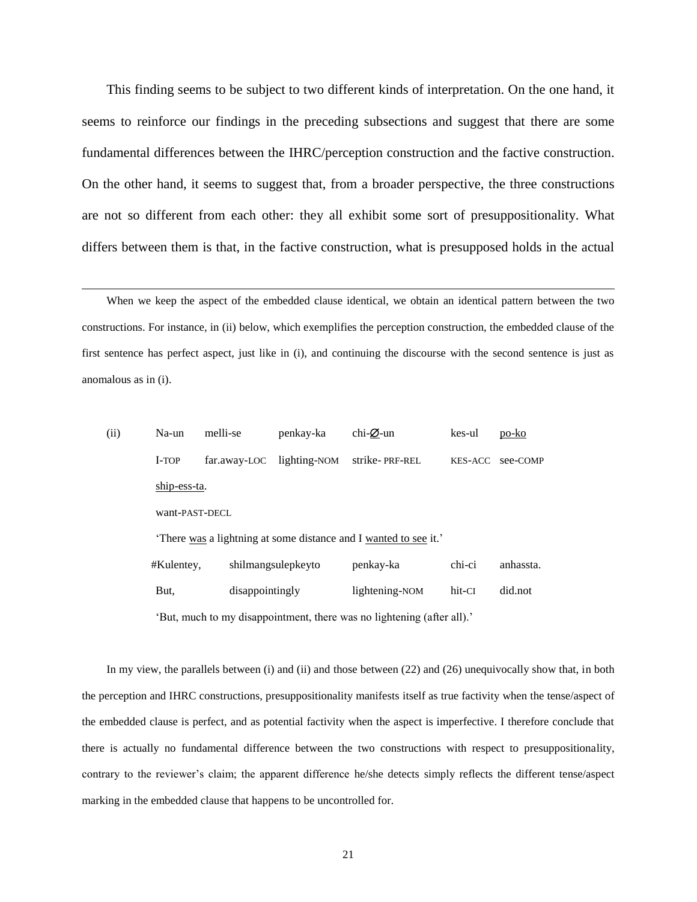This finding seems to be subject to two different kinds of interpretation. On the one hand, it seems to reinforce our findings in the preceding subsections and suggest that there are some fundamental differences between the IHRC/perception construction and the factive construction. On the other hand, it seems to suggest that, from a broader perspective, the three constructions are not so different from each other: they all exhibit some sort of presuppositionality. What differs between them is that, in the factive construction, what is presupposed holds in the actual

---

When we keep the aspect of the embedded clause identical, we obtain an identical pattern between the two constructions. For instance, in (ii) below, which exemplifies the perception construction, the embedded clause of the first sentence has perfect aspect, just like in (i), and continuing the discourse with the second sentence is just as anomalous as in (i).

| (ii) | Na-un | melli-se | penkay-ka | chi-∅-un | kes-ul | po-ko |
|---|---|---|---|---|---|---|
| | I-TOP | far.away-LOC | lighting-NOM | strike- PRF-REL | KES-ACC | see-COMP |
| | ship-ess-ta. | | | | | |
| | want-PAST-DECL | | | | | |
| | 'There was a lightning at some distance and I wanted to see it.' | | | | | |
| | #Kulentey, | shilmangsulepkeyto | | penkay-ka | chi-ci | anhassta. |
| | But, | disappointingly | | lightening-NOM | hit-CI | did.not |
| | 'But, much to my disappointment, there was no lightening (after all).' | | | | | |

In my view, the parallels between (i) and (ii) and those between (22) and (26) unequivocally show that, in both the perception and IHRC constructions, presuppositionality manifests itself as true factivity when the tense/aspect of the embedded clause is perfect, and as potential factivity when the aspect is imperfective. I therefore conclude that there is actually no fundamental difference between the two constructions with respect to presuppositionality, contrary to the reviewer's claim; the apparent difference he/she detects simply reflects the different tense/aspect marking in the embedded clause that happens to be uncontrolled for.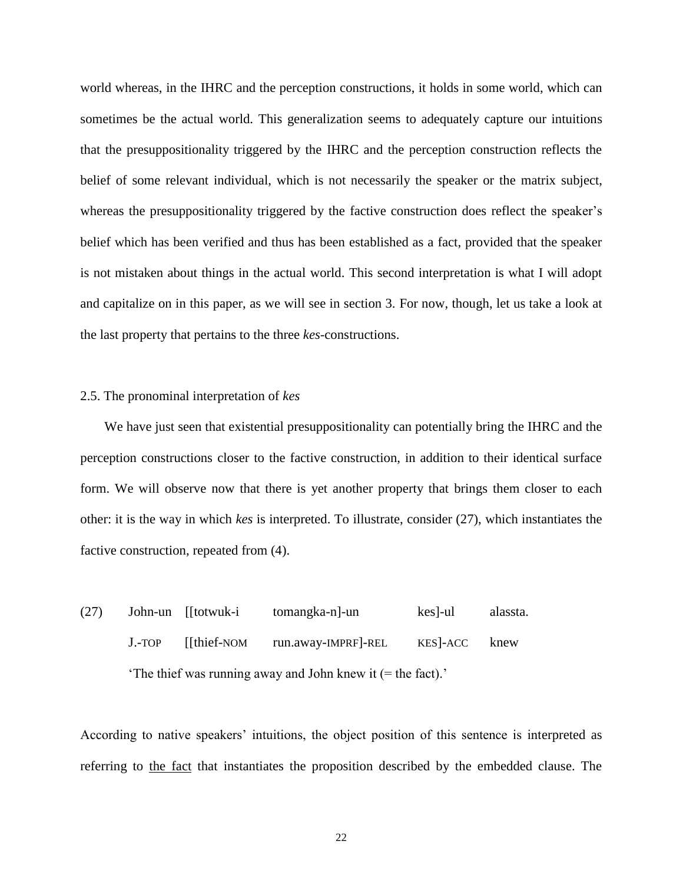world whereas, in the IHRC and the perception constructions, it holds in some world, which can sometimes be the actual world. This generalization seems to adequately capture our intuitions that the presuppositionality triggered by the IHRC and the perception construction reflects the belief of some relevant individual, which is not necessarily the speaker or the matrix subject, whereas the presuppositionality triggered by the factive construction does reflect the speaker's belief which has been verified and thus has been established as a fact, provided that the speaker is not mistaken about things in the actual world. This second interpretation is what I will adopt and capitalize on in this paper, as we will see in section 3. For now, though, let us take a look at the last property that pertains to the three *kes*-constructions.

## 2.5. The pronominal interpretation of *kes*

We have just seen that existential presuppositionality can potentially bring the IHRC and the perception constructions closer to the factive construction, in addition to their identical surface form. We will observe now that there is yet another property that brings them closer to each other: it is the way in which *kes* is interpreted. To illustrate, consider (27), which instantiates the factive construction, repeated from (4).

(27) John-un [[totwuk-i tomangka-n]-un kes]-ul alassta.
J.-TOP [[thief-NOM run.away-IMPRF]-REL KES]-ACC knew
'The thief was running away and John knew it (= the fact).'

According to native speakers' intuitions, the object position of this sentence is interpreted as referring to <u>the fact</u> that instantiates the proposition described by the embedded clause. The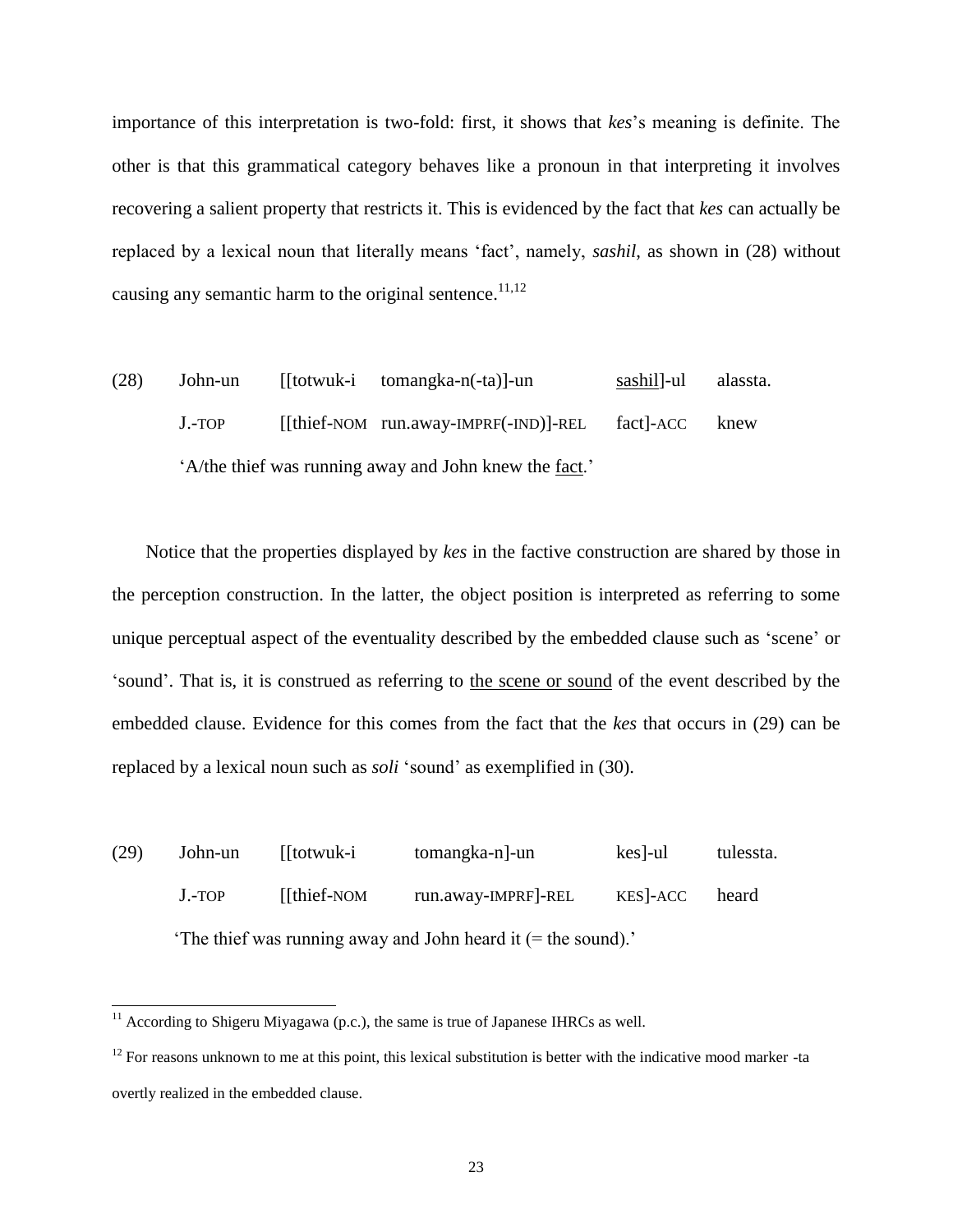importance of this interpretation is two-fold: first, it shows that *kes*'s meaning is definite. The other is that this grammatical category behaves like a pronoun in that interpreting it involves recovering a salient property that restricts it. This is evidenced by the fact that *kes* can actually be replaced by a lexical noun that literally means 'fact', namely, *sashil*, as shown in (28) without causing any semantic harm to the original sentence.[11,12]

(28) John-un [[totwuk-i tomangka-n(-ta)]-un <u>sashil</u>]-ul alassta.
     J.-TOP [[thief-NOM run.away-IMPRF(-IND)]-REL fact]-ACC knew
     'A/the thief was running away and John knew the <u>fact</u>.'

Notice that the properties displayed by *kes* in the factive construction are shared by those in the perception construction. In the latter, the object position is interpreted as referring to some unique perceptual aspect of the eventuality described by the embedded clause such as 'scene' or 'sound'. That is, it is construed as referring to <u>the scene or sound</u> of the event described by the embedded clause. Evidence for this comes from the fact that the *kes* that occurs in (29) can be replaced by a lexical noun such as *soli* 'sound' as exemplified in (30).

(29) John-un [[totwuk-i tomangka-n]-un kes]-ul tulessta.
     J.-TOP [[thief-NOM run.away-IMPRF]-REL KES]-ACC heard
     'The thief was running away and John heard it (= the sound).'

---

[11] According to Shigeru Miyagawa (p.c.), the same is true of Japanese IHRCs as well.

[12] For reasons unknown to me at this point, this lexical substitution is better with the indicative mood marker -ta overtly realized in the embedded clause.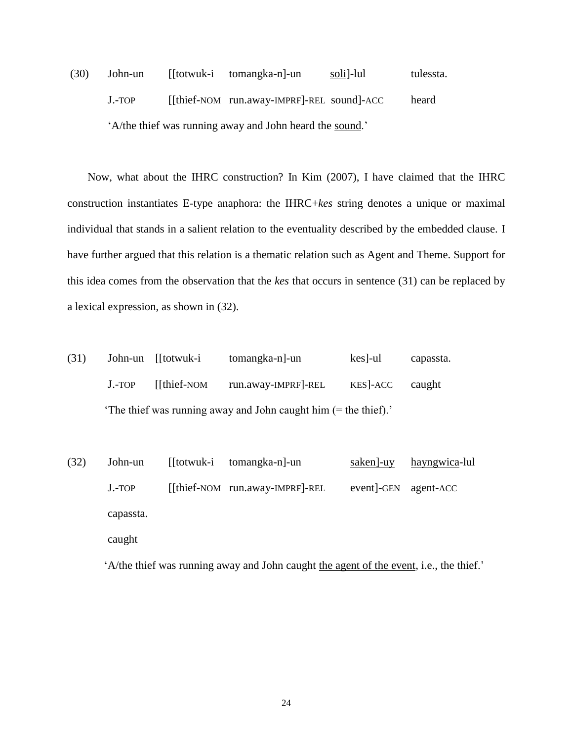(30) John-un [[totwuk-i tomangka-n]-un <u>soli</u>]-lul tulessta.
J.-TOP [[thief-NOM run.away-IMPRF]-REL sound]-ACC heard
'A/the thief was running away and John heard the <u>sound</u>.'

Now, what about the IHRC construction? In Kim (2007), I have claimed that the IHRC construction instantiates E-type anaphora: the IHRC+*kes* string denotes a unique or maximal individual that stands in a salient relation to the eventuality described by the embedded clause. I have further argued that this relation is a thematic relation such as Agent and Theme. Support for this idea comes from the observation that the *kes* that occurs in sentence (31) can be replaced by a lexical expression, as shown in (32).

(31) John-un [[totwuk-i tomangka-n]-un kes]-ul capassta.
J.-TOP [[thief-NOM run.away-IMPRF]-REL KES]-ACC caught
'The thief was running away and John caught him (= the thief).'

(32) John-un [[totwuk-i tomangka-n]-un <u>saken]-uy</u> <u>hayngwica</u>-lul
J.-TOP [[thief-NOM run.away-IMPRF]-REL event]-GEN agent-ACC
capassta.
caught
'A/the thief was running away and John caught <u>the agent of the event</u>, i.e., the thief.'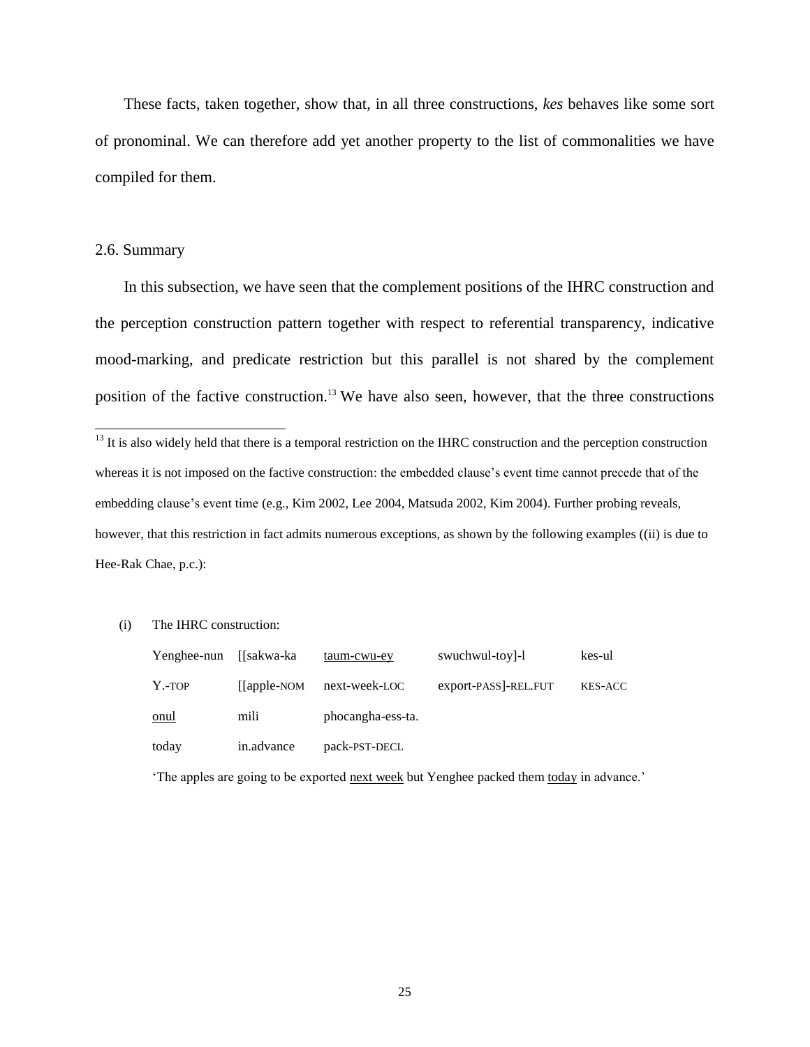These facts, taken together, show that, in all three constructions, *kes* behaves like some sort of pronominal. We can therefore add yet another property to the list of commonalities we have compiled for them.

## 2.6. Summary

In this subsection, we have seen that the complement positions of the IHRC construction and the perception construction pattern together with respect to referential transparency, indicative mood-marking, and predicate restriction but this parallel is not shared by the complement position of the factive construction.[13] We have also seen, however, that the three constructions

---

[13] It is also widely held that there is a temporal restriction on the IHRC construction and the perception construction whereas it is not imposed on the factive construction: the embedded clause's event time cannot precede that of the embedding clause's event time (e.g., Kim 2002, Lee 2004, Matsuda 2002, Kim 2004). Further probing reveals, however, that this restriction in fact admits numerous exceptions, as shown by the following examples ((ii) is due to Hee-Rak Chae, p.c.):

(i) The IHRC construction:

| | | | | |
|---|---|---|---|---|
| Yenghee-nun | [[sakwa-ka | <u>taum-cwu-ey</u> | swuchwul-toy]-l | kes-ul |
| Y.-TOP | [[apple-NOM | next-week-LOC | export-PASS]-REL.FUT | KES-ACC |
| <u>onul</u> | mili | phocangha-ess-ta. | | |
| today | in.advance | pack-PST-DECL | | |

'The apples are going to be exported <u>next week</u> but Yenghee packed them <u>today</u> in advance.'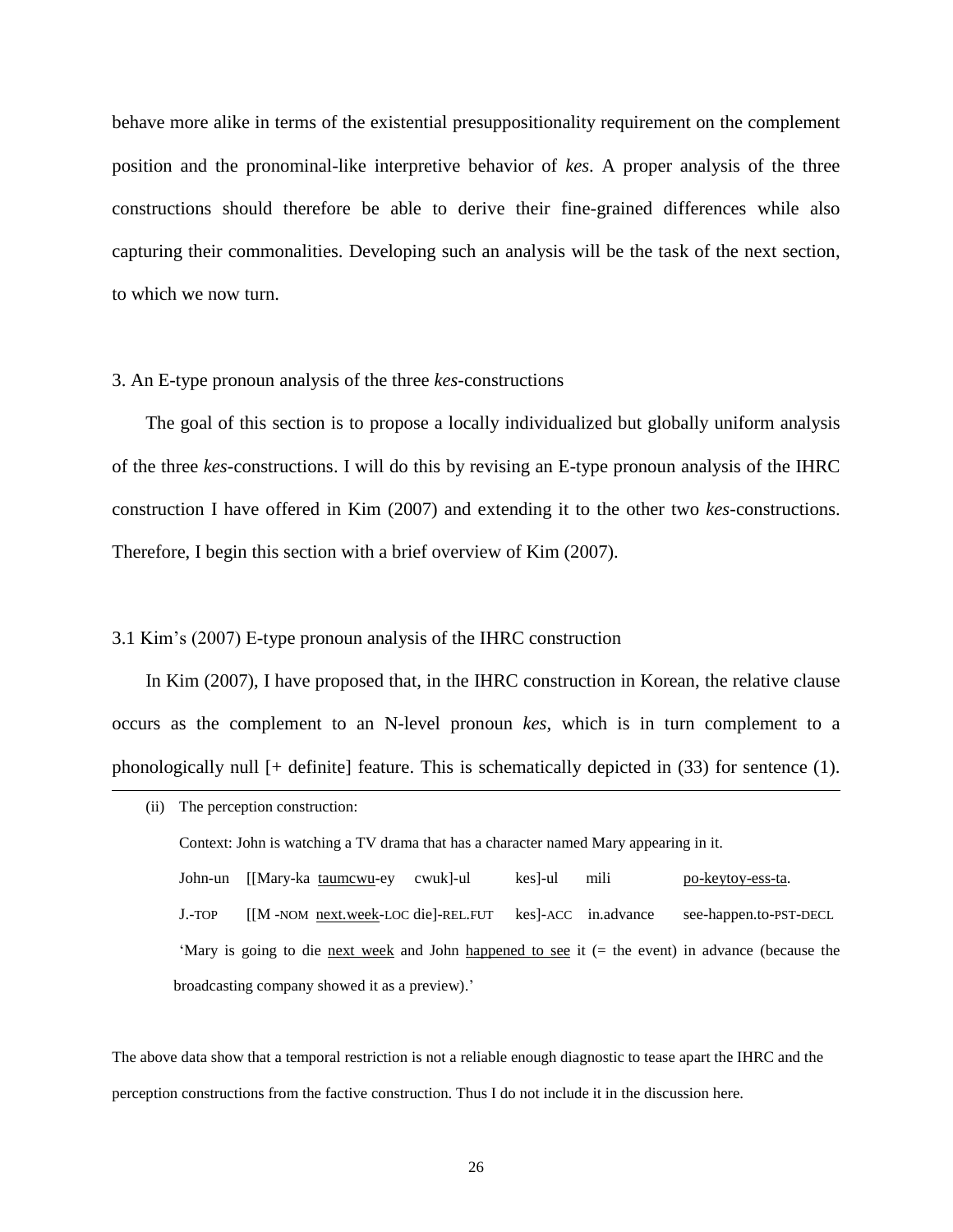behave more alike in terms of the existential presuppositionality requirement on the complement position and the pronominal-like interpretive behavior of *kes*. A proper analysis of the three constructions should therefore be able to derive their fine-grained differences while also capturing their commonalities. Developing such an analysis will be the task of the next section, to which we now turn.

## 3. An E-type pronoun analysis of the three *kes*-constructions

The goal of this section is to propose a locally individualized but globally uniform analysis of the three *kes*-constructions. I will do this by revising an E-type pronoun analysis of the IHRC construction I have offered in Kim (2007) and extending it to the other two *kes*-constructions. Therefore, I begin this section with a brief overview of Kim (2007).

### 3.1 Kim's (2007) E-type pronoun analysis of the IHRC construction

In Kim (2007), I have proposed that, in the IHRC construction in Korean, the relative clause occurs as the complement to an N-level pronoun *kes*, which is in turn complement to a phonologically null [+ definite] feature. This is schematically depicted in (33) for sentence (1).

---

(ii) The perception construction:

Context: John is watching a TV drama that has a character named Mary appearing in it.

John-un [[Mary-ka <u>taumcwu</u>-ey cwuk]-ul kes]-ul mili <u>po-keytoy-ess-ta</u>.

J.-TOP [[M -NOM <u>next.week</u>-LOC die]-REL.FUT kes]-ACC in.advance see-happen.to-PST-DECL

'Mary is going to die <u>next week</u> and John <u>happened to see</u> it (= the event) in advance (because the broadcasting company showed it as a preview).'

The above data show that a temporal restriction is not a reliable enough diagnostic to tease apart the IHRC and the perception constructions from the factive construction. Thus I do not include it in the discussion here.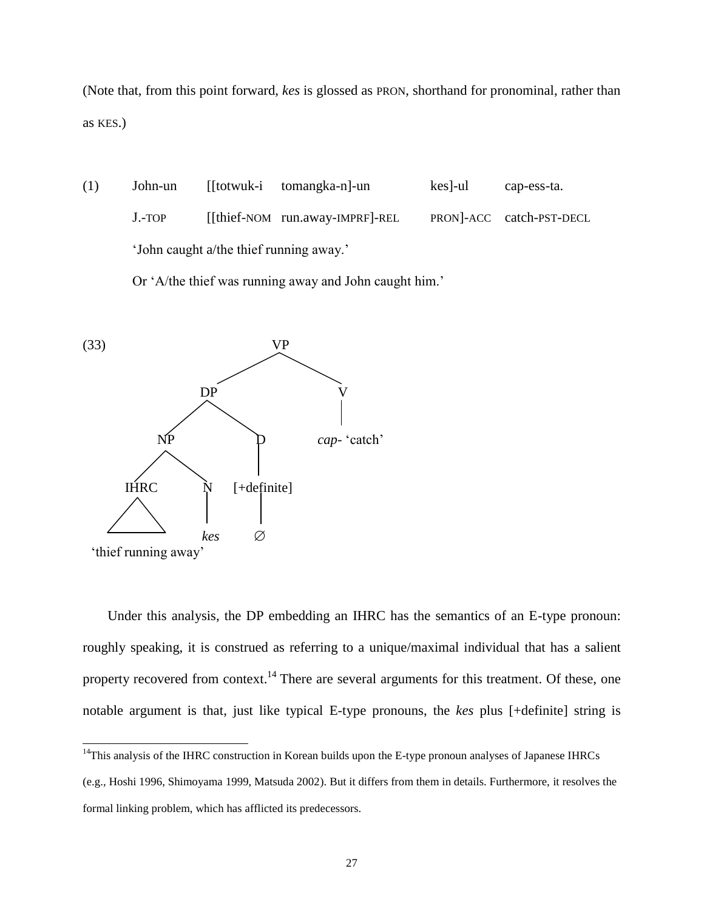(Note that, from this point forward, *kes* is glossed as PRON, shorthand for pronominal, rather than as KES.)

(1) John-un [[totwuk-i tomangka-n]-un kes]-ul cap-ess-ta.
J.-TOP [[thief-NOM run.away-IMPRF]-REL PRON]-ACC catch-PST-DECL
'John caught a/the thief running away.'
Or 'A/the thief was running away and John caught him.'

(33)

```
                 VP
              /      \
            DP         V
          /    \       |
        NP      D     cap- 'catch'
       /  \     |
    IHRC   N  [+definite]
     /\    |    |
    /__\  kes   ∅
'thief running away'
```

Under this analysis, the DP embedding an IHRC has the semantics of an E-type pronoun: roughly speaking, it is construed as referring to a unique/maximal individual that has a salient property recovered from context.[14] There are several arguments for this treatment. Of these, one notable argument is that, just like typical E-type pronouns, the *kes* plus [+definite] string is

[14] This analysis of the IHRC construction in Korean builds upon the E-type pronoun analyses of Japanese IHRCs (e.g., Hoshi 1996, Shimoyama 1999, Matsuda 2002). But it differs from them in details. Furthermore, it resolves the formal linking problem, which has afflicted its predecessors.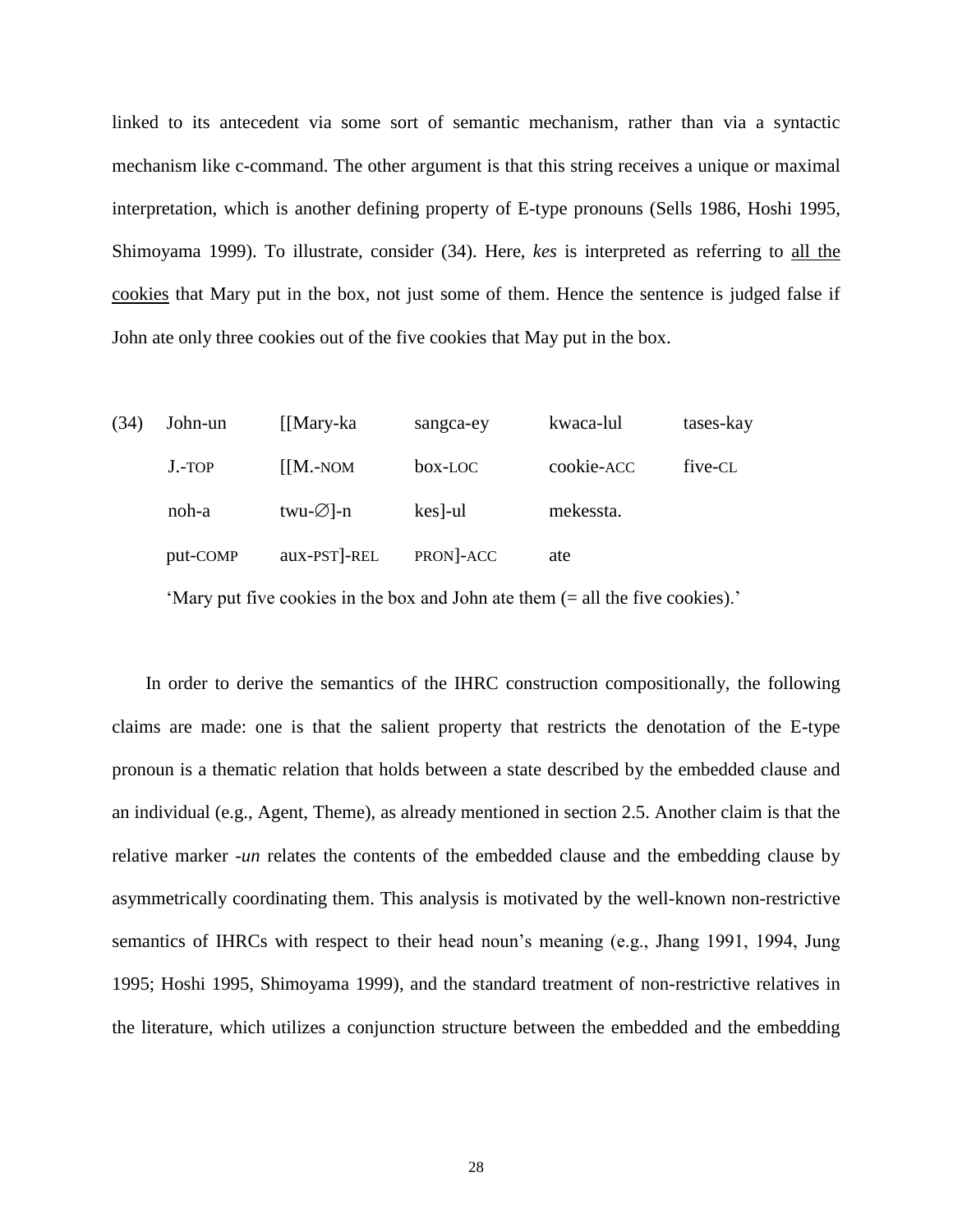linked to its antecedent via some sort of semantic mechanism, rather than via a syntactic mechanism like c-command. The other argument is that this string receives a unique or maximal interpretation, which is another defining property of E-type pronouns (Sells 1986, Hoshi 1995, Shimoyama 1999). To illustrate, consider (34). Here, *kes* is interpreted as referring to <u>all the cookies</u> that Mary put in the box, not just some of them. Hence the sentence is judged false if John ate only three cookies out of the five cookies that May put in the box.

| (34) | John-un | [[Mary-ka | sangca-ey | kwaca-lul | tases-kay |
|---|---|---|---|---|---|
| | J.-TOP | [[M.-NOM | box-LOC | cookie-ACC | five-CL |
| | noh-a | twu-∅]-n | kes]-ul | mekessta. | |
| | put-COMP | aux-PST]-REL | PRON]-ACC | ate | |

'Mary put five cookies in the box and John ate them (= all the five cookies).'

In order to derive the semantics of the IHRC construction compositionally, the following claims are made: one is that the salient property that restricts the denotation of the E-type pronoun is a thematic relation that holds between a state described by the embedded clause and an individual (e.g., Agent, Theme), as already mentioned in section 2.5. Another claim is that the relative marker *-un* relates the contents of the embedded clause and the embedding clause by asymmetrically coordinating them. This analysis is motivated by the well-known non-restrictive semantics of IHRCs with respect to their head noun's meaning (e.g., Jhang 1991, 1994, Jung 1995; Hoshi 1995, Shimoyama 1999), and the standard treatment of non-restrictive relatives in the literature, which utilizes a conjunction structure between the embedded and the embedding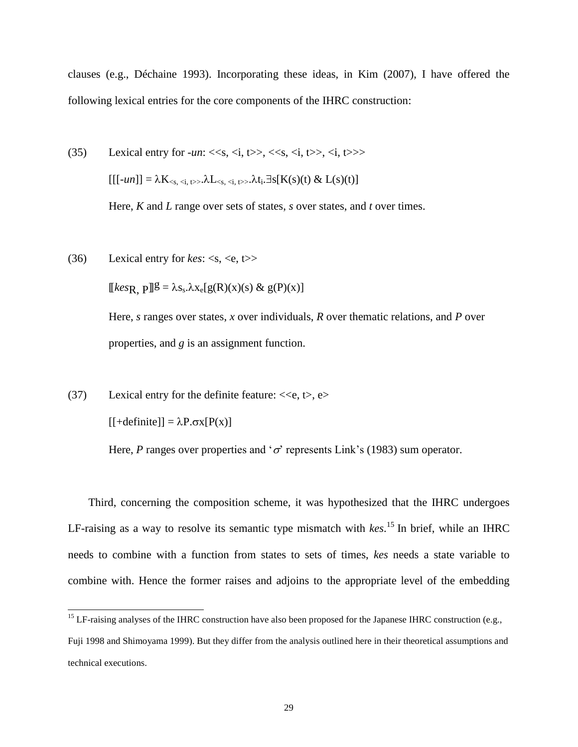clauses (e.g., Déchaine 1993). Incorporating these ideas, in Kim (2007), I have offered the following lexical entries for the core components of the IHRC construction:

(35) Lexical entry for *-un*: <<s, <i, t>>, <<s, <i, t>>, <i, t>>>

$[[\text{-}un]] = \lambda K_{<s, <i, t>>}.\lambda L_{<s, <i, t>>}.\lambda t_i.\exists s[K(s)(t) \ \& \ L(s)(t)]$

Here, *K* and *L* range over sets of states, *s* over states, and *t* over times.

(36) Lexical entry for *kes*: <s, <e, t>>

$[\![kes_{R,\ P}]\!]^g = \lambda s_s.\lambda x_e[g(R)(x)(s) \ \& \ g(P)(x)]$

Here, *s* ranges over states, *x* over individuals, *R* over thematic relations, and *P* over properties, and *g* is an assignment function.

(37) Lexical entry for the definite feature: <<e, t>, e>

$[[+\text{definite}]] = \lambda P.\sigma x[P(x)]$

Here, *P* ranges over properties and '$\sigma$' represents Link's (1983) sum operator.

Third, concerning the composition scheme, it was hypothesized that the IHRC undergoes LF-raising as a way to resolve its semantic type mismatch with *kes*.[15] In brief, while an IHRC needs to combine with a function from states to sets of times, *kes* needs a state variable to combine with. Hence the former raises and adjoins to the appropriate level of the embedding

[15] LF-raising analyses of the IHRC construction have also been proposed for the Japanese IHRC construction (e.g., Fuji 1998 and Shimoyama 1999). But they differ from the analysis outlined here in their theoretical assumptions and technical executions.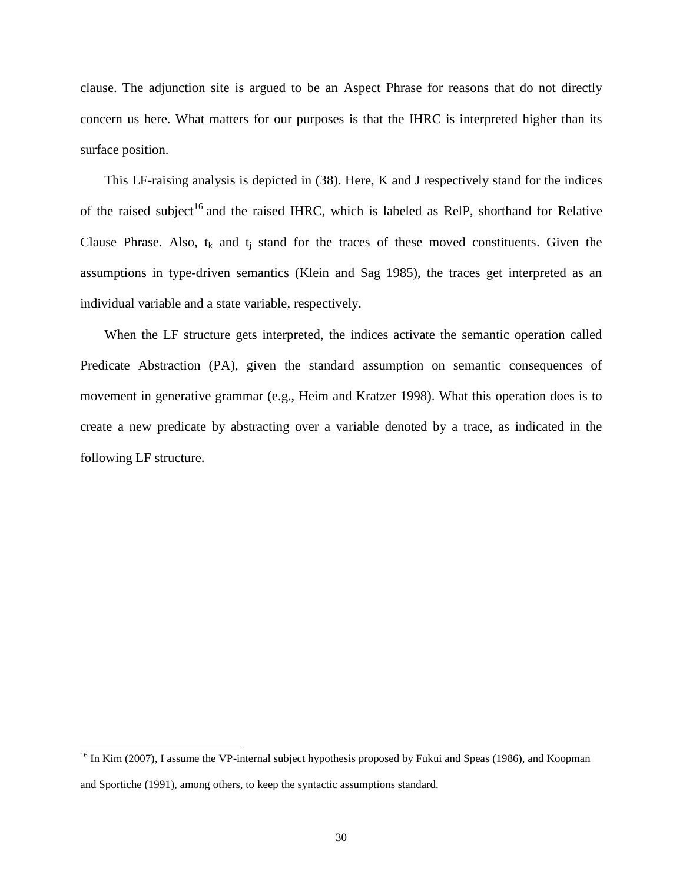clause. The adjunction site is argued to be an Aspect Phrase for reasons that do not directly concern us here. What matters for our purposes is that the IHRC is interpreted higher than its surface position.

This LF-raising analysis is depicted in (38). Here, K and J respectively stand for the indices of the raised subject[16] and the raised IHRC, which is labeled as RelP, shorthand for Relative Clause Phrase. Also, $t_k$ and $t_j$ stand for the traces of these moved constituents. Given the assumptions in type-driven semantics (Klein and Sag 1985), the traces get interpreted as an individual variable and a state variable, respectively.

When the LF structure gets interpreted, the indices activate the semantic operation called Predicate Abstraction (PA), given the standard assumption on semantic consequences of movement in generative grammar (e.g., Heim and Kratzer 1998). What this operation does is to create a new predicate by abstracting over a variable denoted by a trace, as indicated in the following LF structure.

[16] In Kim (2007), I assume the VP-internal subject hypothesis proposed by Fukui and Speas (1986), and Koopman and Sportiche (1991), among others, to keep the syntactic assumptions standard.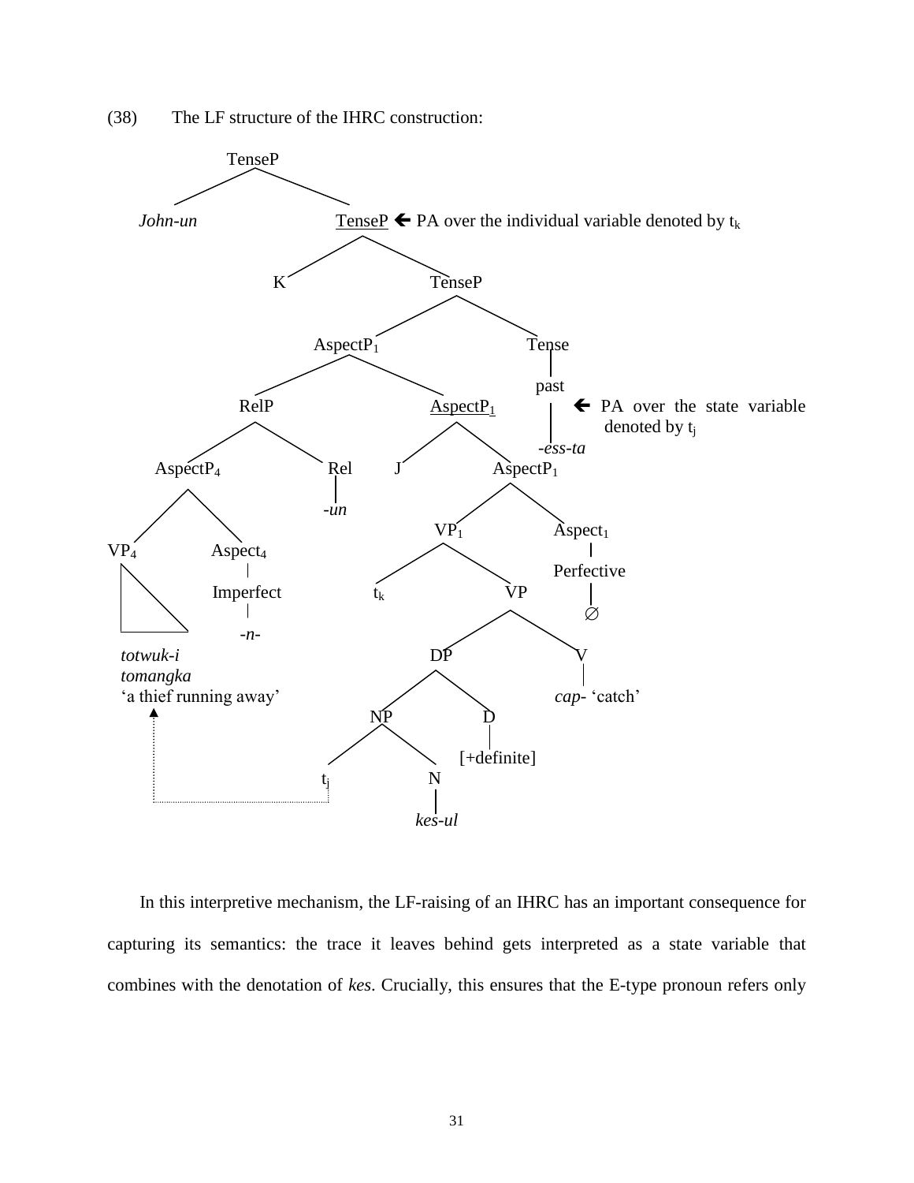(38) The LF structure of the IHRC construction:

```
TenseP
├── John-un
└── TenseP  ← PA over the individual variable denoted by t_k
    ├── K
    └── TenseP
        ├── AspectP1
        │   ├── RelP
        │   │   ├── AspectP4
        │   │   │   ├── VP4
        │   │   │   │   totwuk-i tomangka
        │   │   │   │   'a thief running away'
        │   │   │   └── Aspect4
        │   │   │       Imperfect
        │   │   │       -n-
        │   │   └── Rel
        │   │       -un
        │   └── AspectP1  ← PA over the state variable denoted by t_j
        │       ├── J
        │       └── AspectP1
        │           ├── VP1
        │           │   ├── t_k
        │           │   └── VP
        │           │       ├── DP
        │           │       │   ├── NP
        │           │       │   │   ├── t_j
        │           │       │   │   └── N
        │           │       │   │       kes-ul
        │           │       │   └── D
        │           │       │       [+definite]
        │           │       └── V
        │           │           cap- 'catch'
        │           └── Aspect1
        │               Perfective
        │               ∅
        └── Tense
            past
            -ess-ta
```

(t_j is linked by a dotted arrow to the raised AspectP4 'a thief running away'.)

In this interpretive mechanism, the LF-raising of an IHRC has an important consequence for capturing its semantics: the trace it leaves behind gets interpreted as a state variable that combines with the denotation of *kes*. Crucially, this ensures that the E-type pronoun refers only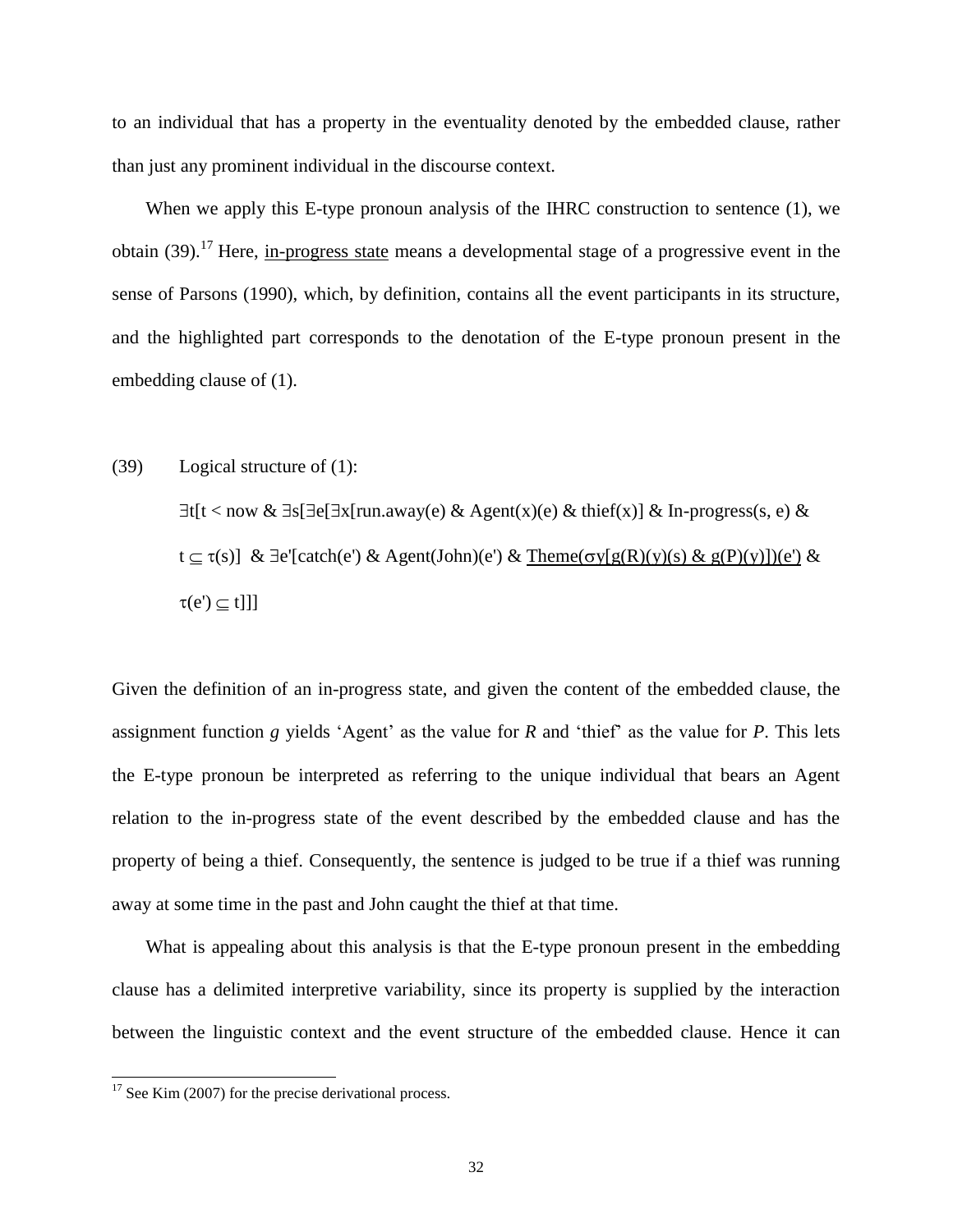to an individual that has a property in the eventuality denoted by the embedded clause, rather than just any prominent individual in the discourse context.

When we apply this E-type pronoun analysis of the IHRC construction to sentence (1), we obtain (39).[17] Here, <u>in-progress state</u> means a developmental stage of a progressive event in the sense of Parsons (1990), which, by definition, contains all the event participants in its structure, and the highlighted part corresponds to the denotation of the E-type pronoun present in the embedding clause of (1).

(39) Logical structure of (1):

$\exists t[t < \text{now} \;\&\; \exists s[\exists e[\exists x[\text{run.away}(e) \;\&\; \text{Agent}(x)(e) \;\&\; \text{thief}(x)] \;\&\; \text{In-progress}(s, e) \;\&\; t \subseteq \tau(s)] \;\&\; \exists e'[\text{catch}(e') \;\&\; \text{Agent}(\text{John})(e') \;\&\; \underline{\text{Theme}(\sigma y[g(R)(y)(s) \;\&\; g(P)(y)])(e')} \;\&\; \tau(e') \subseteq t]]]$

Given the definition of an in-progress state, and given the content of the embedded clause, the assignment function *g* yields 'Agent' as the value for *R* and 'thief' as the value for *P*. This lets the E-type pronoun be interpreted as referring to the unique individual that bears an Agent relation to the in-progress state of the event described by the embedded clause and has the property of being a thief. Consequently, the sentence is judged to be true if a thief was running away at some time in the past and John caught the thief at that time.

What is appealing about this analysis is that the E-type pronoun present in the embedding clause has a delimited interpretive variability, since its property is supplied by the interaction between the linguistic context and the event structure of the embedded clause. Hence it can

[17] See Kim (2007) for the precise derivational process.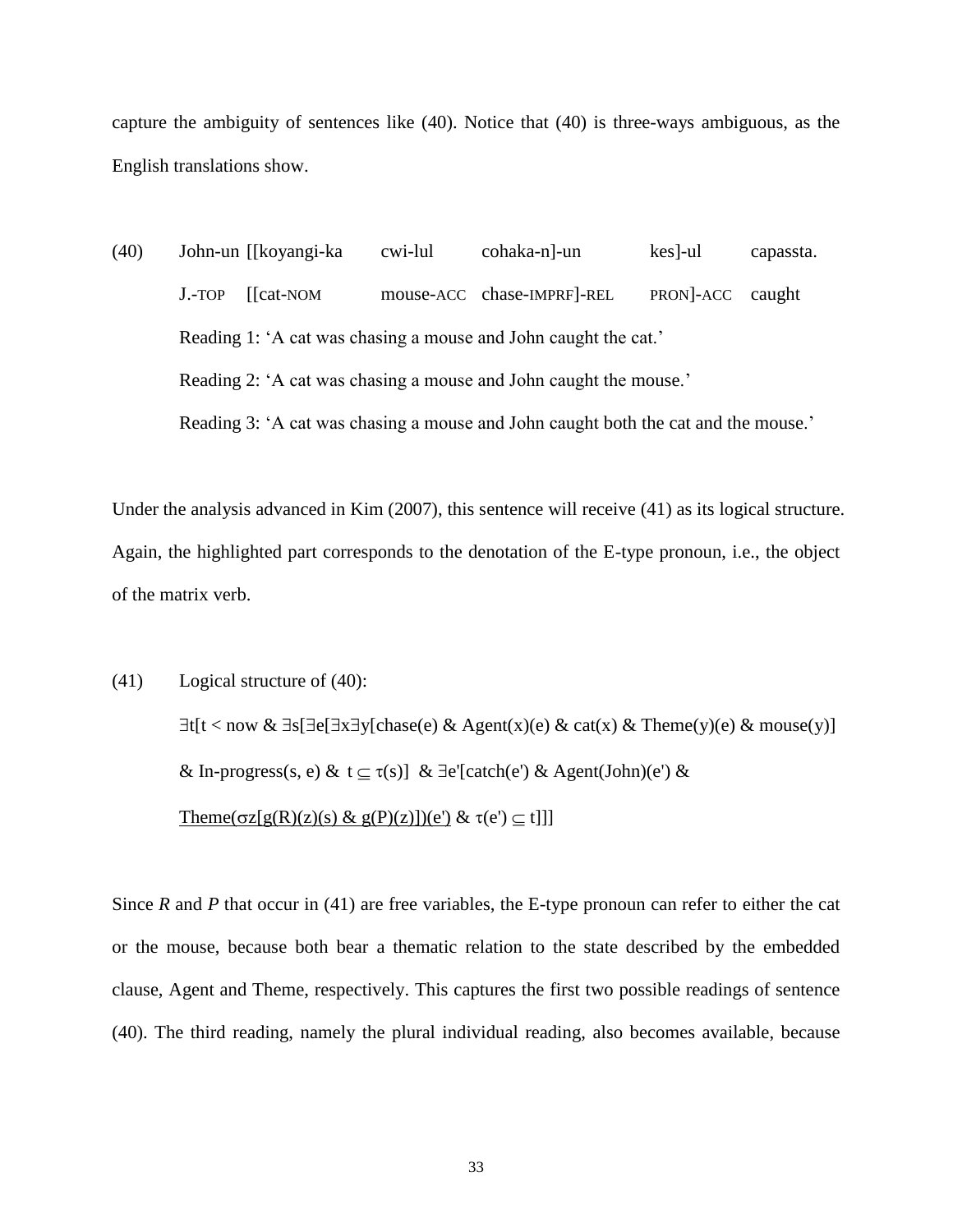capture the ambiguity of sentences like (40). Notice that (40) is three-ways ambiguous, as the English translations show.

(40) John-un [[koyangi-ka cwi-lul cohaka-n]-un kes]-ul capassta.
J.-TOP [[cat-NOM mouse-ACC chase-IMPRF]-REL PRON]-ACC caught
Reading 1: 'A cat was chasing a mouse and John caught the cat.'
Reading 2: 'A cat was chasing a mouse and John caught the mouse.'
Reading 3: 'A cat was chasing a mouse and John caught both the cat and the mouse.'

Under the analysis advanced in Kim (2007), this sentence will receive (41) as its logical structure. Again, the highlighted part corresponds to the denotation of the E-type pronoun, i.e., the object of the matrix verb.

(41) Logical structure of (40):

$\exists t[t < now \ \& \ \exists s[\exists e[\exists x \exists y[chase(e) \ \& \ Agent(x)(e) \ \& \ cat(x) \ \& \ Theme(y)(e) \ \& \ mouse(y)]$
$\& \ In\text{-}progress(s, e) \ \& \ t \subseteq \tau(s)] \ \& \ \exists e'[catch(e') \ \& \ Agent(John)(e') \ \&$
$\underline{Theme(\sigma z[g(R)(z)(s) \ \& \ g(P)(z)])(e')} \ \& \ \tau(e') \subseteq t]]]$

Since *R* and *P* that occur in (41) are free variables, the E-type pronoun can refer to either the cat or the mouse, because both bear a thematic relation to the state described by the embedded clause, Agent and Theme, respectively. This captures the first two possible readings of sentence (40). The third reading, namely the plural individual reading, also becomes available, because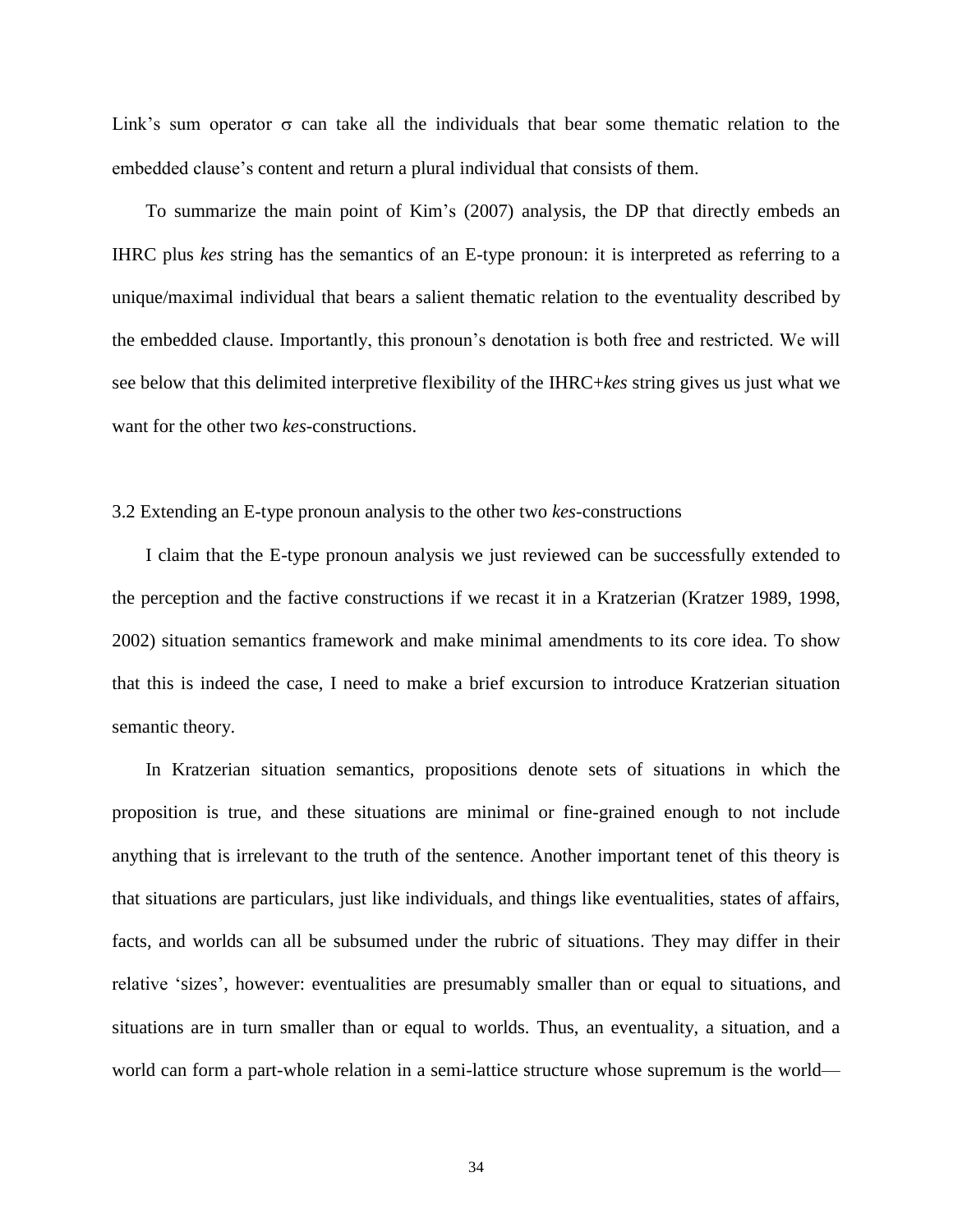Link's sum operator $\sigma$ can take all the individuals that bear some thematic relation to the embedded clause's content and return a plural individual that consists of them.

To summarize the main point of Kim's (2007) analysis, the DP that directly embeds an IHRC plus *kes* string has the semantics of an E-type pronoun: it is interpreted as referring to a unique/maximal individual that bears a salient thematic relation to the eventuality described by the embedded clause. Importantly, this pronoun's denotation is both free and restricted. We will see below that this delimited interpretive flexibility of the IHRC+*kes* string gives us just what we want for the other two *kes*-constructions.

### 3.2 Extending an E-type pronoun analysis to the other two *kes*-constructions

I claim that the E-type pronoun analysis we just reviewed can be successfully extended to the perception and the factive constructions if we recast it in a Kratzerian (Kratzer 1989, 1998, 2002) situation semantics framework and make minimal amendments to its core idea. To show that this is indeed the case, I need to make a brief excursion to introduce Kratzerian situation semantic theory.

In Kratzerian situation semantics, propositions denote sets of situations in which the proposition is true, and these situations are minimal or fine-grained enough to not include anything that is irrelevant to the truth of the sentence. Another important tenet of this theory is that situations are particulars, just like individuals, and things like eventualities, states of affairs, facts, and worlds can all be subsumed under the rubric of situations. They may differ in their relative 'sizes', however: eventualities are presumably smaller than or equal to situations, and situations are in turn smaller than or equal to worlds. Thus, an eventuality, a situation, and a world can form a part-whole relation in a semi-lattice structure whose supremum is the world—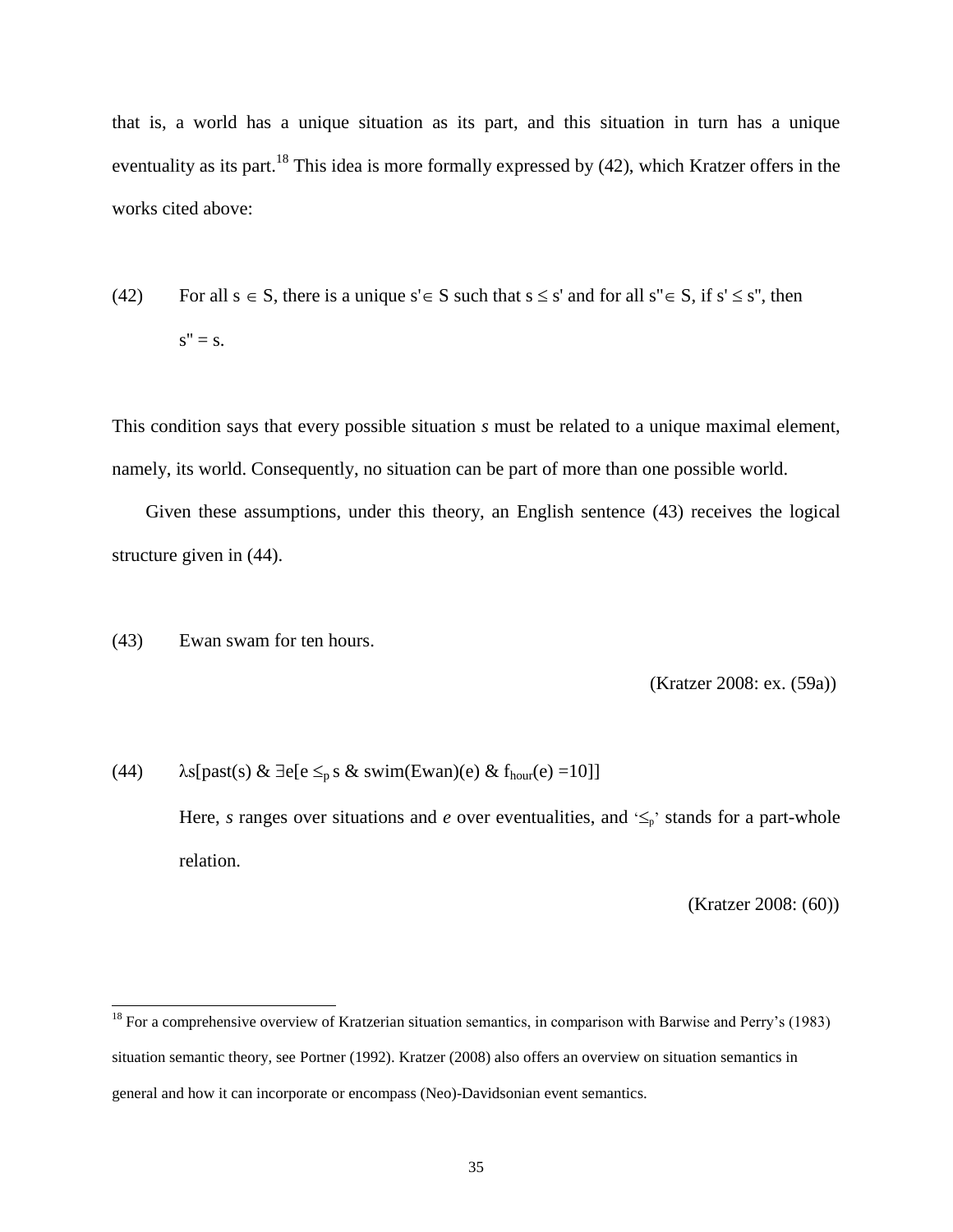that is, a world has a unique situation as its part, and this situation in turn has a unique eventuality as its part.[18] This idea is more formally expressed by (42), which Kratzer offers in the works cited above:

(42) For all $s \in S$, there is a unique $s' \in S$ such that $s \leq s'$ and for all $s'' \in S$, if $s' \leq s''$, then $s'' = s$.

This condition says that every possible situation *s* must be related to a unique maximal element, namely, its world. Consequently, no situation can be part of more than one possible world.

Given these assumptions, under this theory, an English sentence (43) receives the logical structure given in (44).

(43) Ewan swam for ten hours.

(Kratzer 2008: ex. (59a))

(44) $\lambda s[\text{past}(s) \ \& \ \exists e[e \leq_p s \ \& \ \text{swim(Ewan)}(e) \ \& \ f_{hour}(e) = 10]]$

Here, *s* ranges over situations and *e* over eventualities, and '$\leq_p$' stands for a part-whole relation.

(Kratzer 2008: (60))

---

[18] For a comprehensive overview of Kratzerian situation semantics, in comparison with Barwise and Perry's (1983) situation semantic theory, see Portner (1992). Kratzer (2008) also offers an overview on situation semantics in general and how it can incorporate or encompass (Neo)-Davidsonian event semantics.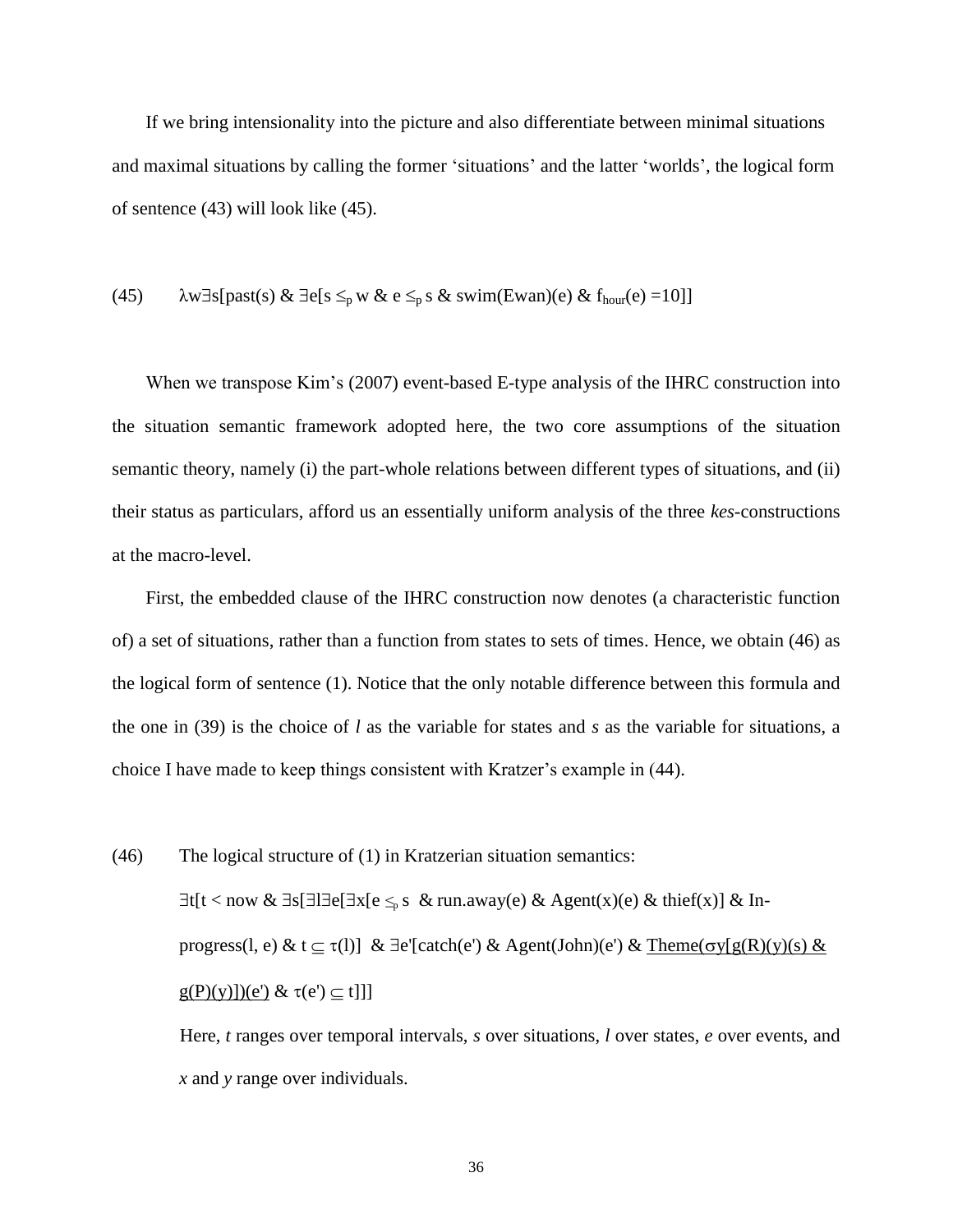If we bring intensionality into the picture and also differentiate between minimal situations and maximal situations by calling the former 'situations' and the latter 'worlds', the logical form of sentence (43) will look like (45).

(45) $\lambda w \exists s[\text{past}(s) \;\&\; \exists e[s \leq_p w \;\&\; e \leq_p s \;\&\; \text{swim(Ewan)}(e) \;\&\; f_{hour}(e) = 10]]$

When we transpose Kim's (2007) event-based E-type analysis of the IHRC construction into the situation semantic framework adopted here, the two core assumptions of the situation semantic theory, namely (i) the part-whole relations between different types of situations, and (ii) their status as particulars, afford us an essentially uniform analysis of the three *kes*-constructions at the macro-level.

First, the embedded clause of the IHRC construction now denotes (a characteristic function of) a set of situations, rather than a function from states to sets of times. Hence, we obtain (46) as the logical form of sentence (1). Notice that the only notable difference between this formula and the one in (39) is the choice of *l* as the variable for states and *s* as the variable for situations, a choice I have made to keep things consistent with Kratzer's example in (44).

(46) The logical structure of (1) in Kratzerian situation semantics:

$\exists t[t < \text{now} \;\&\; \exists s[\exists l \exists e[\exists x[e \leq_p s \;\&\; \text{run.away}(e) \;\&\; \text{Agent}(x)(e) \;\&\; \text{thief}(x)] \;\&\; \text{In-progress}(l, e) \;\&\; t \subseteq \tau(l)] \;\&\; \exists e'[\text{catch}(e') \;\&\; \text{Agent(John)}(e') \;\&\; \underline{\text{Theme}(\sigma y[g(R)(y)(s) \;\&\; g(P)(y)])(e')} \;\&\; \tau(e') \subseteq t]]]$

Here, *t* ranges over temporal intervals, *s* over situations, *l* over states, *e* over events, and *x* and *y* range over individuals.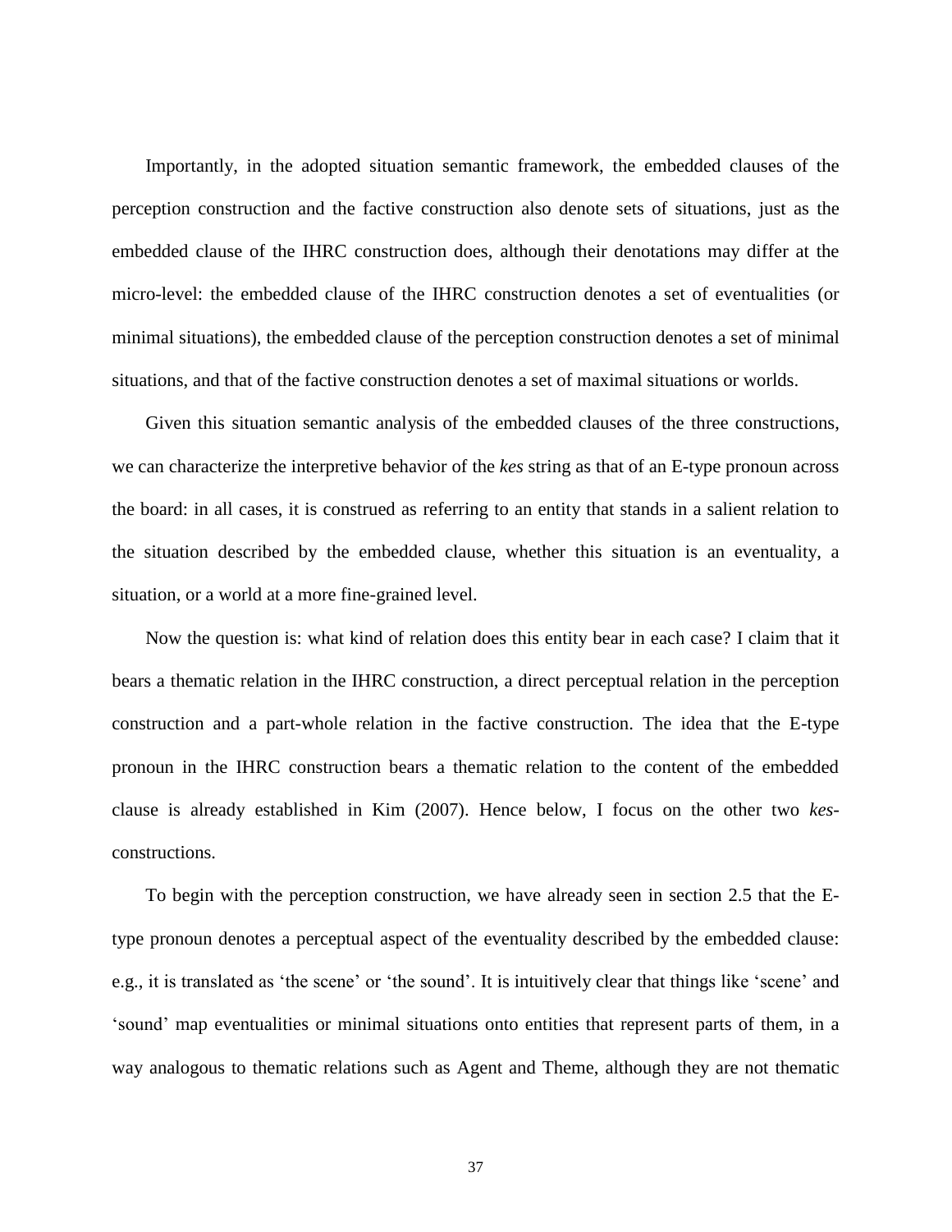Importantly, in the adopted situation semantic framework, the embedded clauses of the perception construction and the factive construction also denote sets of situations, just as the embedded clause of the IHRC construction does, although their denotations may differ at the micro-level: the embedded clause of the IHRC construction denotes a set of eventualities (or minimal situations), the embedded clause of the perception construction denotes a set of minimal situations, and that of the factive construction denotes a set of maximal situations or worlds.

Given this situation semantic analysis of the embedded clauses of the three constructions, we can characterize the interpretive behavior of the *kes* string as that of an E-type pronoun across the board: in all cases, it is construed as referring to an entity that stands in a salient relation to the situation described by the embedded clause, whether this situation is an eventuality, a situation, or a world at a more fine-grained level.

Now the question is: what kind of relation does this entity bear in each case? I claim that it bears a thematic relation in the IHRC construction, a direct perceptual relation in the perception construction and a part-whole relation in the factive construction. The idea that the E-type pronoun in the IHRC construction bears a thematic relation to the content of the embedded clause is already established in Kim (2007). Hence below, I focus on the other two *kes*-constructions.

To begin with the perception construction, we have already seen in section 2.5 that the E-type pronoun denotes a perceptual aspect of the eventuality described by the embedded clause: e.g., it is translated as 'the scene' or 'the sound'. It is intuitively clear that things like 'scene' and 'sound' map eventualities or minimal situations onto entities that represent parts of them, in a way analogous to thematic relations such as Agent and Theme, although they are not thematic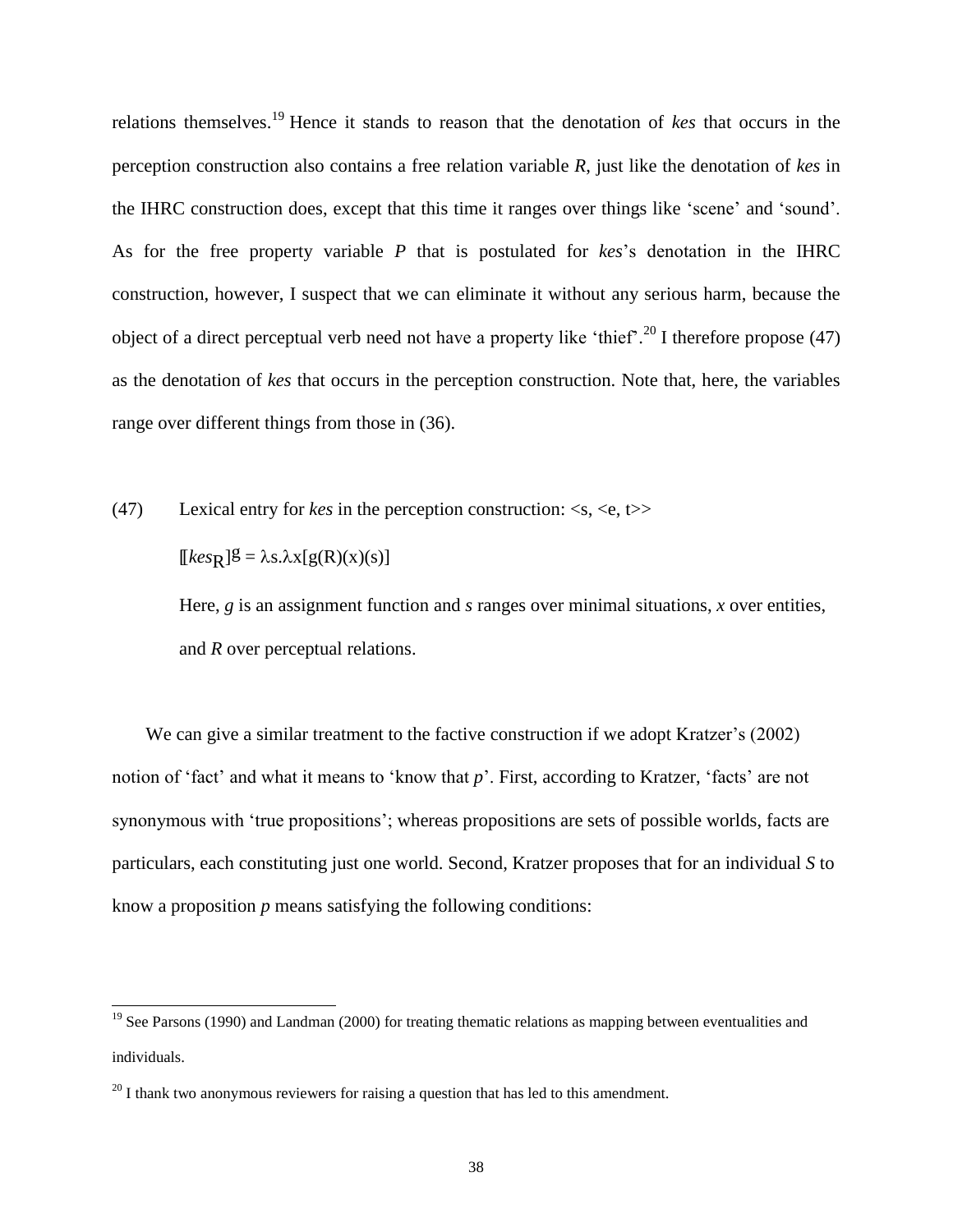relations themselves.[19] Hence it stands to reason that the denotation of *kes* that occurs in the perception construction also contains a free relation variable *R*, just like the denotation of *kes* in the IHRC construction does, except that this time it ranges over things like 'scene' and 'sound'. As for the free property variable *P* that is postulated for *kes*'s denotation in the IHRC construction, however, I suspect that we can eliminate it without any serious harm, because the object of a direct perceptual verb need not have a property like 'thief'.[20] I therefore propose (47) as the denotation of *kes* that occurs in the perception construction. Note that, here, the variables range over different things from those in (36).

(47) Lexical entry for *kes* in the perception construction: <s, <e, t>>

$[\![kes_R]\!]^g = \lambda s.\lambda x[g(R)(x)(s)]$

Here, *g* is an assignment function and *s* ranges over minimal situations, *x* over entities, and *R* over perceptual relations.

We can give a similar treatment to the factive construction if we adopt Kratzer's (2002) notion of 'fact' and what it means to 'know that *p*'. First, according to Kratzer, 'facts' are not synonymous with 'true propositions'; whereas propositions are sets of possible worlds, facts are particulars, each constituting just one world. Second, Kratzer proposes that for an individual *S* to know a proposition *p* means satisfying the following conditions:

---

[19] See Parsons (1990) and Landman (2000) for treating thematic relations as mapping between eventualities and individuals.

[20] I thank two anonymous reviewers for raising a question that has led to this amendment.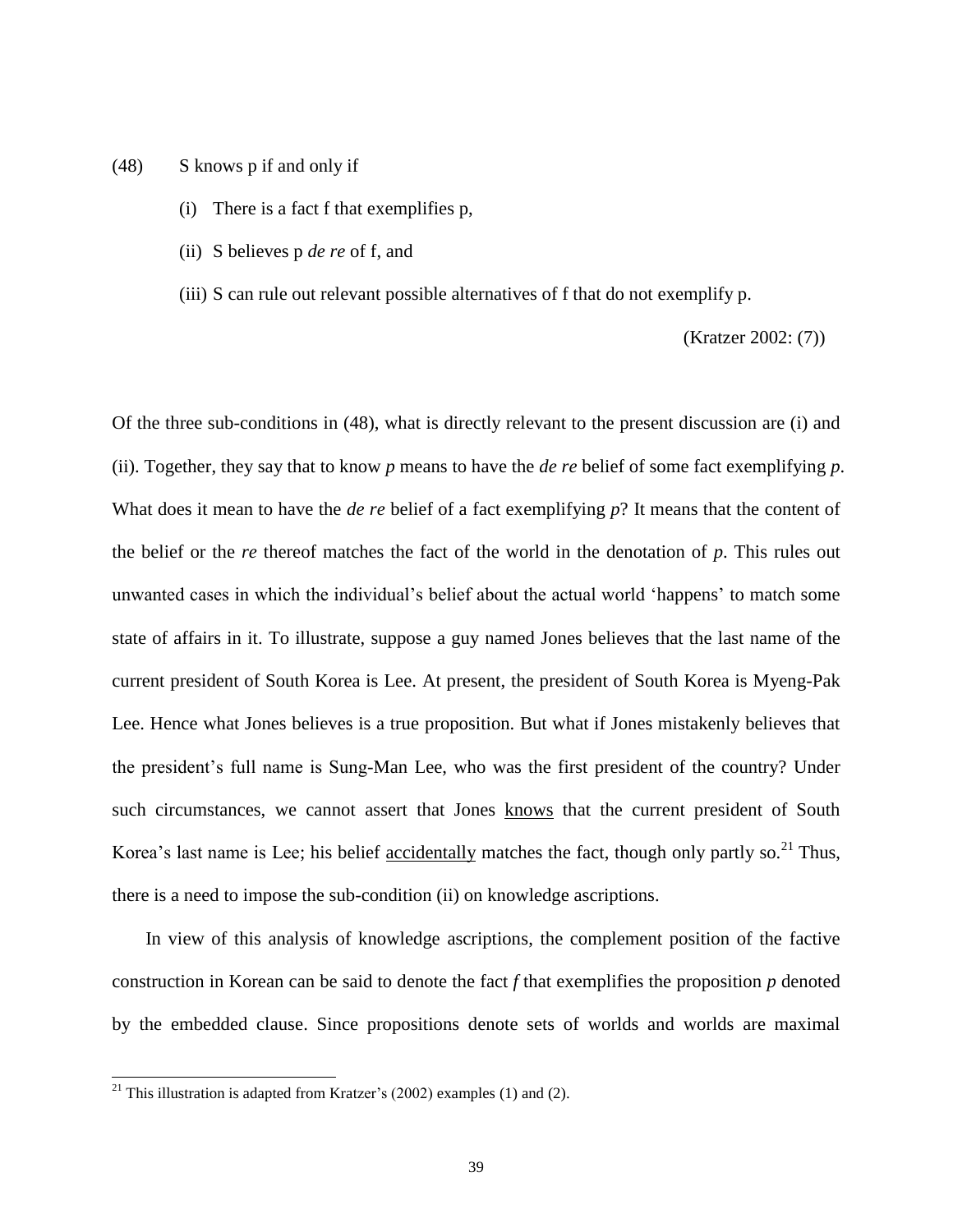(48) S knows p if and only if

(i) There is a fact f that exemplifies p,

(ii) S believes p *de re* of f, and

(iii) S can rule out relevant possible alternatives of f that do not exemplify p.

(Kratzer 2002: (7))

Of the three sub-conditions in (48), what is directly relevant to the present discussion are (i) and (ii). Together, they say that to know *p* means to have the *de re* belief of some fact exemplifying *p*. What does it mean to have the *de re* belief of a fact exemplifying *p*? It means that the content of the belief or the *re* thereof matches the fact of the world in the denotation of *p*. This rules out unwanted cases in which the individual's belief about the actual world 'happens' to match some state of affairs in it. To illustrate, suppose a guy named Jones believes that the last name of the current president of South Korea is Lee. At present, the president of South Korea is Myeng-Pak Lee. Hence what Jones believes is a true proposition. But what if Jones mistakenly believes that the president's full name is Sung-Man Lee, who was the first president of the country? Under such circumstances, we cannot assert that Jones <u>knows</u> that the current president of South Korea's last name is Lee; his belief <u>accidentally</u> matches the fact, though only partly so.[21] Thus, there is a need to impose the sub-condition (ii) on knowledge ascriptions.

In view of this analysis of knowledge ascriptions, the complement position of the factive construction in Korean can be said to denote the fact *f* that exemplifies the proposition *p* denoted by the embedded clause. Since propositions denote sets of worlds and worlds are maximal

[21] This illustration is adapted from Kratzer's (2002) examples (1) and (2).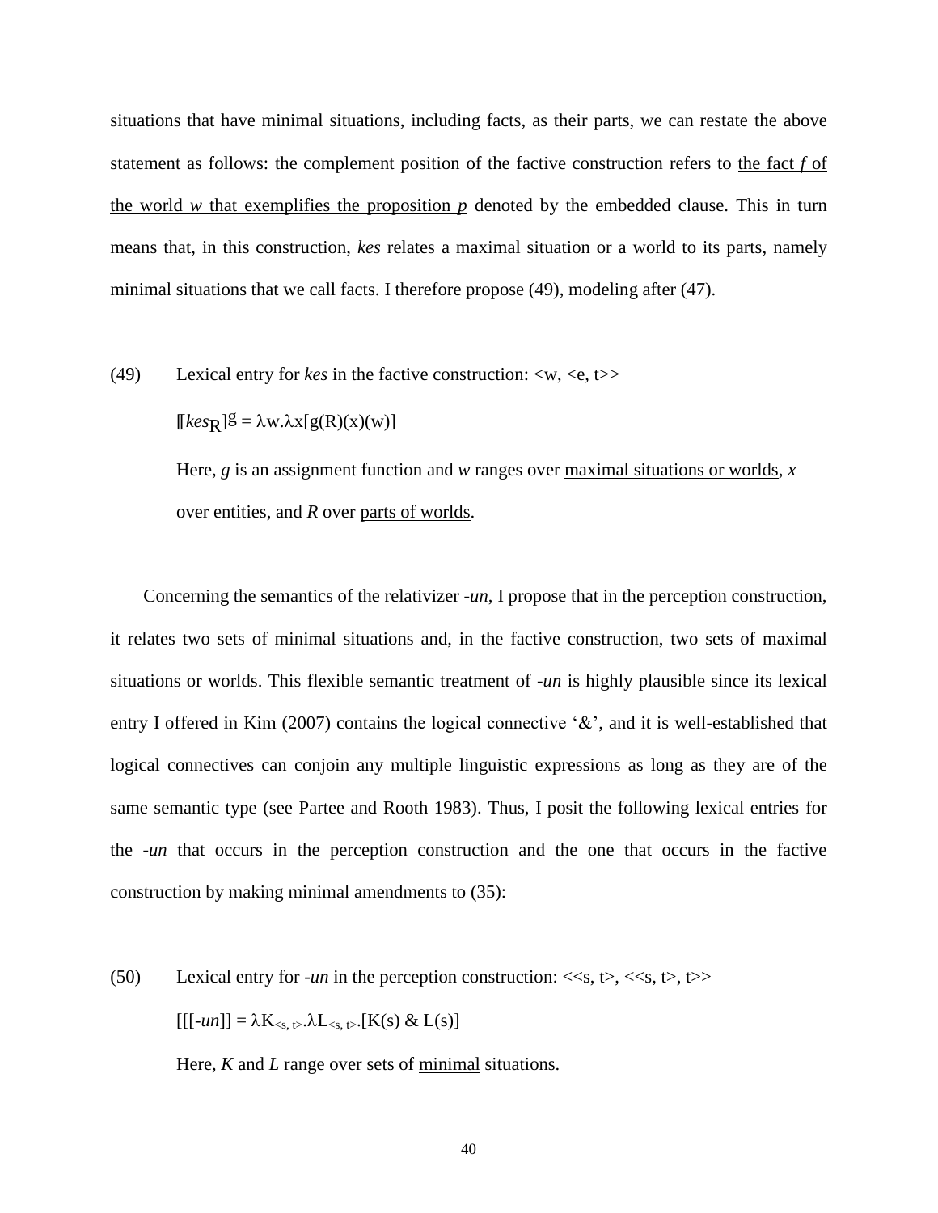situations that have minimal situations, including facts, as their parts, we can restate the above statement as follows: the complement position of the factive construction refers to <u>the fact *f* of the world *w* that exemplifies the proposition *p*</u> denoted by the embedded clause. This in turn means that, in this construction, *kes* relates a maximal situation or a world to its parts, namely minimal situations that we call facts. I therefore propose (49), modeling after (47).

(49) Lexical entry for *kes* in the factive construction: <w, <e, t>>

$[\![kes_R]\!]^g = \lambda w.\lambda x[g(R)(x)(w)]$

Here, *g* is an assignment function and *w* ranges over <u>maximal situations or worlds</u>, *x* over entities, and *R* over <u>parts of worlds</u>.

Concerning the semantics of the relativizer *-un*, I propose that in the perception construction, it relates two sets of minimal situations and, in the factive construction, two sets of maximal situations or worlds. This flexible semantic treatment of *-un* is highly plausible since its lexical entry I offered in Kim (2007) contains the logical connective '&', and it is well-established that logical connectives can conjoin any multiple linguistic expressions as long as they are of the same semantic type (see Partee and Rooth 1983). Thus, I posit the following lexical entries for the *-un* that occurs in the perception construction and the one that occurs in the factive construction by making minimal amendments to (35):

(50) Lexical entry for *-un* in the perception construction: <<s, t>, <<s, t>, t>>

$[[[\text{-}un]]] = \lambda K_{<s,\, t>}.\lambda L_{<s,\, t>}.[K(s) \;\&\; L(s)]$

Here, *K* and *L* range over sets of <u>minimal</u> situations.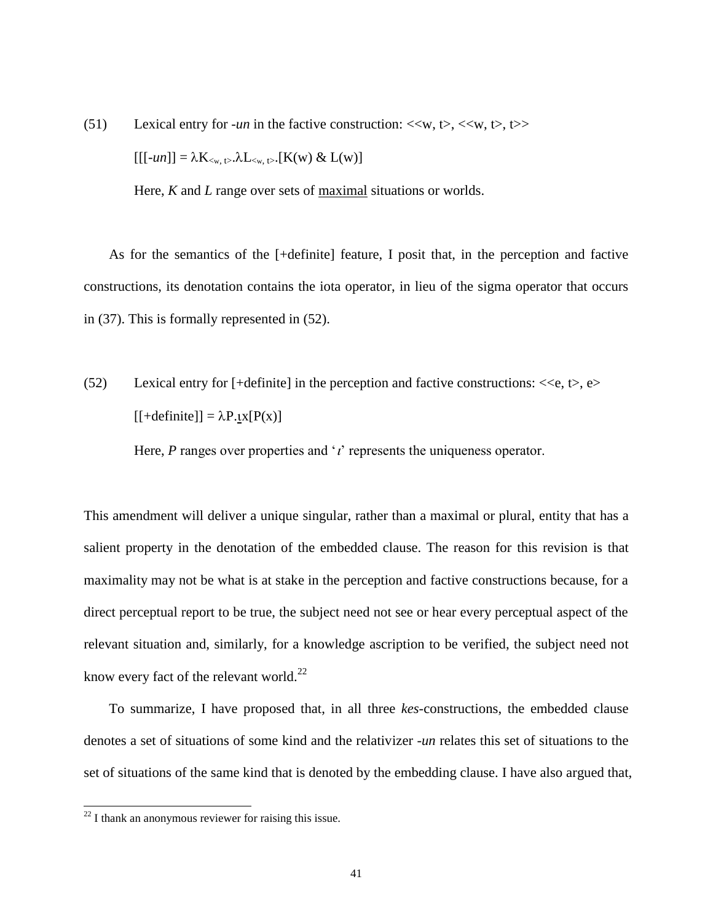(51) Lexical entry for *-un* in the factive construction: <<w, t>, <<w, t>, t>>

$[[-un]] = \lambda K_{<w, t>}.\lambda L_{<w, t>}.[K(w) \& L(w)]$

Here, *K* and *L* range over sets of <u>maximal</u> situations or worlds.

As for the semantics of the [+definite] feature, I posit that, in the perception and factive constructions, its denotation contains the iota operator, in lieu of the sigma operator that occurs in (37). This is formally represented in (52).

(52) Lexical entry for [+definite] in the perception and factive constructions: <<e, t>, e>

$[[+\text{definite}]] = \lambda P.\iota x[P(x)]$

Here, *P* ranges over properties and '*ι*' represents the uniqueness operator.

This amendment will deliver a unique singular, rather than a maximal or plural, entity that has a salient property in the denotation of the embedded clause. The reason for this revision is that maximality may not be what is at stake in the perception and factive constructions because, for a direct perceptual report to be true, the subject need not see or hear every perceptual aspect of the relevant situation and, similarly, for a knowledge ascription to be verified, the subject need not know every fact of the relevant world.[22]

To summarize, I have proposed that, in all three *kes*-constructions, the embedded clause denotes a set of situations of some kind and the relativizer *-un* relates this set of situations to the set of situations of the same kind that is denoted by the embedding clause. I have also argued that,

[22] I thank an anonymous reviewer for raising this issue.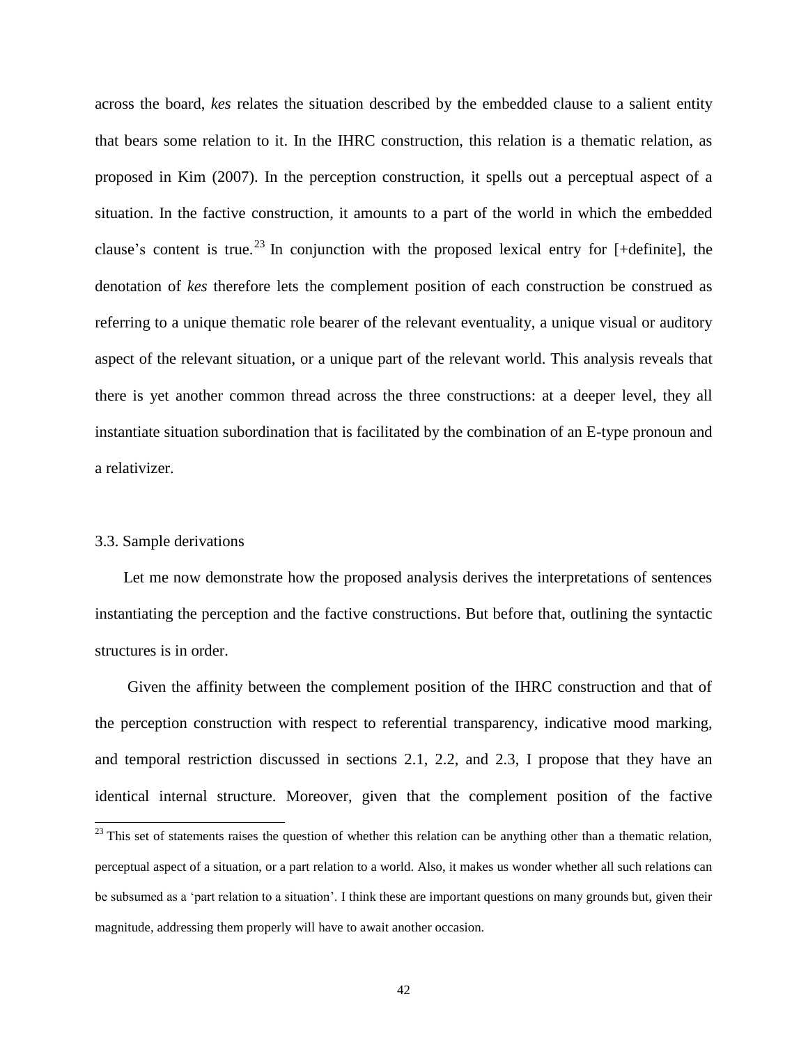across the board, *kes* relates the situation described by the embedded clause to a salient entity that bears some relation to it. In the IHRC construction, this relation is a thematic relation, as proposed in Kim (2007). In the perception construction, it spells out a perceptual aspect of a situation. In the factive construction, it amounts to a part of the world in which the embedded clause's content is true.[23] In conjunction with the proposed lexical entry for [+definite], the denotation of *kes* therefore lets the complement position of each construction be construed as referring to a unique thematic role bearer of the relevant eventuality, a unique visual or auditory aspect of the relevant situation, or a unique part of the relevant world. This analysis reveals that there is yet another common thread across the three constructions: at a deeper level, they all instantiate situation subordination that is facilitated by the combination of an E-type pronoun and a relativizer.

### 3.3. Sample derivations

Let me now demonstrate how the proposed analysis derives the interpretations of sentences instantiating the perception and the factive constructions. But before that, outlining the syntactic structures is in order.

Given the affinity between the complement position of the IHRC construction and that of the perception construction with respect to referential transparency, indicative mood marking, and temporal restriction discussed in sections 2.1, 2.2, and 2.3, I propose that they have an identical internal structure. Moreover, given that the complement position of the factive

---

[23] This set of statements raises the question of whether this relation can be anything other than a thematic relation, perceptual aspect of a situation, or a part relation to a world. Also, it makes us wonder whether all such relations can be subsumed as a 'part relation to a situation'. I think these are important questions on many grounds but, given their magnitude, addressing them properly will have to await another occasion.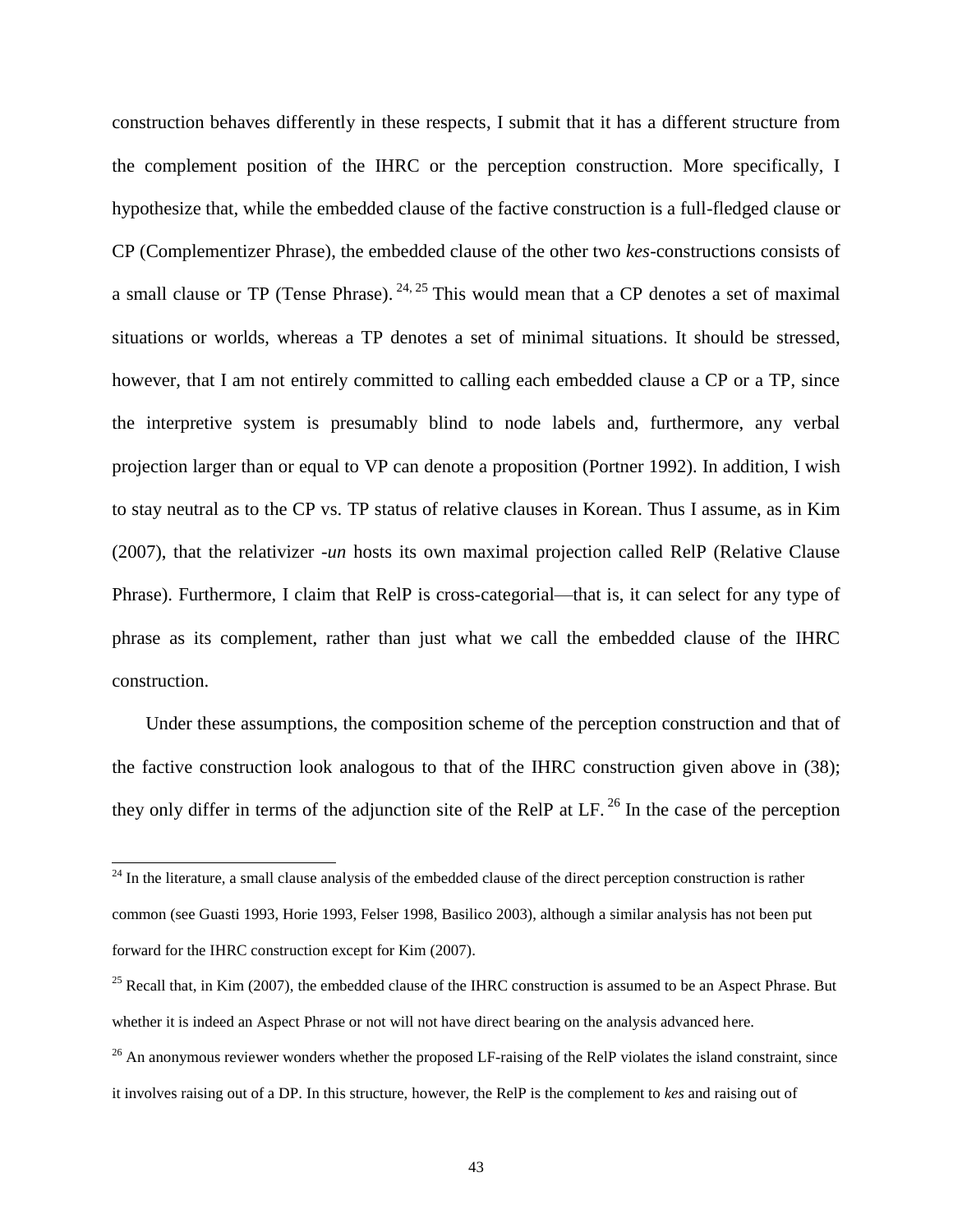construction behaves differently in these respects, I submit that it has a different structure from the complement position of the IHRC or the perception construction. More specifically, I hypothesize that, while the embedded clause of the factive construction is a full-fledged clause or CP (Complementizer Phrase), the embedded clause of the other two *kes*-constructions consists of a small clause or TP (Tense Phrase).[24, 25] This would mean that a CP denotes a set of maximal situations or worlds, whereas a TP denotes a set of minimal situations. It should be stressed, however, that I am not entirely committed to calling each embedded clause a CP or a TP, since the interpretive system is presumably blind to node labels and, furthermore, any verbal projection larger than or equal to VP can denote a proposition (Portner 1992). In addition, I wish to stay neutral as to the CP vs. TP status of relative clauses in Korean. Thus I assume, as in Kim (2007), that the relativizer *-un* hosts its own maximal projection called RelP (Relative Clause Phrase). Furthermore, I claim that RelP is cross-categorial—that is, it can select for any type of phrase as its complement, rather than just what we call the embedded clause of the IHRC construction.

Under these assumptions, the composition scheme of the perception construction and that of the factive construction look analogous to that of the IHRC construction given above in (38); they only differ in terms of the adjunction site of the RelP at LF.[26] In the case of the perception

---

[24] In the literature, a small clause analysis of the embedded clause of the direct perception construction is rather common (see Guasti 1993, Horie 1993, Felser 1998, Basilico 2003), although a similar analysis has not been put forward for the IHRC construction except for Kim (2007).

[25] Recall that, in Kim (2007), the embedded clause of the IHRC construction is assumed to be an Aspect Phrase. But whether it is indeed an Aspect Phrase or not will not have direct bearing on the analysis advanced here.

[26] An anonymous reviewer wonders whether the proposed LF-raising of the RelP violates the island constraint, since it involves raising out of a DP. In this structure, however, the RelP is the complement to *kes* and raising out of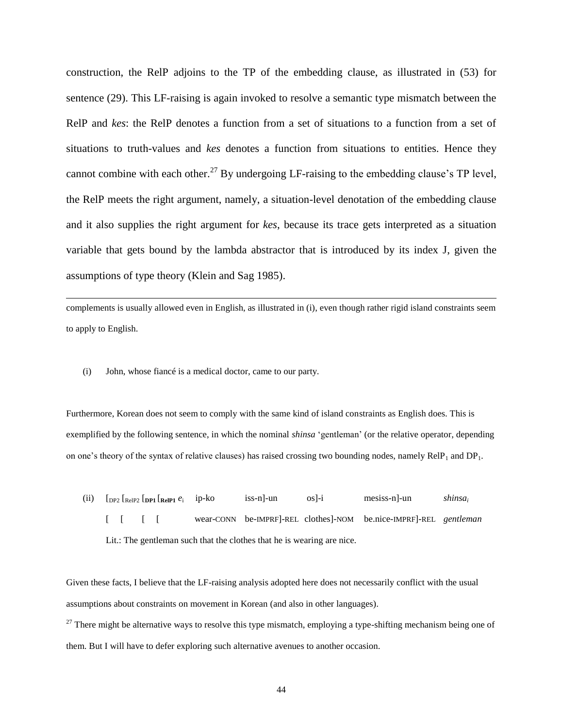construction, the RelP adjoins to the TP of the embedding clause, as illustrated in (53) for sentence (29). This LF-raising is again invoked to resolve a semantic type mismatch between the RelP and *kes*: the RelP denotes a function from a set of situations to a function from a set of situations to truth-values and *kes* denotes a function from situations to entities. Hence they cannot combine with each other.[27] By undergoing LF-raising to the embedding clause's TP level, the RelP meets the right argument, namely, a situation-level denotation of the embedding clause and it also supplies the right argument for *kes*, because its trace gets interpreted as a situation variable that gets bound by the lambda abstractor that is introduced by its index J, given the assumptions of type theory (Klein and Sag 1985).

---

complements is usually allowed even in English, as illustrated in (i), even though rather rigid island constraints seem to apply to English.

(i) John, whose fiancé is a medical doctor, came to our party.

Furthermore, Korean does not seem to comply with the same kind of island constraints as English does. This is exemplified by the following sentence, in which the nominal *shinsa* 'gentleman' (or the relative operator, depending on one's theory of the syntax of relative clauses) has raised crossing two bounding nodes, namely $RelP_1$ and $DP_1$.

(ii) $[_{DP2}$ $[_{RelP2}$ $[_{\mathbf{DP1}}$ $[_{\mathbf{RelP1}}$ $e_i$ ip-ko iss-n]-un os]-i mesiss-n]-un *shinsa*$_i$
[ [ [ [ wear-CONN be-IMPRF]-REL clothes]-NOM be.nice-IMPRF]-REL *gentleman*
Lit.: The gentleman such that the clothes that he is wearing are nice.

Given these facts, I believe that the LF-raising analysis adopted here does not necessarily conflict with the usual assumptions about constraints on movement in Korean (and also in other languages).

[27] There might be alternative ways to resolve this type mismatch, employing a type-shifting mechanism being one of them. But I will have to defer exploring such alternative avenues to another occasion.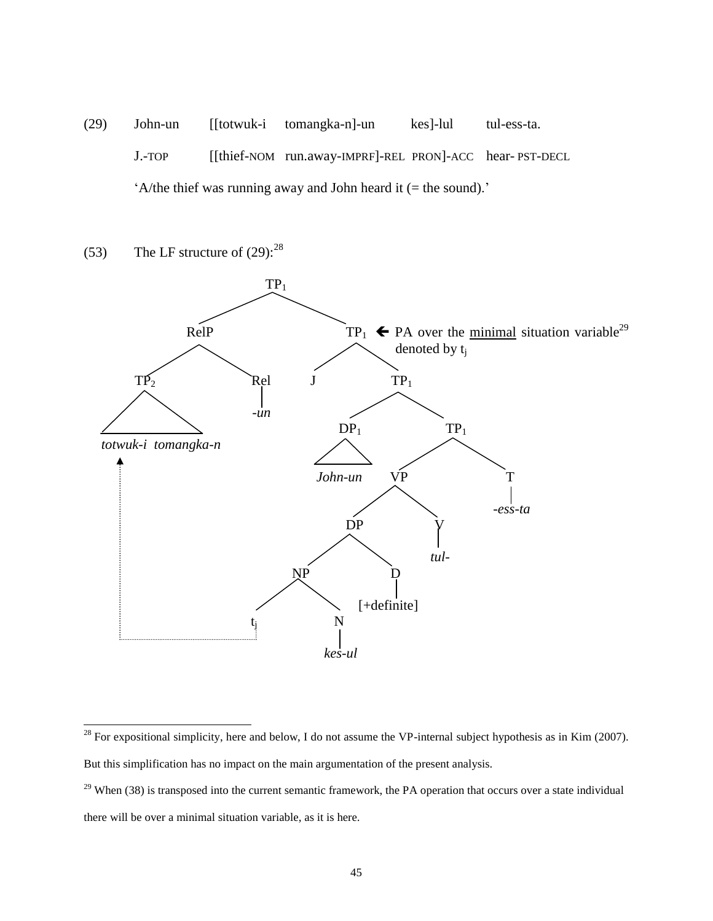(29) John-un [[totwuk-i tomangka-n]-un kes]-lul tul-ess-ta.

J.-TOP [[thief-NOM run.away-IMPRF]-REL PRON]-ACC hear- PST-DECL

'A/the thief was running away and John heard it (= the sound).'

(53) The LF structure of (29):[28]

```
[TP1 [RelP [TP2 totwuk-i tomangka-n] [Rel -un]]
     [TP1 J                                  ← PA over the minimal situation variable[29] denoted by t_j
          [TP1 [DP1 John-un]
               [TP1 [VP [DP [NP t_j [N kes-ul]] [D [+definite]]]
                        [V tul-]]
                    [T -ess-ta]]]]]

(dotted arrow: t_j → TP2 totwuk-i tomangka-n)
```

[28] For expositional simplicity, here and below, I do not assume the VP-internal subject hypothesis as in Kim (2007). But this simplification has no impact on the main argumentation of the present analysis.

[29] When (38) is transposed into the current semantic framework, the PA operation that occurs over a state individual there will be over a minimal situation variable, as it is here.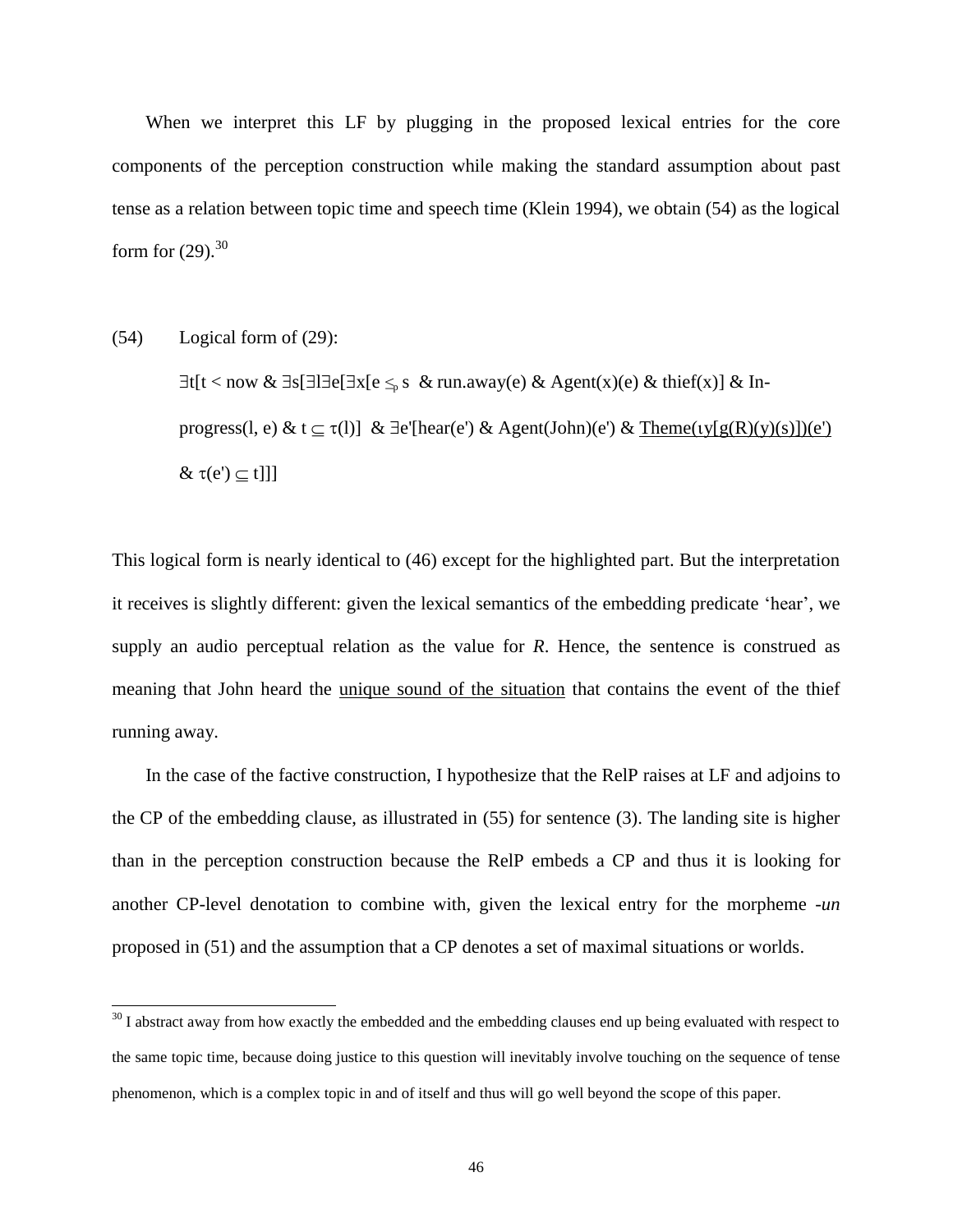When we interpret this LF by plugging in the proposed lexical entries for the core components of the perception construction while making the standard assumption about past tense as a relation between topic time and speech time (Klein 1994), we obtain (54) as the logical form for (29).[30]

(54) Logical form of (29):

$\exists t[t < \text{now} \ \& \ \exists s[\exists l \exists e[\exists x[e \leq_p s \ \& \ \text{run.away}(e) \ \& \ \text{Agent}(x)(e) \ \& \ \text{thief}(x)] \ \& \ \text{In-progress}(l, e) \ \& \ t \subseteq \tau(l)] \ \& \ \exists e'[\text{hear}(e') \ \& \ \text{Agent}(\text{John})(e') \ \& \ \underline{\text{Theme}(\iota y[g(R)(y)(s)])(e')} \ \& \ \tau(e') \subseteq t]]]$

This logical form is nearly identical to (46) except for the highlighted part. But the interpretation it receives is slightly different: given the lexical semantics of the embedding predicate 'hear', we supply an audio perceptual relation as the value for *R*. Hence, the sentence is construed as meaning that John heard the unique sound of the situation that contains the event of the thief running away.

In the case of the factive construction, I hypothesize that the RelP raises at LF and adjoins to the CP of the embedding clause, as illustrated in (55) for sentence (3). The landing site is higher than in the perception construction because the RelP embeds a CP and thus it is looking for another CP-level denotation to combine with, given the lexical entry for the morpheme *-un* proposed in (51) and the assumption that a CP denotes a set of maximal situations or worlds.

[30] I abstract away from how exactly the embedded and the embedding clauses end up being evaluated with respect to the same topic time, because doing justice to this question will inevitably involve touching on the sequence of tense phenomenon, which is a complex topic in and of itself and thus will go well beyond the scope of this paper.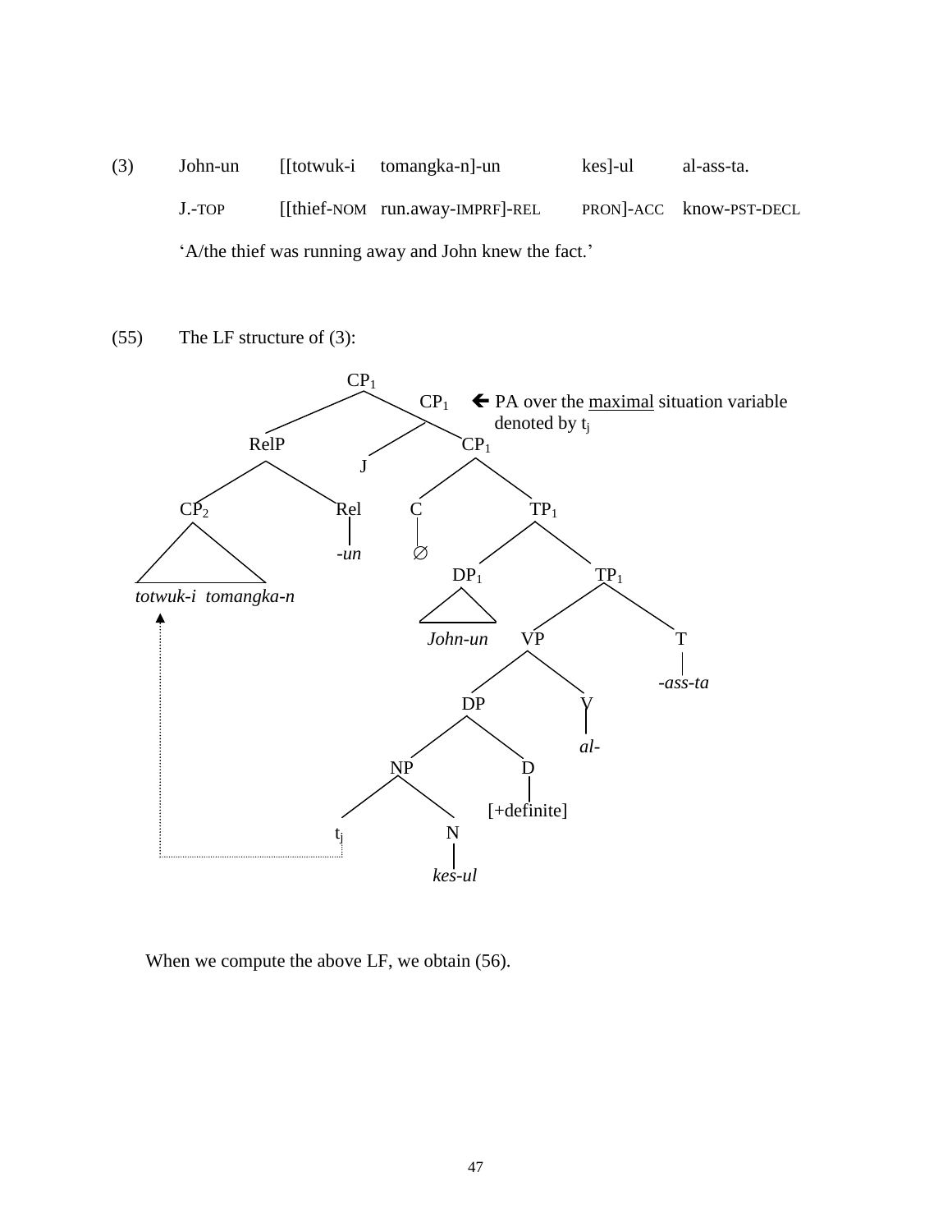(3) John-un [[totwuk-i tomangka-n]-un kes]-ul al-ass-ta.

J.-TOP [[thief-NOM run.away-IMPRF]-REL PRON]-ACC know-PST-DECL

'A/the thief was running away and John knew the fact.'

(55) The LF structure of (3):

```
[CP1 [RelP [CP2 totwuk-i tomangka-n] [Rel -un]]
     [CP1 J                                  ← PA over the maximal situation variable denoted by t_j
          [CP1 [C ∅]
               [TP1 [DP1 John-un]
                    [TP1 [VP [DP [NP t_j [N kes-ul]] [D [+definite]]]
                             [V al-]]
                         [T -ass-ta]]]]]]
```

(dotted arrow from $t_j$ to CP₂ *totwuk-i tomangka-n*)

When we compute the above LF, we obtain (56).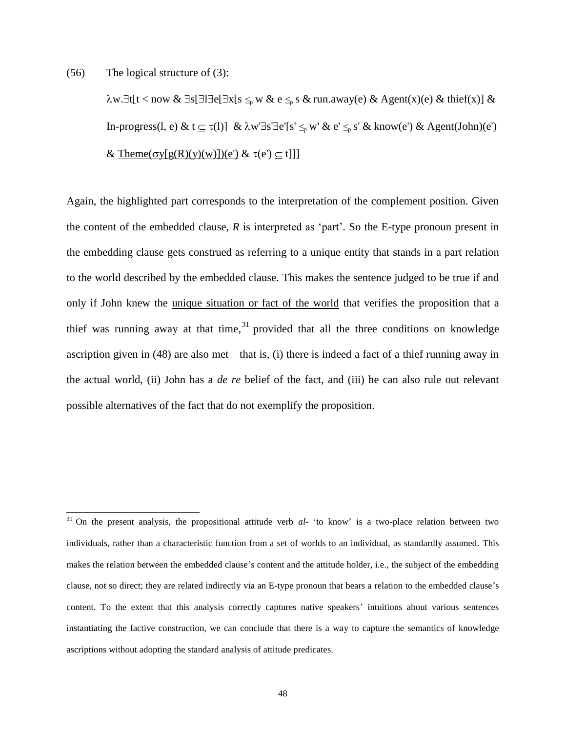(56) The logical structure of (3):

$$\lambda w.\exists t[t < now \ \&\ \exists s[\exists l \exists e[\exists x[s \leq_p w \ \&\ e \leq_p s \ \&\ run.away(e) \ \&\ Agent(x)(e) \ \&\ thief(x)] \ \&\ In\text{-}progress(l, e) \ \&\ t \subseteq \tau(l)] \ \&\ \lambda w'\exists s'\exists e'[s' \leq_p w' \ \&\ e' \leq_p s' \ \&\ know(e') \ \&\ Agent(John)(e') \ \&\ \underline{Theme(\sigma y[g(R)(y)(w)])(e')} \ \&\ \tau(e') \subseteq t]]]$$

Again, the highlighted part corresponds to the interpretation of the complement position. Given the content of the embedded clause, *R* is interpreted as 'part'. So the E-type pronoun present in the embedding clause gets construed as referring to a unique entity that stands in a part relation to the world described by the embedded clause. This makes the sentence judged to be true if and only if John knew the <u>unique situation or fact of the world</u> that verifies the proposition that a thief was running away at that time,[31] provided that all the three conditions on knowledge ascription given in (48) are also met—that is, (i) there is indeed a fact of a thief running away in the actual world, (ii) John has a *de re* belief of the fact, and (iii) he can also rule out relevant possible alternatives of the fact that do not exemplify the proposition.

---

[31] On the present analysis, the propositional attitude verb *al-* 'to know' is a two-place relation between two individuals, rather than a characteristic function from a set of worlds to an individual, as standardly assumed. This makes the relation between the embedded clause's content and the attitude holder, i.e., the subject of the embedding clause, not so direct; they are related indirectly via an E-type pronoun that bears a relation to the embedded clause's content. To the extent that this analysis correctly captures native speakers' intuitions about various sentences instantiating the factive construction, we can conclude that there is a way to capture the semantics of knowledge ascriptions without adopting the standard analysis of attitude predicates.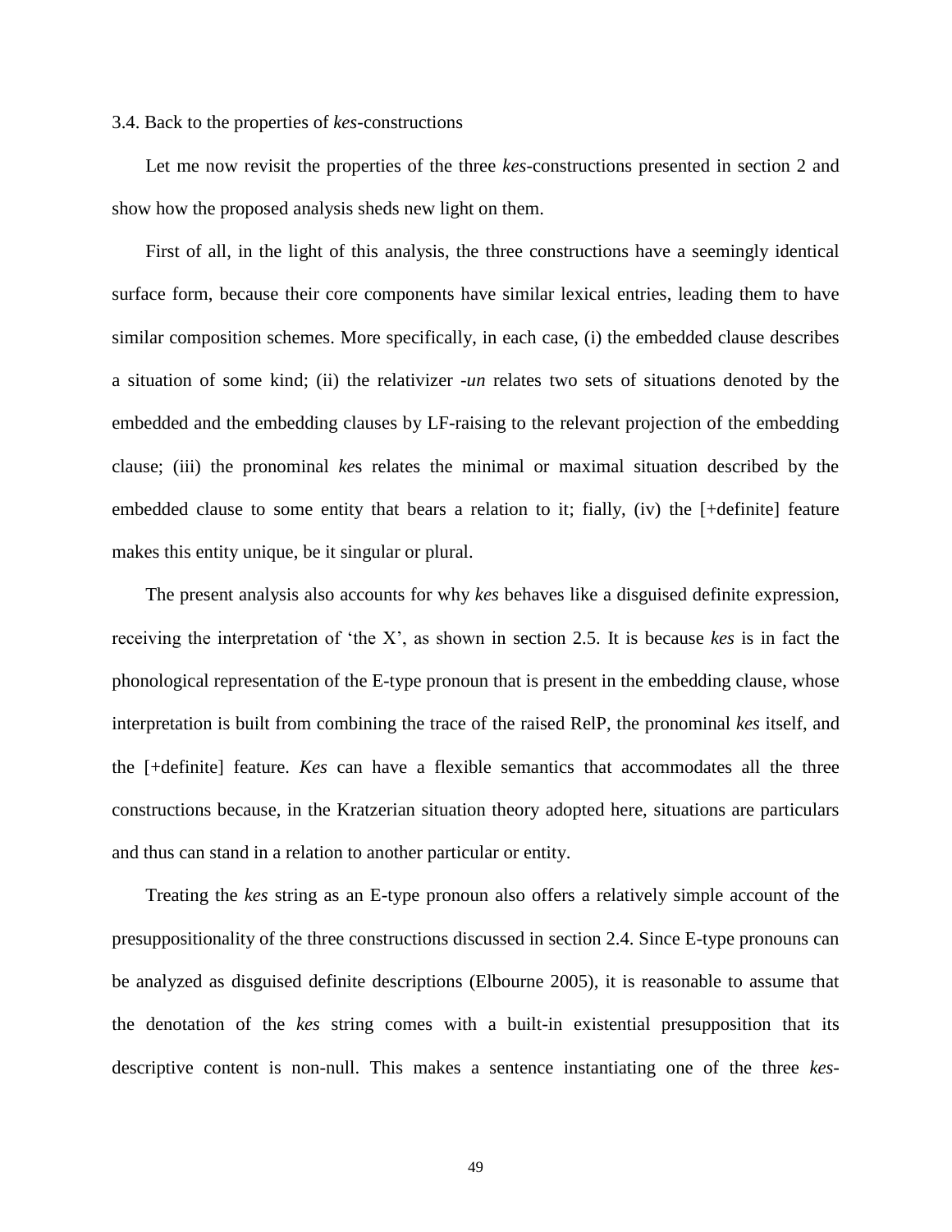### 3.4. Back to the properties of *kes*-constructions

Let me now revisit the properties of the three *kes*-constructions presented in section 2 and show how the proposed analysis sheds new light on them.

First of all, in the light of this analysis, the three constructions have a seemingly identical surface form, because their core components have similar lexical entries, leading them to have similar composition schemes. More specifically, in each case, (i) the embedded clause describes a situation of some kind; (ii) the relativizer *-un* relates two sets of situations denoted by the embedded and the embedding clauses by LF-raising to the relevant projection of the embedding clause; (iii) the pronominal *ke*s relates the minimal or maximal situation described by the embedded clause to some entity that bears a relation to it; fially, (iv) the [+definite] feature makes this entity unique, be it singular or plural.

The present analysis also accounts for why *kes* behaves like a disguised definite expression, receiving the interpretation of 'the X', as shown in section 2.5. It is because *kes* is in fact the phonological representation of the E-type pronoun that is present in the embedding clause, whose interpretation is built from combining the trace of the raised RelP, the pronominal *kes* itself, and the [+definite] feature. *Kes* can have a flexible semantics that accommodates all the three constructions because, in the Kratzerian situation theory adopted here, situations are particulars and thus can stand in a relation to another particular or entity.

Treating the *kes* string as an E-type pronoun also offers a relatively simple account of the presuppositionality of the three constructions discussed in section 2.4. Since E-type pronouns can be analyzed as disguised definite descriptions (Elbourne 2005), it is reasonable to assume that the denotation of the *kes* string comes with a built-in existential presupposition that its descriptive content is non-null. This makes a sentence instantiating one of the three *kes*-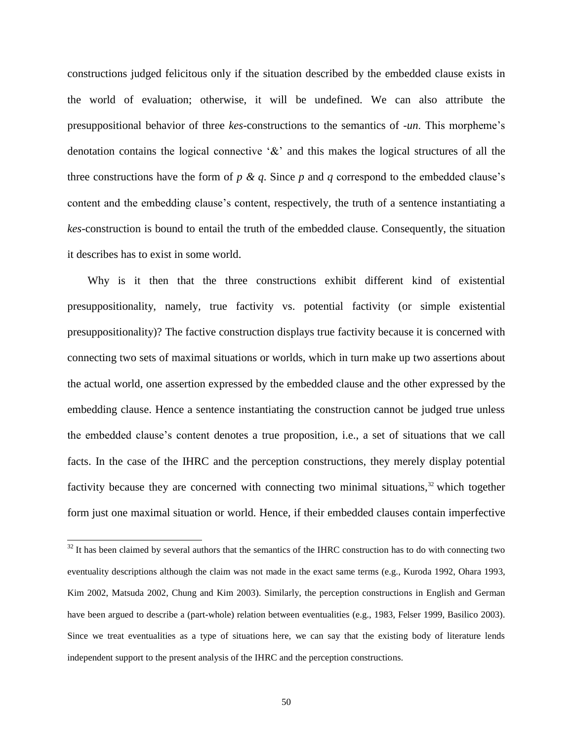constructions judged felicitous only if the situation described by the embedded clause exists in the world of evaluation; otherwise, it will be undefined. We can also attribute the presuppositional behavior of three *kes*-constructions to the semantics of *-un*. This morpheme's denotation contains the logical connective '&' and this makes the logical structures of all the three constructions have the form of *p & q*. Since *p* and *q* correspond to the embedded clause's content and the embedding clause's content, respectively, the truth of a sentence instantiating a *kes*-construction is bound to entail the truth of the embedded clause. Consequently, the situation it describes has to exist in some world.

Why is it then that the three constructions exhibit different kind of existential presuppositionality, namely, true factivity vs. potential factivity (or simple existential presuppositionality)? The factive construction displays true factivity because it is concerned with connecting two sets of maximal situations or worlds, which in turn make up two assertions about the actual world, one assertion expressed by the embedded clause and the other expressed by the embedding clause. Hence a sentence instantiating the construction cannot be judged true unless the embedded clause's content denotes a true proposition, i.e., a set of situations that we call facts. In the case of the IHRC and the perception constructions, they merely display potential factivity because they are concerned with connecting two minimal situations,[32] which together form just one maximal situation or world. Hence, if their embedded clauses contain imperfective

[32] It has been claimed by several authors that the semantics of the IHRC construction has to do with connecting two eventuality descriptions although the claim was not made in the exact same terms (e.g., Kuroda 1992, Ohara 1993, Kim 2002, Matsuda 2002, Chung and Kim 2003). Similarly, the perception constructions in English and German have been argued to describe a (part-whole) relation between eventualities (e.g., 1983, Felser 1999, Basilico 2003). Since we treat eventualities as a type of situations here, we can say that the existing body of literature lends independent support to the present analysis of the IHRC and the perception constructions.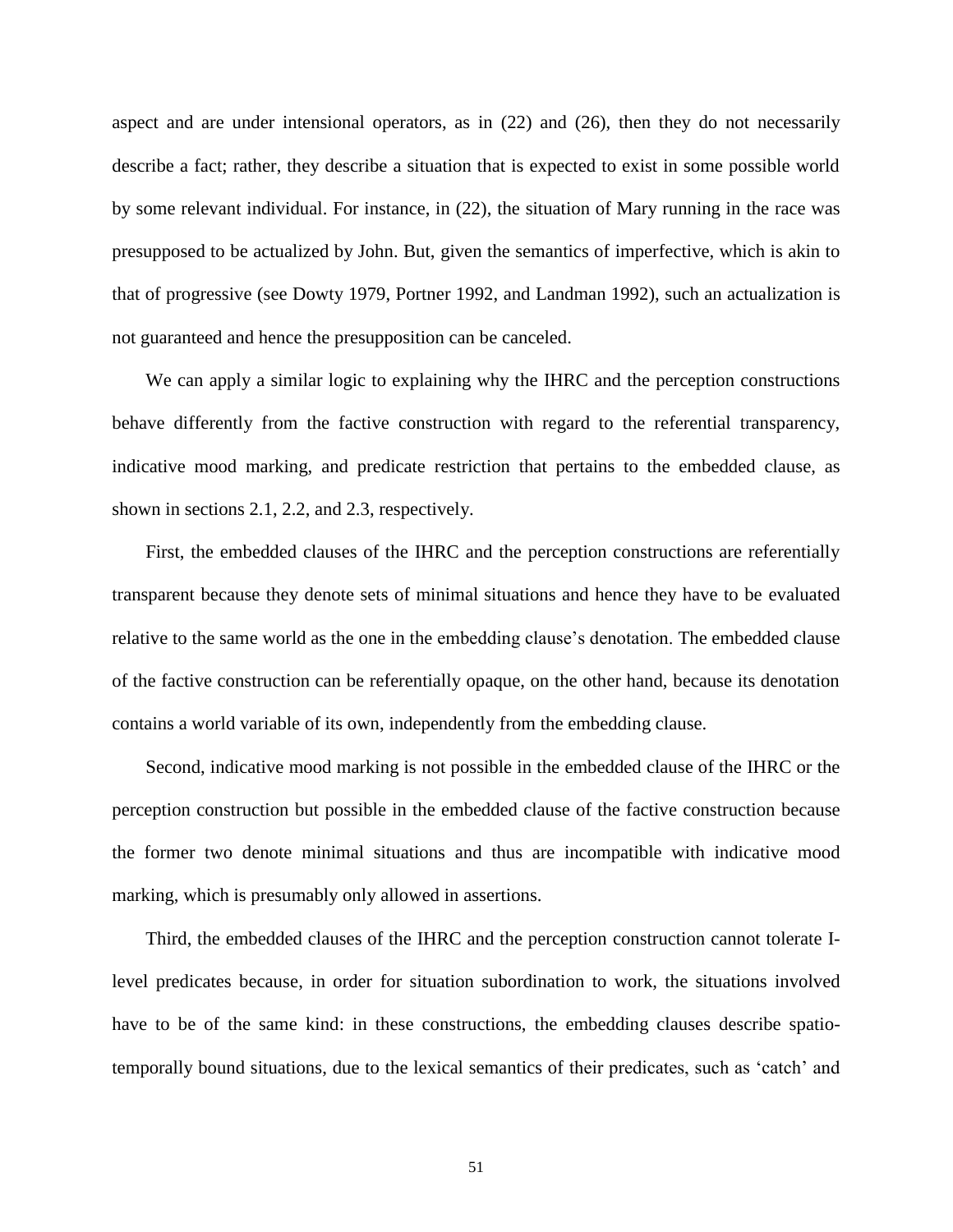aspect and are under intensional operators, as in (22) and (26), then they do not necessarily describe a fact; rather, they describe a situation that is expected to exist in some possible world by some relevant individual. For instance, in (22), the situation of Mary running in the race was presupposed to be actualized by John. But, given the semantics of imperfective, which is akin to that of progressive (see Dowty 1979, Portner 1992, and Landman 1992), such an actualization is not guaranteed and hence the presupposition can be canceled.

We can apply a similar logic to explaining why the IHRC and the perception constructions behave differently from the factive construction with regard to the referential transparency, indicative mood marking, and predicate restriction that pertains to the embedded clause, as shown in sections 2.1, 2.2, and 2.3, respectively.

First, the embedded clauses of the IHRC and the perception constructions are referentially transparent because they denote sets of minimal situations and hence they have to be evaluated relative to the same world as the one in the embedding clause's denotation. The embedded clause of the factive construction can be referentially opaque, on the other hand, because its denotation contains a world variable of its own, independently from the embedding clause.

Second, indicative mood marking is not possible in the embedded clause of the IHRC or the perception construction but possible in the embedded clause of the factive construction because the former two denote minimal situations and thus are incompatible with indicative mood marking, which is presumably only allowed in assertions.

Third, the embedded clauses of the IHRC and the perception construction cannot tolerate I-level predicates because, in order for situation subordination to work, the situations involved have to be of the same kind: in these constructions, the embedding clauses describe spatio-temporally bound situations, due to the lexical semantics of their predicates, such as 'catch' and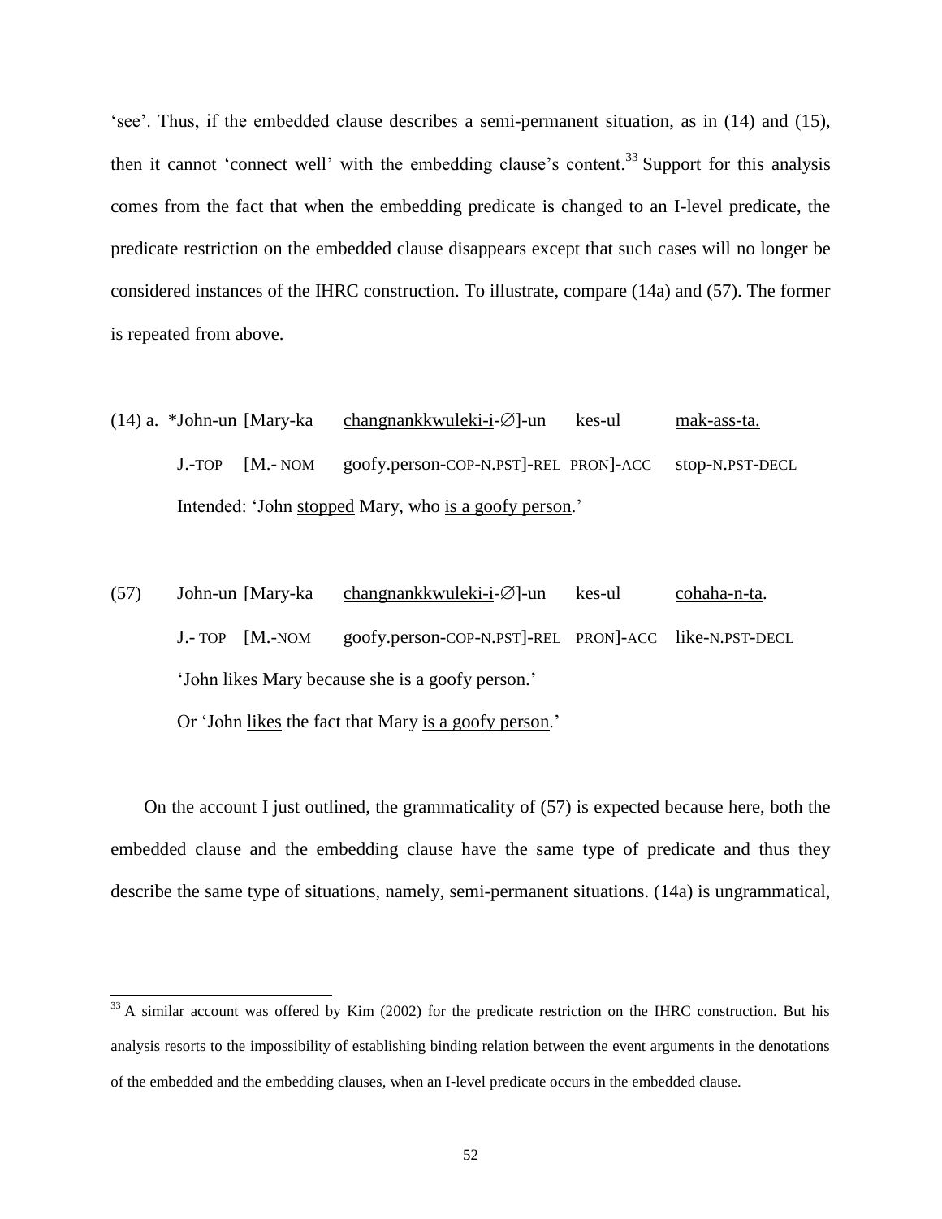'see'. Thus, if the embedded clause describes a semi-permanent situation, as in (14) and (15), then it cannot 'connect well' with the embedding clause's content.[33] Support for this analysis comes from the fact that when the embedding predicate is changed to an I-level predicate, the predicate restriction on the embedded clause disappears except that such cases will no longer be considered instances of the IHRC construction. To illustrate, compare (14a) and (57). The former is repeated from above.

(14) a. *John-un [Mary-ka <u>changnankkwuleki-i</u>-∅]-un kes-ul <u>mak-ass-ta.</u>

J.-TOP [M.- NOM goofy.person-COP-N.PST]-REL PRON]-ACC stop-N.PST-DECL

Intended: 'John <u>stopped</u> Mary, who <u>is a goofy person</u>.'

(57) John-un [Mary-ka <u>changnankkwuleki-i</u>-∅]-un kes-ul <u>cohaha-n-ta</u>.

J.- TOP [M.-NOM goofy.person-COP-N.PST]-REL PRON]-ACC like-N.PST-DECL

'John <u>likes</u> Mary because she <u>is a goofy person</u>.'

Or 'John <u>likes</u> the fact that Mary <u>is a goofy person</u>.'

On the account I just outlined, the grammaticality of (57) is expected because here, both the embedded clause and the embedding clause have the same type of predicate and thus they describe the same type of situations, namely, semi-permanent situations. (14a) is ungrammatical,

[33] A similar account was offered by Kim (2002) for the predicate restriction on the IHRC construction. But his analysis resorts to the impossibility of establishing binding relation between the event arguments in the denotations of the embedded and the embedding clauses, when an I-level predicate occurs in the embedded clause.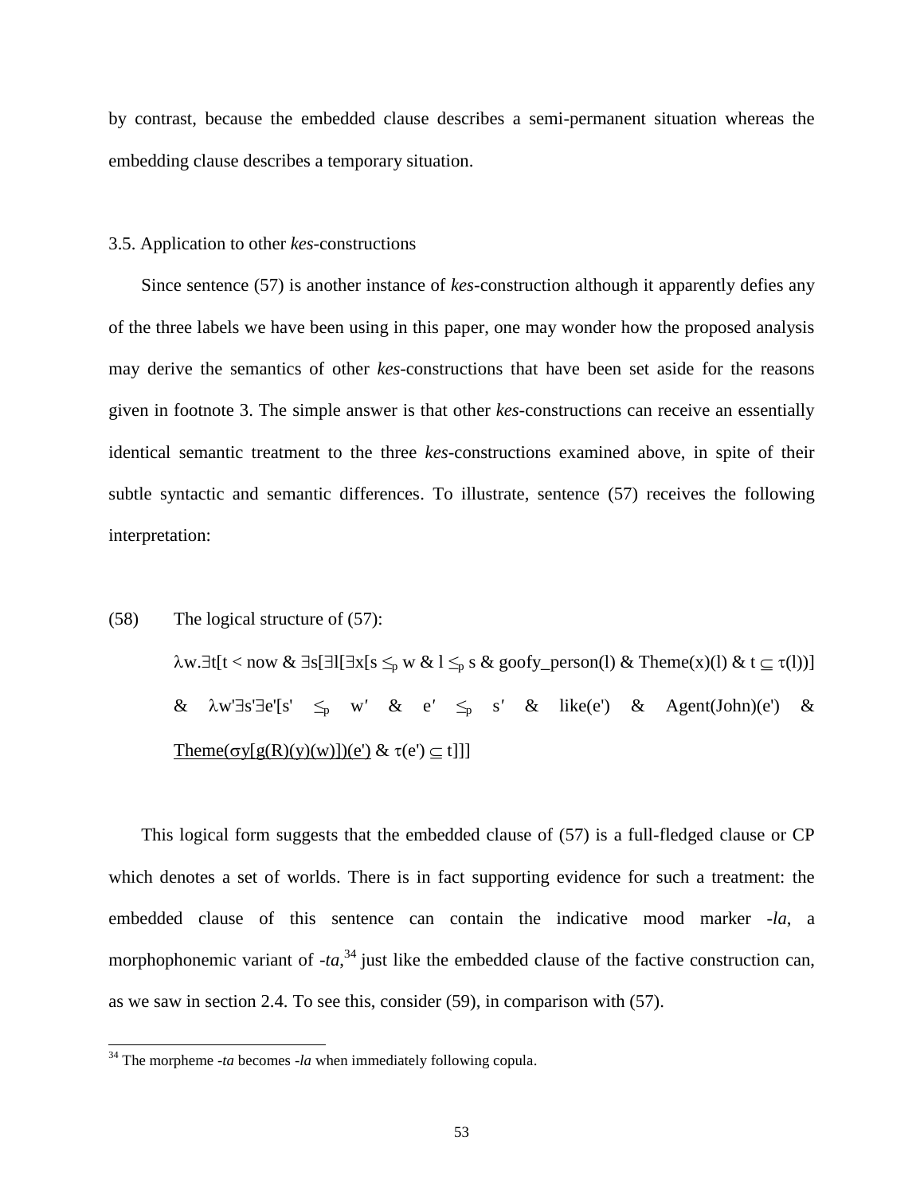by contrast, because the embedded clause describes a semi-permanent situation whereas the embedding clause describes a temporary situation.

### 3.5. Application to other *kes*-constructions

Since sentence (57) is another instance of *kes*-construction although it apparently defies any of the three labels we have been using in this paper, one may wonder how the proposed analysis may derive the semantics of other *kes*-constructions that have been set aside for the reasons given in footnote 3. The simple answer is that other *kes*-constructions can receive an essentially identical semantic treatment to the three *kes*-constructions examined above, in spite of their subtle syntactic and semantic differences. To illustrate, sentence (57) receives the following interpretation:

(58) The logical structure of (57):

$$\lambda w.\exists t[t < \text{now} \;\&\; \exists s[\exists l[\exists x[s \leq_p w \;\&\; l \leq_p s \;\&\; \text{goofy\_person}(l) \;\&\; \text{Theme}(x)(l) \;\&\; t \subseteq \tau(l))] \;\&\; \lambda w'\exists s'\exists e'[s' \leq_p w' \;\&\; e' \leq_p s' \;\&\; \text{like}(e') \;\&\; \text{Agent}(\text{John})(e') \;\&\; \underline{\text{Theme}(\sigma y[g(R)(y)(w)])(e')} \;\&\; \tau(e') \subseteq t]]]$$

This logical form suggests that the embedded clause of (57) is a full-fledged clause or CP which denotes a set of worlds. There is in fact supporting evidence for such a treatment: the embedded clause of this sentence can contain the indicative mood marker *-la*, a morphophonemic variant of *-ta*,[34] just like the embedded clause of the factive construction can, as we saw in section 2.4. To see this, consider (59), in comparison with (57).

---

[34] The morpheme *-ta* becomes *-la* when immediately following copula.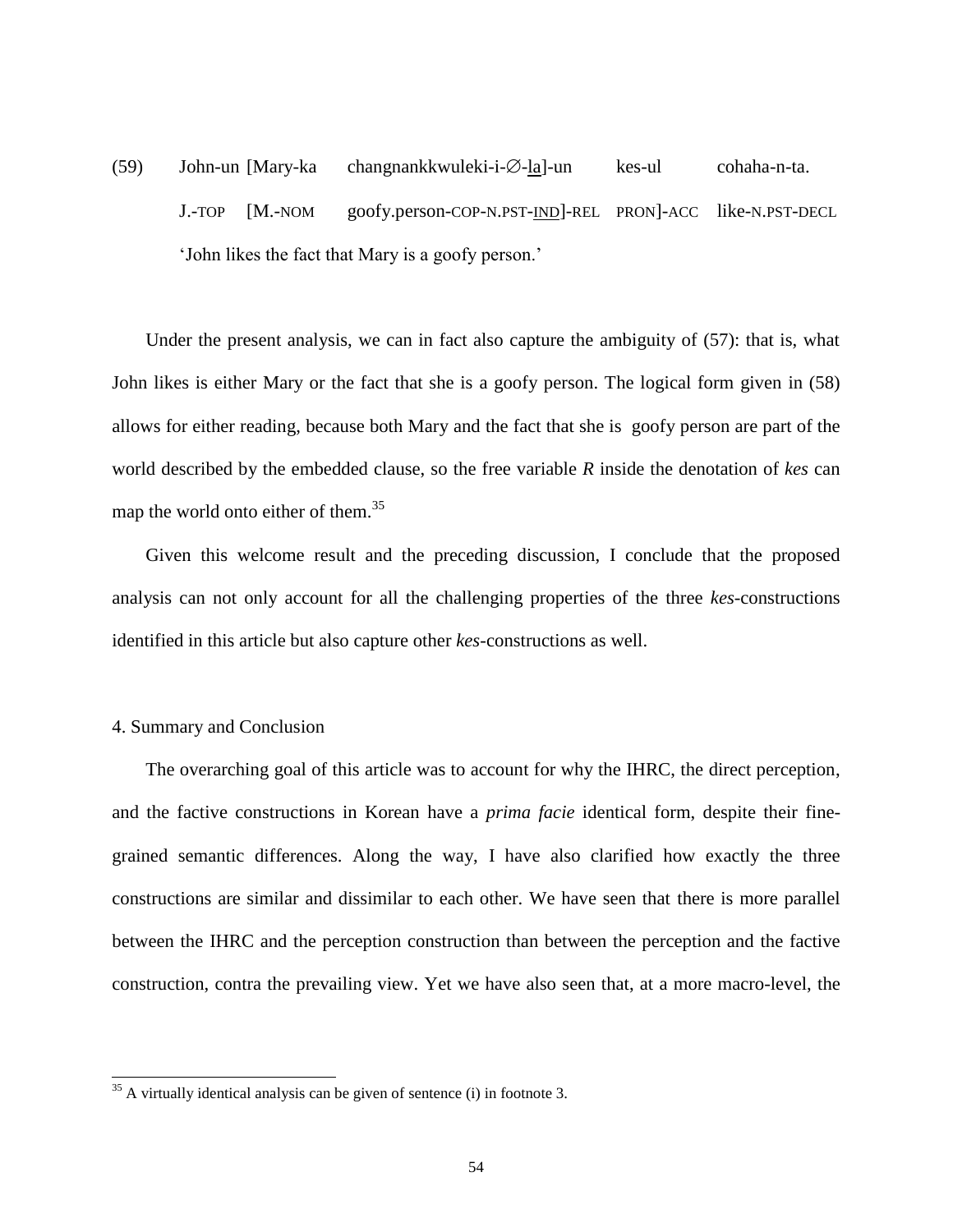(59) John-un [Mary-ka changnankkwuleki-i-∅-<u>la</u>]-un kes-ul cohaha-n-ta.
 J.-TOP [M.-NOM goofy.person-COP-N.PST-<u>IND</u>]-REL PRON]-ACC like-N.PST-DECL
 'John likes the fact that Mary is a goofy person.'

Under the present analysis, we can in fact also capture the ambiguity of (57): that is, what John likes is either Mary or the fact that she is a goofy person. The logical form given in (58) allows for either reading, because both Mary and the fact that she is goofy person are part of the world described by the embedded clause, so the free variable *R* inside the denotation of *kes* can map the world onto either of them.[35]

Given this welcome result and the preceding discussion, I conclude that the proposed analysis can not only account for all the challenging properties of the three *kes*-constructions identified in this article but also capture other *kes*-constructions as well.

## 4. Summary and Conclusion

The overarching goal of this article was to account for why the IHRC, the direct perception, and the factive constructions in Korean have a *prima facie* identical form, despite their fine-grained semantic differences. Along the way, I have also clarified how exactly the three constructions are similar and dissimilar to each other. We have seen that there is more parallel between the IHRC and the perception construction than between the perception and the factive construction, contra the prevailing view. Yet we have also seen that, at a more macro-level, the

---

[35] A virtually identical analysis can be given of sentence (i) in footnote 3.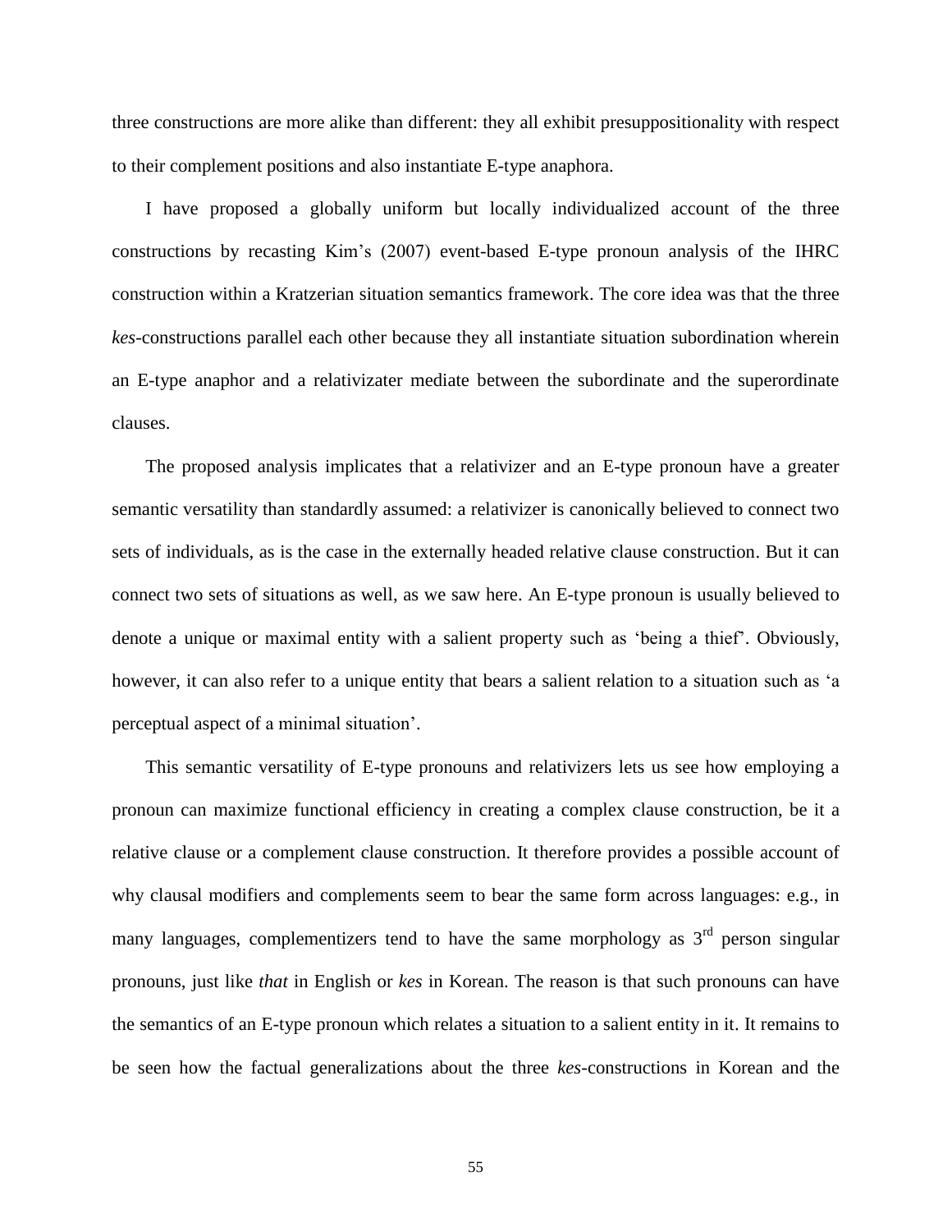three constructions are more alike than different: they all exhibit presuppositionality with respect to their complement positions and also instantiate E-type anaphora.

I have proposed a globally uniform but locally individualized account of the three constructions by recasting Kim's (2007) event-based E-type pronoun analysis of the IHRC construction within a Kratzerian situation semantics framework. The core idea was that the three *kes*-constructions parallel each other because they all instantiate situation subordination wherein an E-type anaphor and a relativizater mediate between the subordinate and the superordinate clauses.

The proposed analysis implicates that a relativizer and an E-type pronoun have a greater semantic versatility than standardly assumed: a relativizer is canonically believed to connect two sets of individuals, as is the case in the externally headed relative clause construction. But it can connect two sets of situations as well, as we saw here. An E-type pronoun is usually believed to denote a unique or maximal entity with a salient property such as 'being a thief'. Obviously, however, it can also refer to a unique entity that bears a salient relation to a situation such as 'a perceptual aspect of a minimal situation'.

This semantic versatility of E-type pronouns and relativizers lets us see how employing a pronoun can maximize functional efficiency in creating a complex clause construction, be it a relative clause or a complement clause construction. It therefore provides a possible account of why clausal modifiers and complements seem to bear the same form across languages: e.g., in many languages, complementizers tend to have the same morphology as 3rd person singular pronouns, just like *that* in English or *kes* in Korean. The reason is that such pronouns can have the semantics of an E-type pronoun which relates a situation to a salient entity in it. It remains to be seen how the factual generalizations about the three *kes*-constructions in Korean and the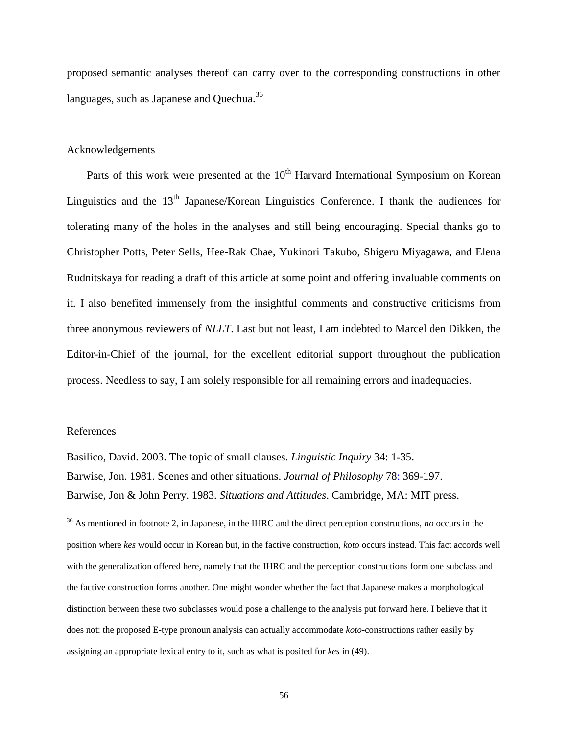proposed semantic analyses thereof can carry over to the corresponding constructions in other languages, such as Japanese and Quechua.[36]

## Acknowledgements

Parts of this work were presented at the 10th Harvard International Symposium on Korean Linguistics and the 13th Japanese/Korean Linguistics Conference. I thank the audiences for tolerating many of the holes in the analyses and still being encouraging. Special thanks go to Christopher Potts, Peter Sells, Hee-Rak Chae, Yukinori Takubo, Shigeru Miyagawa, and Elena Rudnitskaya for reading a draft of this article at some point and offering invaluable comments on it. I also benefited immensely from the insightful comments and constructive criticisms from three anonymous reviewers of *NLLT*. Last but not least, I am indebted to Marcel den Dikken, the Editor-in-Chief of the journal, for the excellent editorial support throughout the publication process. Needless to say, I am solely responsible for all remaining errors and inadequacies.

## References

Basilico, David. 2003. The topic of small clauses. *Linguistic Inquiry* 34: 1-35.

Barwise, Jon. 1981. Scenes and other situations. *Journal of Philosophy* 78: 369-197.

Barwise, Jon & John Perry. 1983. *Situations and Attitudes*. Cambridge, MA: MIT press.

---

[36] As mentioned in footnote 2, in Japanese, in the IHRC and the direct perception constructions, *no* occurs in the position where *kes* would occur in Korean but, in the factive construction, *koto* occurs instead. This fact accords well with the generalization offered here, namely that the IHRC and the perception constructions form one subclass and the factive construction forms another. One might wonder whether the fact that Japanese makes a morphological distinction between these two subclasses would pose a challenge to the analysis put forward here. I believe that it does not: the proposed E-type pronoun analysis can actually accommodate *koto*-constructions rather easily by assigning an appropriate lexical entry to it, such as what is posited for *kes* in (49).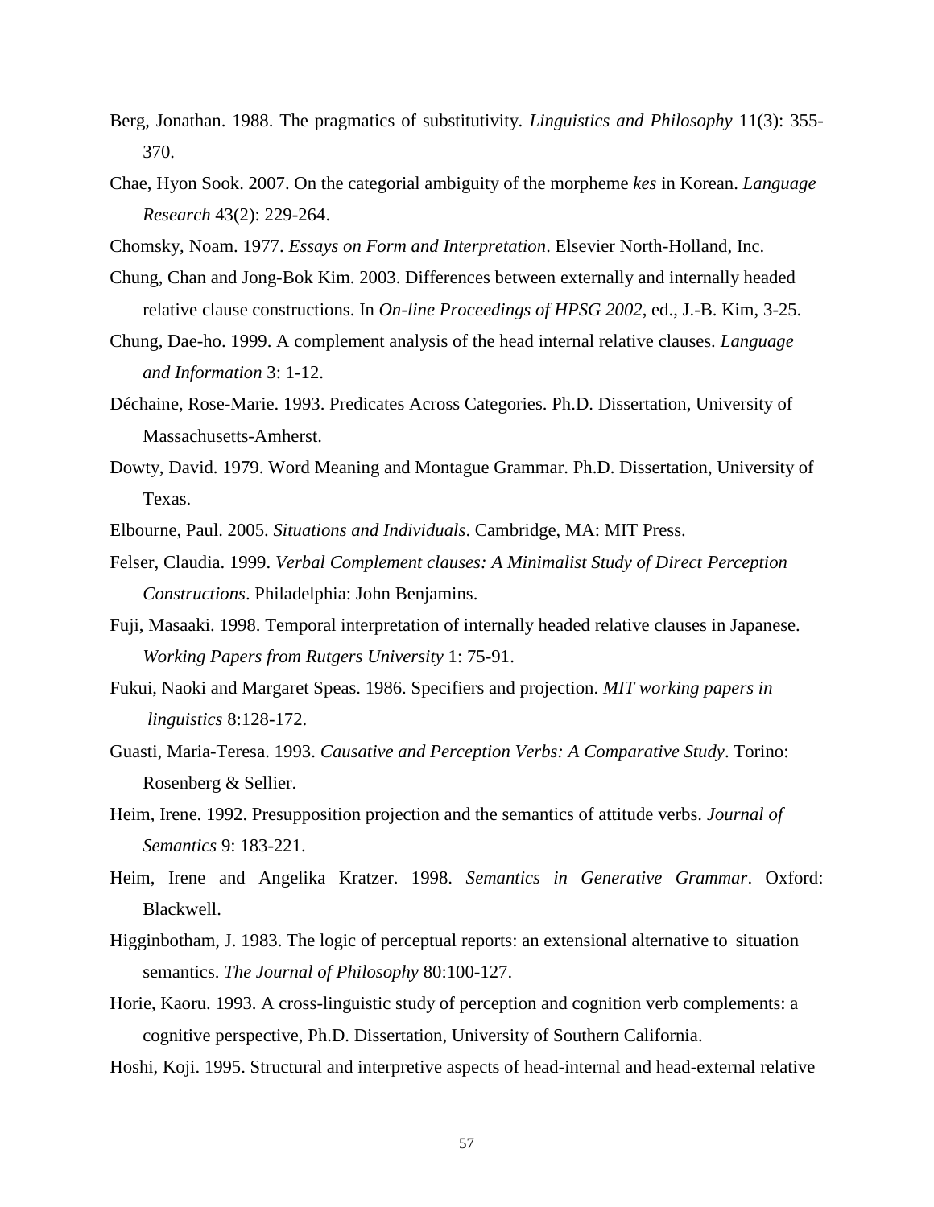Berg, Jonathan. 1988. The pragmatics of substitutivity. *Linguistics and Philosophy* 11(3): 355-370.

Chae, Hyon Sook. 2007. On the categorial ambiguity of the morpheme *kes* in Korean. *Language Research* 43(2): 229-264.

Chomsky, Noam. 1977. *Essays on Form and Interpretation*. Elsevier North-Holland, Inc.

Chung, Chan and Jong-Bok Kim. 2003. Differences between externally and internally headed relative clause constructions. In *On-line Proceedings of HPSG 2002*, ed., J.-B. Kim, 3-25.

Chung, Dae-ho. 1999. A complement analysis of the head internal relative clauses. *Language and Information* 3: 1-12.

Déchaine, Rose-Marie. 1993. Predicates Across Categories. Ph.D. Dissertation, University of Massachusetts-Amherst.

Dowty, David. 1979. Word Meaning and Montague Grammar. Ph.D. Dissertation, University of Texas.

Elbourne, Paul. 2005. *Situations and Individuals*. Cambridge, MA: MIT Press.

Felser, Claudia. 1999. *Verbal Complement clauses: A Minimalist Study of Direct Perception Constructions*. Philadelphia: John Benjamins.

Fuji, Masaaki. 1998. Temporal interpretation of internally headed relative clauses in Japanese. *Working Papers from Rutgers University* 1: 75-91.

Fukui, Naoki and Margaret Speas. 1986. Specifiers and projection. *MIT working papers in linguistics* 8:128-172.

Guasti, Maria-Teresa. 1993. *Causative and Perception Verbs: A Comparative Study*. Torino: Rosenberg & Sellier.

Heim, Irene. 1992. Presupposition projection and the semantics of attitude verbs. *Journal of Semantics* 9: 183-221.

Heim, Irene and Angelika Kratzer. 1998. *Semantics in Generative Grammar*. Oxford: Blackwell.

Higginbotham, J. 1983. The logic of perceptual reports: an extensional alternative to situation semantics. *The Journal of Philosophy* 80:100-127.

Horie, Kaoru. 1993. A cross-linguistic study of perception and cognition verb complements: a cognitive perspective, Ph.D. Dissertation, University of Southern California.

Hoshi, Koji. 1995. Structural and interpretive aspects of head-internal and head-external relative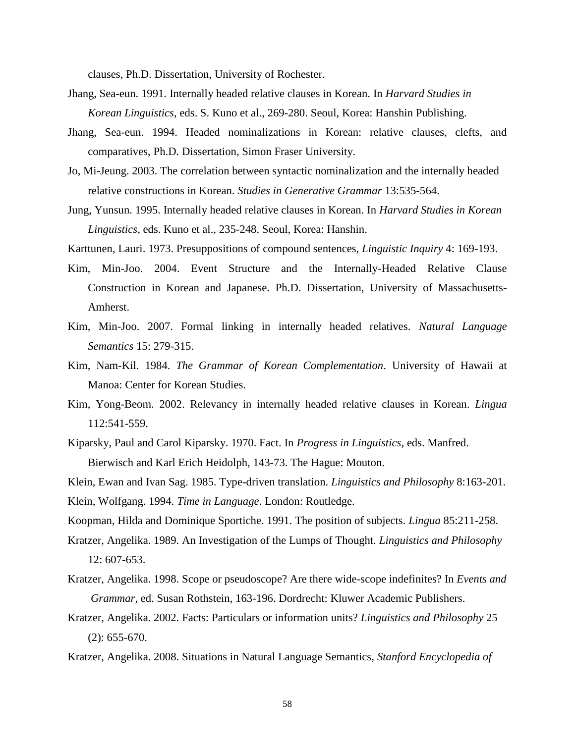clauses, Ph.D. Dissertation, University of Rochester.

Jhang, Sea-eun. 1991. Internally headed relative clauses in Korean. In *Harvard Studies in Korean Linguistics*, eds. S. Kuno et al., 269-280. Seoul, Korea: Hanshin Publishing.

Jhang, Sea-eun. 1994. Headed nominalizations in Korean: relative clauses, clefts, and comparatives, Ph.D. Dissertation, Simon Fraser University.

Jo, Mi-Jeung. 2003. The correlation between syntactic nominalization and the internally headed relative constructions in Korean. *Studies in Generative Grammar* 13:535-564.

Jung, Yunsun. 1995. Internally headed relative clauses in Korean. In *Harvard Studies in Korean Linguistics*, eds. Kuno et al., 235-248. Seoul, Korea: Hanshin.

Karttunen, Lauri. 1973. Presuppositions of compound sentences, *Linguistic Inquiry* 4: 169-193.

Kim, Min-Joo. 2004. Event Structure and the Internally-Headed Relative Clause Construction in Korean and Japanese. Ph.D. Dissertation, University of Massachusetts-Amherst.

Kim, Min-Joo. 2007. Formal linking in internally headed relatives. *Natural Language Semantics* 15: 279-315.

Kim, Nam-Kil. 1984. *The Grammar of Korean Complementation*. University of Hawaii at Manoa: Center for Korean Studies.

Kim, Yong-Beom. 2002. Relevancy in internally headed relative clauses in Korean. *Lingua* 112:541-559.

Kiparsky, Paul and Carol Kiparsky. 1970. Fact. In *Progress in Linguistics*, eds. Manfred. Bierwisch and Karl Erich Heidolph, 143-73. The Hague: Mouton.

Klein, Ewan and Ivan Sag. 1985. Type-driven translation. *Linguistics and Philosophy* 8:163-201.

Klein, Wolfgang. 1994. *Time in Language*. London: Routledge.

Koopman, Hilda and Dominique Sportiche. 1991. The position of subjects. *Lingua* 85:211-258.

Kratzer, Angelika. 1989. An Investigation of the Lumps of Thought. *Linguistics and Philosophy* 12: 607-653.

Kratzer, Angelika. 1998. Scope or pseudoscope? Are there wide-scope indefinites? In *Events and Grammar*, ed. Susan Rothstein, 163-196. Dordrecht: Kluwer Academic Publishers.

Kratzer, Angelika. 2002. Facts: Particulars or information units? *Linguistics and Philosophy* 25 (2): 655-670.

Kratzer, Angelika. 2008. Situations in Natural Language Semantics, *Stanford Encyclopedia of*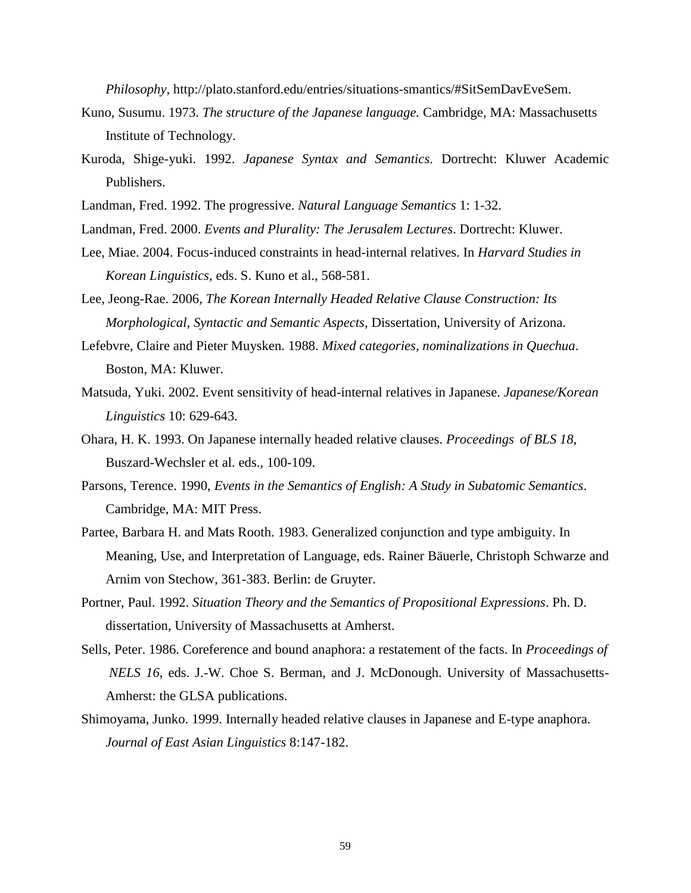*Philosophy*, http://plato.stanford.edu/entries/situations-smantics/#SitSemDavEveSem.

Kuno, Susumu. 1973. *The structure of the Japanese language.* Cambridge, MA: Massachusetts Institute of Technology.

Kuroda, Shige-yuki. 1992. *Japanese Syntax and Semantics*. Dortrecht: Kluwer Academic Publishers.

Landman, Fred. 1992. The progressive. *Natural Language Semantics* 1: 1-32.

Landman, Fred. 2000. *Events and Plurality: The Jerusalem Lectures*. Dortrecht: Kluwer.

Lee, Miae. 2004. Focus-induced constraints in head-internal relatives. In *Harvard Studies in Korean Linguistics*, eds. S. Kuno et al., 568-581.

Lee, Jeong-Rae. 2006, *The Korean Internally Headed Relative Clause Construction: Its Morphological, Syntactic and Semantic Aspects*, Dissertation, University of Arizona.

Lefebvre, Claire and Pieter Muysken. 1988. *Mixed categories, nominalizations in Quechua*. Boston, MA: Kluwer.

Matsuda, Yuki. 2002. Event sensitivity of head-internal relatives in Japanese. *Japanese/Korean Linguistics* 10: 629-643.

Ohara, H. K. 1993. On Japanese internally headed relative clauses. *Proceedings of BLS 18*, Buszard-Wechsler et al. eds., 100-109.

Parsons, Terence. 1990, *Events in the Semantics of English: A Study in Subatomic Semantics*. Cambridge, MA: MIT Press.

Partee, Barbara H. and Mats Rooth. 1983. Generalized conjunction and type ambiguity. In Meaning, Use, and Interpretation of Language, eds. Rainer Bäuerle, Christoph Schwarze and Arnim von Stechow, 361-383. Berlin: de Gruyter.

Portner, Paul. 1992. *Situation Theory and the Semantics of Propositional Expressions*. Ph. D. dissertation, University of Massachusetts at Amherst.

Sells, Peter. 1986. Coreference and bound anaphora: a restatement of the facts. In *Proceedings of NELS 16*, eds. J.-W. Choe S. Berman, and J. McDonough. University of Massachusetts-Amherst: the GLSA publications.

Shimoyama, Junko. 1999. Internally headed relative clauses in Japanese and E-type anaphora. *Journal of East Asian Linguistics* 8:147-182.